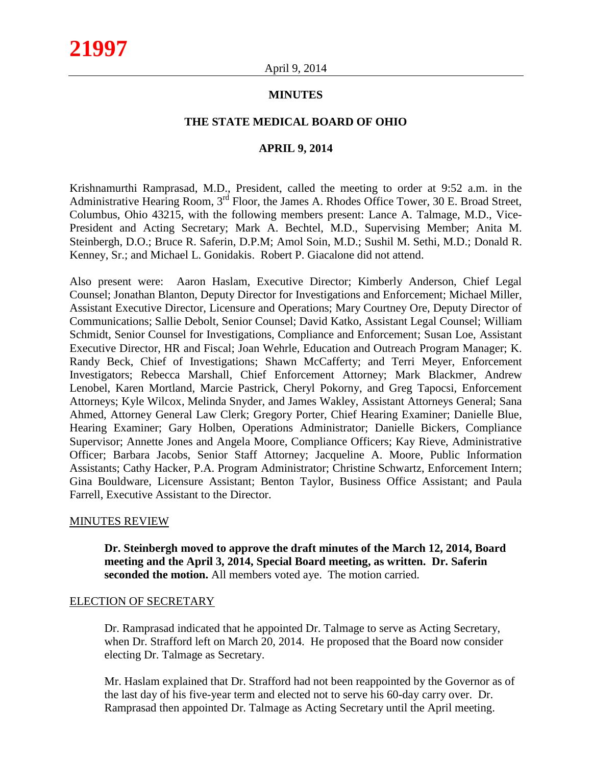# MINUTES

## THE STATE MEDICAL BOARD OF OHIO

### APRIL 9, 2014

Krishnamurthi Ramprasad, M.D., President, called the meeting to order at 9:52 a.m. in the Administrative Hearing Room, 3rd Floor, the James A. Rhodes Office Tower, 30 E. Broad Street, Columbus, Ohio 43215, with the following members present: Lance A. Talmage, M.D., Vice-President and Acting Secretary; Mark A. Bechtel, M.D., Supervising Member; Anita M. Steinbergh, D.O.; Bruce R. Saferin, D.P.M; Amol Soin, M.D.; Sushil M. Sethi, M.D.; Donald R. Kenney, Sr.; and Michael L. Gonidakis. Robert P. Giacalone did not attend.

Also present were: Aaron Haslam, Executive Director; Kimberly Anderson, Chief Legal Counsel; Jonathan Blanton, Deputy Director for Investigations and Enforcement; Michael Miller, Assistant Executive Director, Licensure and Operations; Mary Courtney Ore, Deputy Director of Communications; Sallie Debolt, Senior Counsel; David Katko, Assistant Legal Counsel; William Schmidt, Senior Counsel for Investigations, Compliance and Enforcement; Susan Loe, Assistant Executive Director, HR and Fiscal; Joan Wehrle, Education and Outreach Program Manager; K. Randy Beck, Chief of Investigations; Shawn McCafferty; and Terri Meyer, Enforcement Investigators; Rebecca Marshall, Chief Enforcement Attorney; Mark Blackmer, Andrew Lenobel, Karen Mortland, Marcie Pastrick, Cheryl Pokorny, and Greg Tapocsi, Enforcement Attorneys; Kyle Wilcox, Melinda Snyder, and James Wakley, Assistant Attorneys General; Sana Ahmed, Attorney General Law Clerk; Gregory Porter, Chief Hearing Examiner; Danielle Blue, Hearing Examiner; Gary Holben, Operations Administrator; Danielle Bickers, Compliance Supervisor; Annette Jones and Angela Moore, Compliance Officers; Kay Rieve, Administrative Officer; Barbara Jacobs, Senior Staff Attorney; Jacqueline A. Moore, Public Information Assistants; Cathy Hacker, P.A. Program Administrator; Christine Schwartz, Enforcement Intern; Gina Bouldware, Licensure Assistant; Benton Taylor, Business Office Assistant; and Paula Farrell, Executive Assistant to the Director.

MINUTES REVIEW

**Dr. Steinbergh moved to approve the draft minutes of the March 12, 2014, Board meeting and the April 3, 2014, Special Board meeting, as written. Dr. Saferin seconded the motion.** All members voted aye. The motion carried.

ELECTION OF SECRETARY

Dr. Ramprasad indicated that he appointed Dr. Talmage to serve as Acting Secretary, when Dr. Strafford left on March 20, 2014. He proposed that the Board now consider electing Dr. Talmage as Secretary.

Mr. Haslam explained that Dr. Strafford had not been reappointed by the Governor as of the last day of his five-year term and elected not to serve his 60-day carry over. Dr. Ramprasad then appointed Dr. Talmage as Acting Secretary until the April meeting.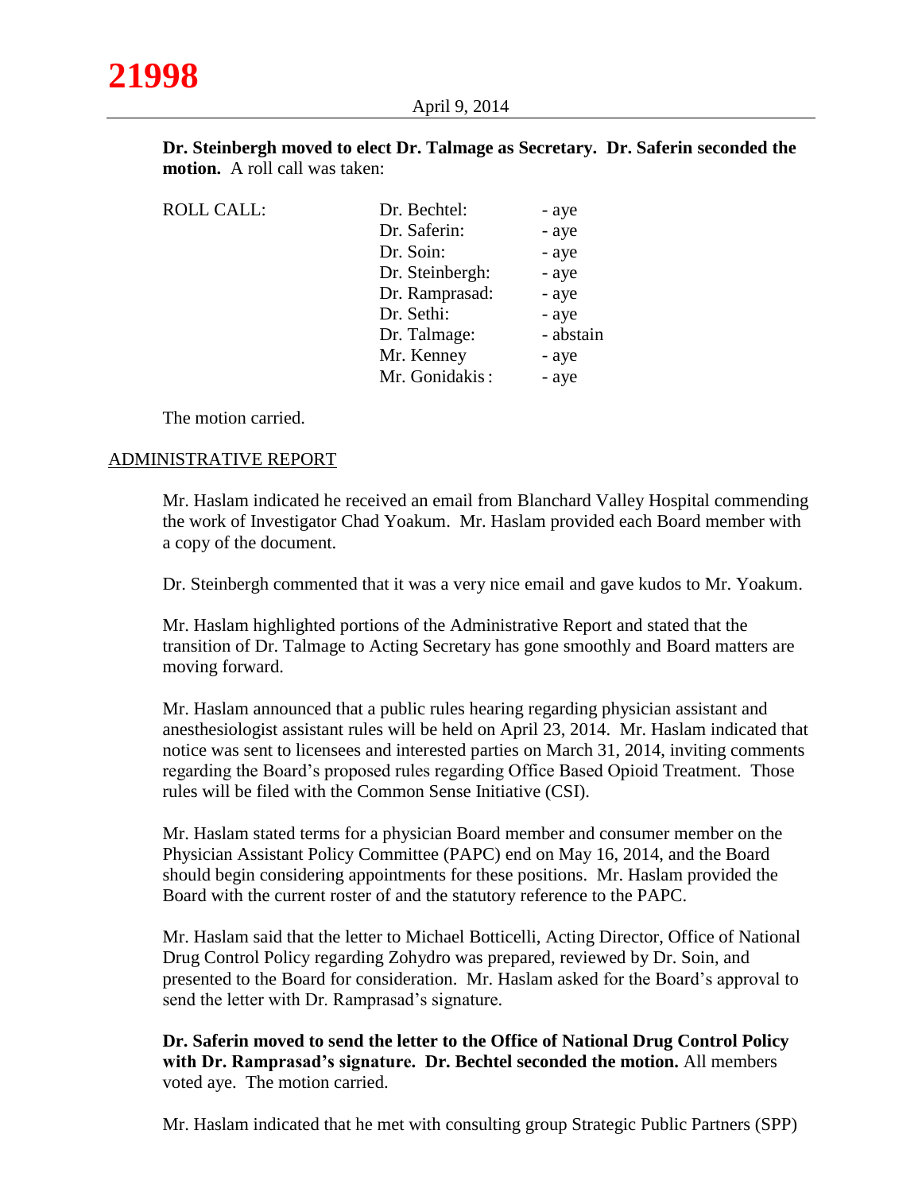**Dr. Steinbergh moved to elect Dr. Talmage as Secretary. Dr. Saferin seconded the motion.** A roll call was taken:

| ROLL CALL: | Dr. Bechtel: | - aye |
|---|---|---|
| | Dr. Saferin: | - aye |
| | Dr. Soin: | - aye |
| | Dr. Steinbergh: | - aye |
| | Dr. Ramprasad: | - aye |
| | Dr. Sethi: | - aye |
| | Dr. Talmage: | - abstain |
| | Mr. Kenney | - aye |
| | Mr. Gonidakis: | - aye |

The motion carried.

ADMINISTRATIVE REPORT

Mr. Haslam indicated he received an email from Blanchard Valley Hospital commending the work of Investigator Chad Yoakum. Mr. Haslam provided each Board member with a copy of the document.

Dr. Steinbergh commented that it was a very nice email and gave kudos to Mr. Yoakum.

Mr. Haslam highlighted portions of the Administrative Report and stated that the transition of Dr. Talmage to Acting Secretary has gone smoothly and Board matters are moving forward.

Mr. Haslam announced that a public rules hearing regarding physician assistant and anesthesiologist assistant rules will be held on April 23, 2014. Mr. Haslam indicated that notice was sent to licensees and interested parties on March 31, 2014, inviting comments regarding the Board's proposed rules regarding Office Based Opioid Treatment. Those rules will be filed with the Common Sense Initiative (CSI).

Mr. Haslam stated terms for a physician Board member and consumer member on the Physician Assistant Policy Committee (PAPC) end on May 16, 2014, and the Board should begin considering appointments for these positions. Mr. Haslam provided the Board with the current roster of and the statutory reference to the PAPC.

Mr. Haslam said that the letter to Michael Botticelli, Acting Director, Office of National Drug Control Policy regarding Zohydro was prepared, reviewed by Dr. Soin, and presented to the Board for consideration. Mr. Haslam asked for the Board's approval to send the letter with Dr. Ramprasad's signature.

**Dr. Saferin moved to send the letter to the Office of National Drug Control Policy with Dr. Ramprasad's signature. Dr. Bechtel seconded the motion.** All members voted aye. The motion carried.

Mr. Haslam indicated that he met with consulting group Strategic Public Partners (SPP)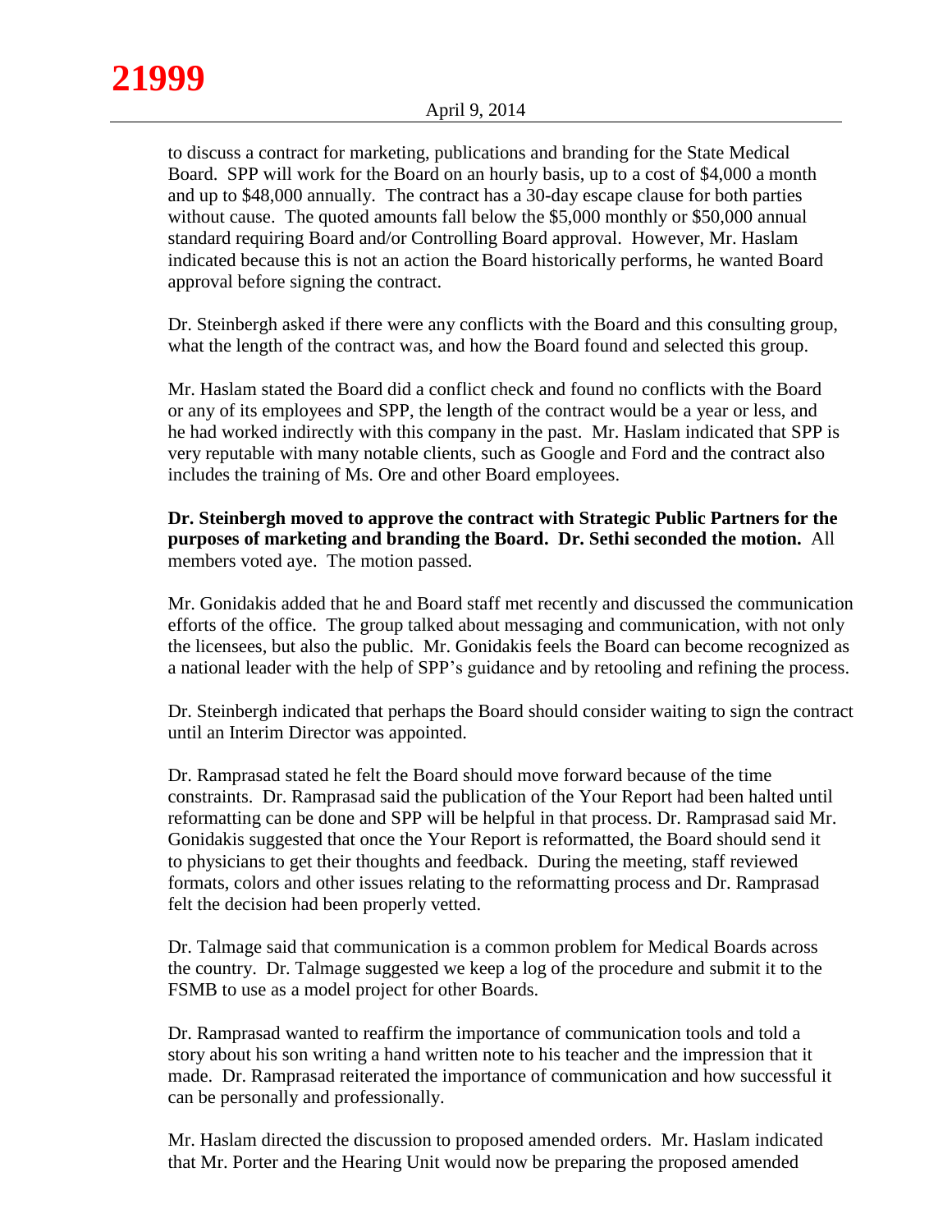to discuss a contract for marketing, publications and branding for the State Medical Board. SPP will work for the Board on an hourly basis, up to a cost of $4,000 a month and up to $48,000 annually. The contract has a 30-day escape clause for both parties without cause. The quoted amounts fall below the $5,000 monthly or $50,000 annual standard requiring Board and/or Controlling Board approval. However, Mr. Haslam indicated because this is not an action the Board historically performs, he wanted Board approval before signing the contract.

Dr. Steinbergh asked if there were any conflicts with the Board and this consulting group, what the length of the contract was, and how the Board found and selected this group.

Mr. Haslam stated the Board did a conflict check and found no conflicts with the Board or any of its employees and SPP, the length of the contract would be a year or less, and he had worked indirectly with this company in the past. Mr. Haslam indicated that SPP is very reputable with many notable clients, such as Google and Ford and the contract also includes the training of Ms. Ore and other Board employees.

**Dr. Steinbergh moved to approve the contract with Strategic Public Partners for the purposes of marketing and branding the Board. Dr. Sethi seconded the motion.** All members voted aye. The motion passed.

Mr. Gonidakis added that he and Board staff met recently and discussed the communication efforts of the office. The group talked about messaging and communication, with not only the licensees, but also the public. Mr. Gonidakis feels the Board can become recognized as a national leader with the help of SPP's guidance and by retooling and refining the process.

Dr. Steinbergh indicated that perhaps the Board should consider waiting to sign the contract until an Interim Director was appointed.

Dr. Ramprasad stated he felt the Board should move forward because of the time constraints. Dr. Ramprasad said the publication of the Your Report had been halted until reformatting can be done and SPP will be helpful in that process. Dr. Ramprasad said Mr. Gonidakis suggested that once the Your Report is reformatted, the Board should send it to physicians to get their thoughts and feedback. During the meeting, staff reviewed formats, colors and other issues relating to the reformatting process and Dr. Ramprasad felt the decision had been properly vetted.

Dr. Talmage said that communication is a common problem for Medical Boards across the country. Dr. Talmage suggested we keep a log of the procedure and submit it to the FSMB to use as a model project for other Boards.

Dr. Ramprasad wanted to reaffirm the importance of communication tools and told a story about his son writing a hand written note to his teacher and the impression that it made. Dr. Ramprasad reiterated the importance of communication and how successful it can be personally and professionally.

Mr. Haslam directed the discussion to proposed amended orders. Mr. Haslam indicated that Mr. Porter and the Hearing Unit would now be preparing the proposed amended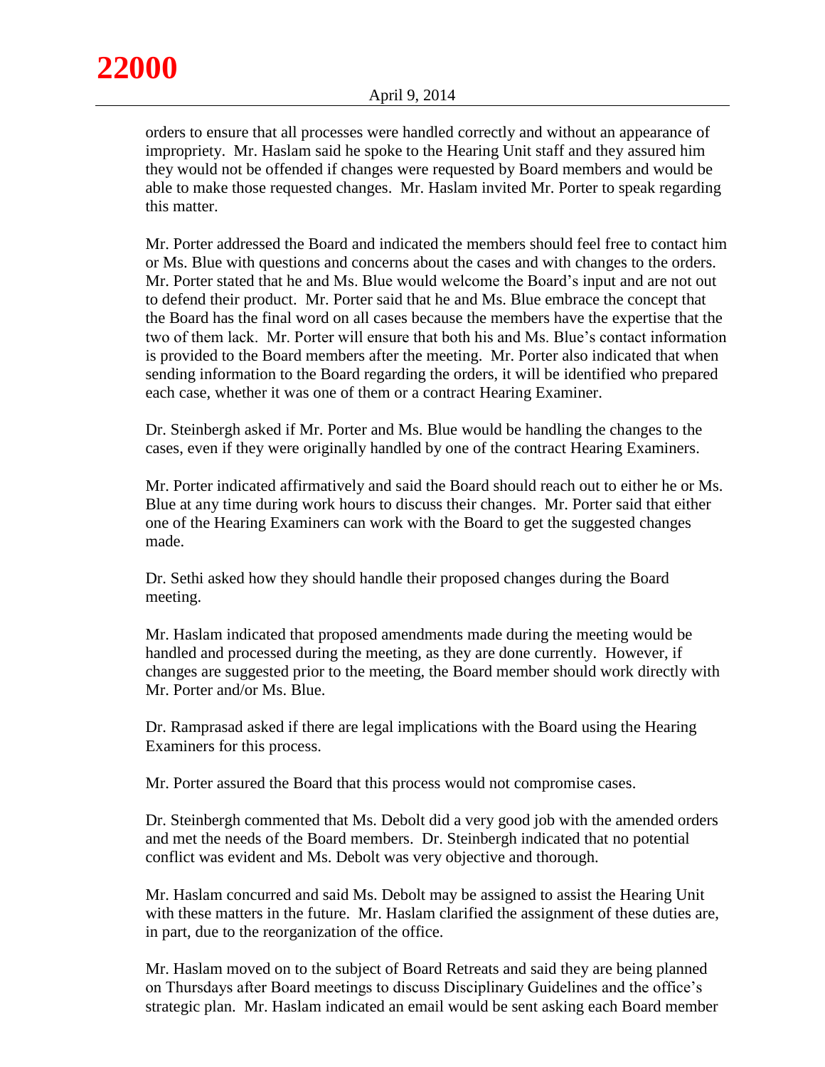orders to ensure that all processes were handled correctly and without an appearance of impropriety. Mr. Haslam said he spoke to the Hearing Unit staff and they assured him they would not be offended if changes were requested by Board members and would be able to make those requested changes. Mr. Haslam invited Mr. Porter to speak regarding this matter.

Mr. Porter addressed the Board and indicated the members should feel free to contact him or Ms. Blue with questions and concerns about the cases and with changes to the orders. Mr. Porter stated that he and Ms. Blue would welcome the Board's input and are not out to defend their product. Mr. Porter said that he and Ms. Blue embrace the concept that the Board has the final word on all cases because the members have the expertise that the two of them lack. Mr. Porter will ensure that both his and Ms. Blue's contact information is provided to the Board members after the meeting. Mr. Porter also indicated that when sending information to the Board regarding the orders, it will be identified who prepared each case, whether it was one of them or a contract Hearing Examiner.

Dr. Steinbergh asked if Mr. Porter and Ms. Blue would be handling the changes to the cases, even if they were originally handled by one of the contract Hearing Examiners.

Mr. Porter indicated affirmatively and said the Board should reach out to either he or Ms. Blue at any time during work hours to discuss their changes. Mr. Porter said that either one of the Hearing Examiners can work with the Board to get the suggested changes made.

Dr. Sethi asked how they should handle their proposed changes during the Board meeting.

Mr. Haslam indicated that proposed amendments made during the meeting would be handled and processed during the meeting, as they are done currently. However, if changes are suggested prior to the meeting, the Board member should work directly with Mr. Porter and/or Ms. Blue.

Dr. Ramprasad asked if there are legal implications with the Board using the Hearing Examiners for this process.

Mr. Porter assured the Board that this process would not compromise cases.

Dr. Steinbergh commented that Ms. Debolt did a very good job with the amended orders and met the needs of the Board members. Dr. Steinbergh indicated that no potential conflict was evident and Ms. Debolt was very objective and thorough.

Mr. Haslam concurred and said Ms. Debolt may be assigned to assist the Hearing Unit with these matters in the future. Mr. Haslam clarified the assignment of these duties are, in part, due to the reorganization of the office.

Mr. Haslam moved on to the subject of Board Retreats and said they are being planned on Thursdays after Board meetings to discuss Disciplinary Guidelines and the office's strategic plan. Mr. Haslam indicated an email would be sent asking each Board member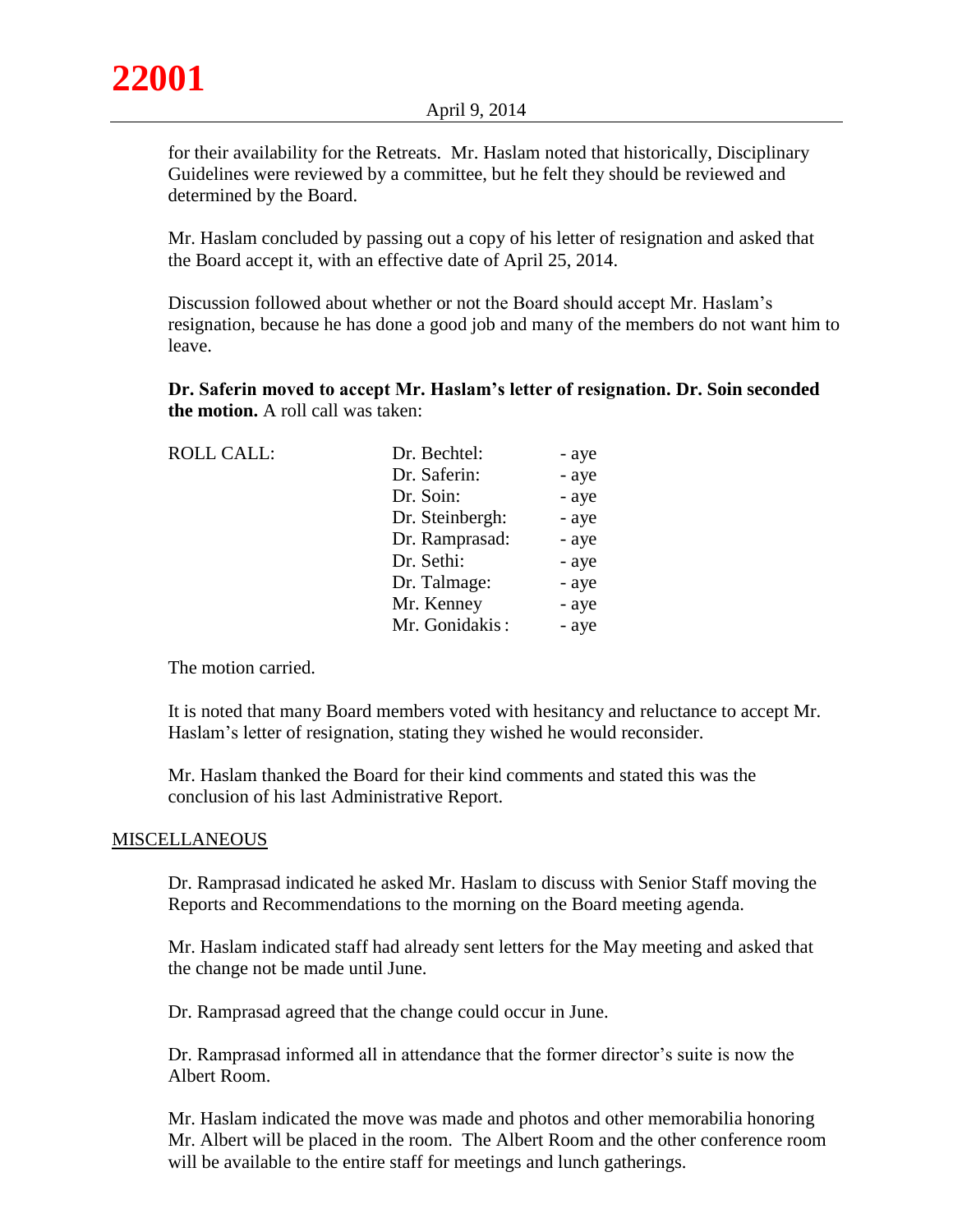for their availability for the Retreats. Mr. Haslam noted that historically, Disciplinary Guidelines were reviewed by a committee, but he felt they should be reviewed and determined by the Board.

Mr. Haslam concluded by passing out a copy of his letter of resignation and asked that the Board accept it, with an effective date of April 25, 2014.

Discussion followed about whether or not the Board should accept Mr. Haslam's resignation, because he has done a good job and many of the members do not want him to leave.

**Dr. Saferin moved to accept Mr. Haslam's letter of resignation. Dr. Soin seconded the motion.** A roll call was taken:

| ROLL CALL: | Dr. Bechtel: | - aye |
|---|---|---|
| | Dr. Saferin: | - aye |
| | Dr. Soin: | - aye |
| | Dr. Steinbergh: | - aye |
| | Dr. Ramprasad: | - aye |
| | Dr. Sethi: | - aye |
| | Dr. Talmage: | - aye |
| | Mr. Kenney | - aye |
| | Mr. Gonidakis : | - aye |

The motion carried.

It is noted that many Board members voted with hesitancy and reluctance to accept Mr. Haslam's letter of resignation, stating they wished he would reconsider.

Mr. Haslam thanked the Board for their kind comments and stated this was the conclusion of his last Administrative Report.

## MISCELLANEOUS

Dr. Ramprasad indicated he asked Mr. Haslam to discuss with Senior Staff moving the Reports and Recommendations to the morning on the Board meeting agenda.

Mr. Haslam indicated staff had already sent letters for the May meeting and asked that the change not be made until June.

Dr. Ramprasad agreed that the change could occur in June.

Dr. Ramprasad informed all in attendance that the former director's suite is now the Albert Room.

Mr. Haslam indicated the move was made and photos and other memorabilia honoring Mr. Albert will be placed in the room. The Albert Room and the other conference room will be available to the entire staff for meetings and lunch gatherings.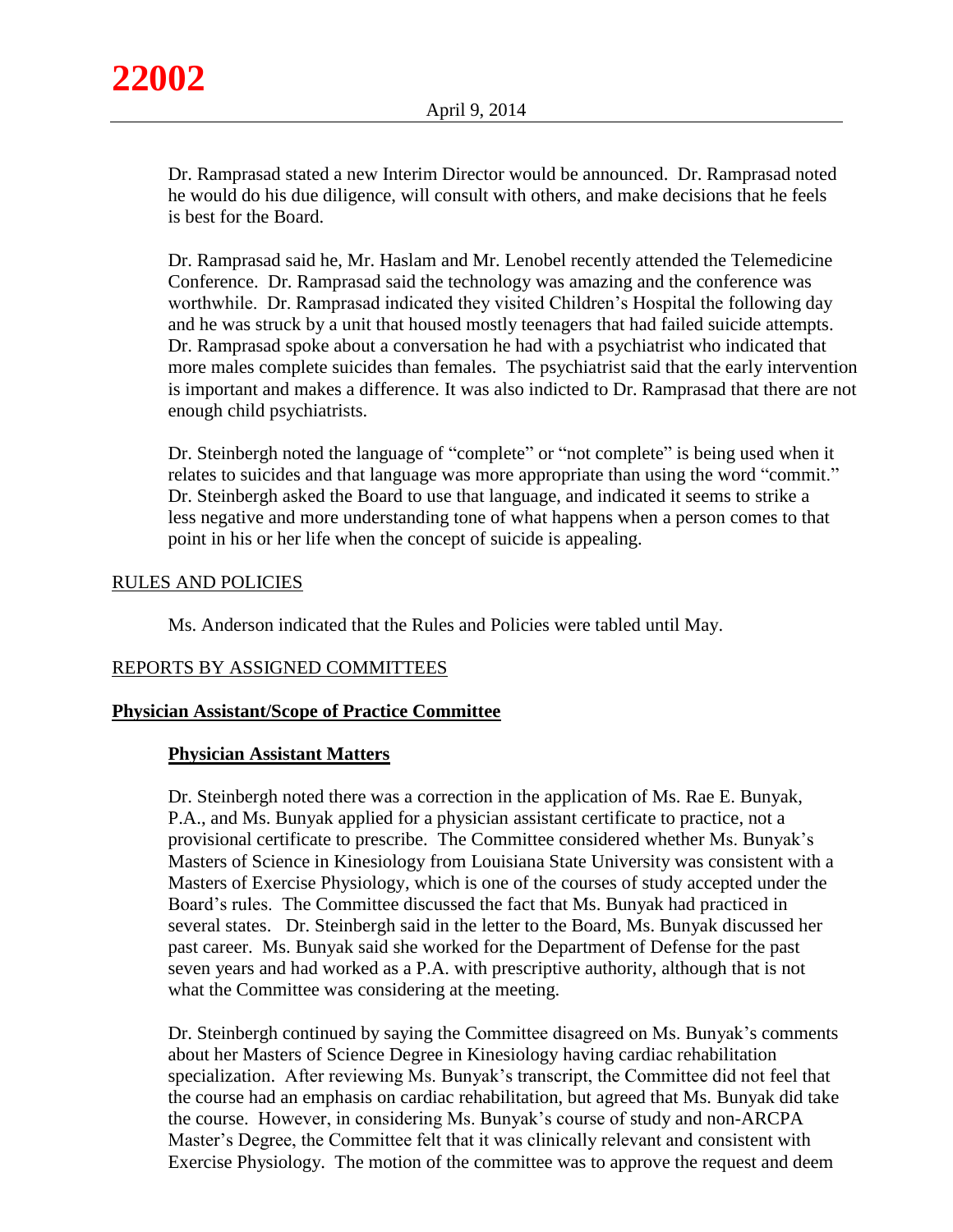Dr. Ramprasad stated a new Interim Director would be announced. Dr. Ramprasad noted he would do his due diligence, will consult with others, and make decisions that he feels is best for the Board.

Dr. Ramprasad said he, Mr. Haslam and Mr. Lenobel recently attended the Telemedicine Conference. Dr. Ramprasad said the technology was amazing and the conference was worthwhile. Dr. Ramprasad indicated they visited Children's Hospital the following day and he was struck by a unit that housed mostly teenagers that had failed suicide attempts. Dr. Ramprasad spoke about a conversation he had with a psychiatrist who indicated that more males complete suicides than females. The psychiatrist said that the early intervention is important and makes a difference. It was also indicted to Dr. Ramprasad that there are not enough child psychiatrists.

Dr. Steinbergh noted the language of "complete" or "not complete" is being used when it relates to suicides and that language was more appropriate than using the word "commit." Dr. Steinbergh asked the Board to use that language, and indicated it seems to strike a less negative and more understanding tone of what happens when a person comes to that point in his or her life when the concept of suicide is appealing.

## RULES AND POLICIES

Ms. Anderson indicated that the Rules and Policies were tabled until May.

## REPORTS BY ASSIGNED COMMITTEES

### Physician Assistant/Scope of Practice Committee

#### Physician Assistant Matters

Dr. Steinbergh noted there was a correction in the application of Ms. Rae E. Bunyak, P.A., and Ms. Bunyak applied for a physician assistant certificate to practice, not a provisional certificate to prescribe. The Committee considered whether Ms. Bunyak's Masters of Science in Kinesiology from Louisiana State University was consistent with a Masters of Exercise Physiology, which is one of the courses of study accepted under the Board's rules. The Committee discussed the fact that Ms. Bunyak had practiced in several states. Dr. Steinbergh said in the letter to the Board, Ms. Bunyak discussed her past career. Ms. Bunyak said she worked for the Department of Defense for the past seven years and had worked as a P.A. with prescriptive authority, although that is not what the Committee was considering at the meeting.

Dr. Steinbergh continued by saying the Committee disagreed on Ms. Bunyak's comments about her Masters of Science Degree in Kinesiology having cardiac rehabilitation specialization. After reviewing Ms. Bunyak's transcript, the Committee did not feel that the course had an emphasis on cardiac rehabilitation, but agreed that Ms. Bunyak did take the course. However, in considering Ms. Bunyak's course of study and non-ARCPA Master's Degree, the Committee felt that it was clinically relevant and consistent with Exercise Physiology. The motion of the committee was to approve the request and deem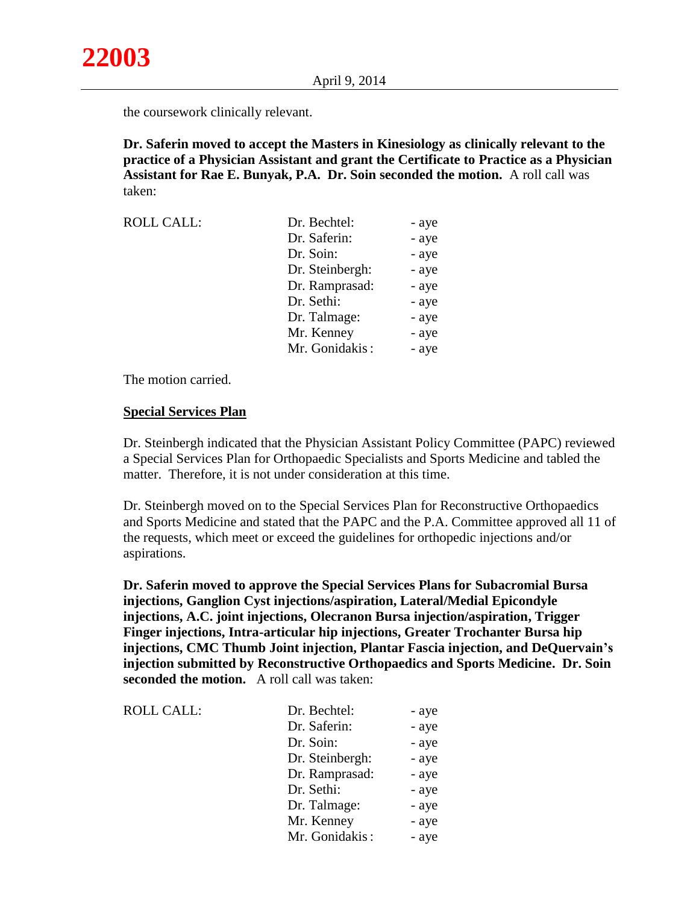the coursework clinically relevant.

**Dr. Saferin moved to accept the Masters in Kinesiology as clinically relevant to the practice of a Physician Assistant and grant the Certificate to Practice as a Physician Assistant for Rae E. Bunyak, P.A. Dr. Soin seconded the motion.** A roll call was taken:

| ROLL CALL: | | |
|---|---|---|
| | Dr. Bechtel: | - aye |
| | Dr. Saferin: | - aye |
| | Dr. Soin: | - aye |
| | Dr. Steinbergh: | - aye |
| | Dr. Ramprasad: | - aye |
| | Dr. Sethi: | - aye |
| | Dr. Talmage: | - aye |
| | Mr. Kenney | - aye |
| | Mr. Gonidakis: | - aye |

The motion carried.

**<u>Special Services Plan</u>**

Dr. Steinbergh indicated that the Physician Assistant Policy Committee (PAPC) reviewed a Special Services Plan for Orthopaedic Specialists and Sports Medicine and tabled the matter. Therefore, it is not under consideration at this time.

Dr. Steinbergh moved on to the Special Services Plan for Reconstructive Orthopaedics and Sports Medicine and stated that the PAPC and the P.A. Committee approved all 11 of the requests, which meet or exceed the guidelines for orthopedic injections and/or aspirations.

**Dr. Saferin moved to approve the Special Services Plans for Subacromial Bursa injections, Ganglion Cyst injections/aspiration, Lateral/Medial Epicondyle injections, A.C. joint injections, Olecranon Bursa injection/aspiration, Trigger Finger injections, Intra-articular hip injections, Greater Trochanter Bursa hip injections, CMC Thumb Joint injection, Plantar Fascia injection, and DeQuervain's injection submitted by Reconstructive Orthopaedics and Sports Medicine. Dr. Soin seconded the motion.** A roll call was taken:

| ROLL CALL: | | |
|---|---|---|
| | Dr. Bechtel: | - aye |
| | Dr. Saferin: | - aye |
| | Dr. Soin: | - aye |
| | Dr. Steinbergh: | - aye |
| | Dr. Ramprasad: | - aye |
| | Dr. Sethi: | - aye |
| | Dr. Talmage: | - aye |
| | Mr. Kenney | - aye |
| | Mr. Gonidakis: | - aye |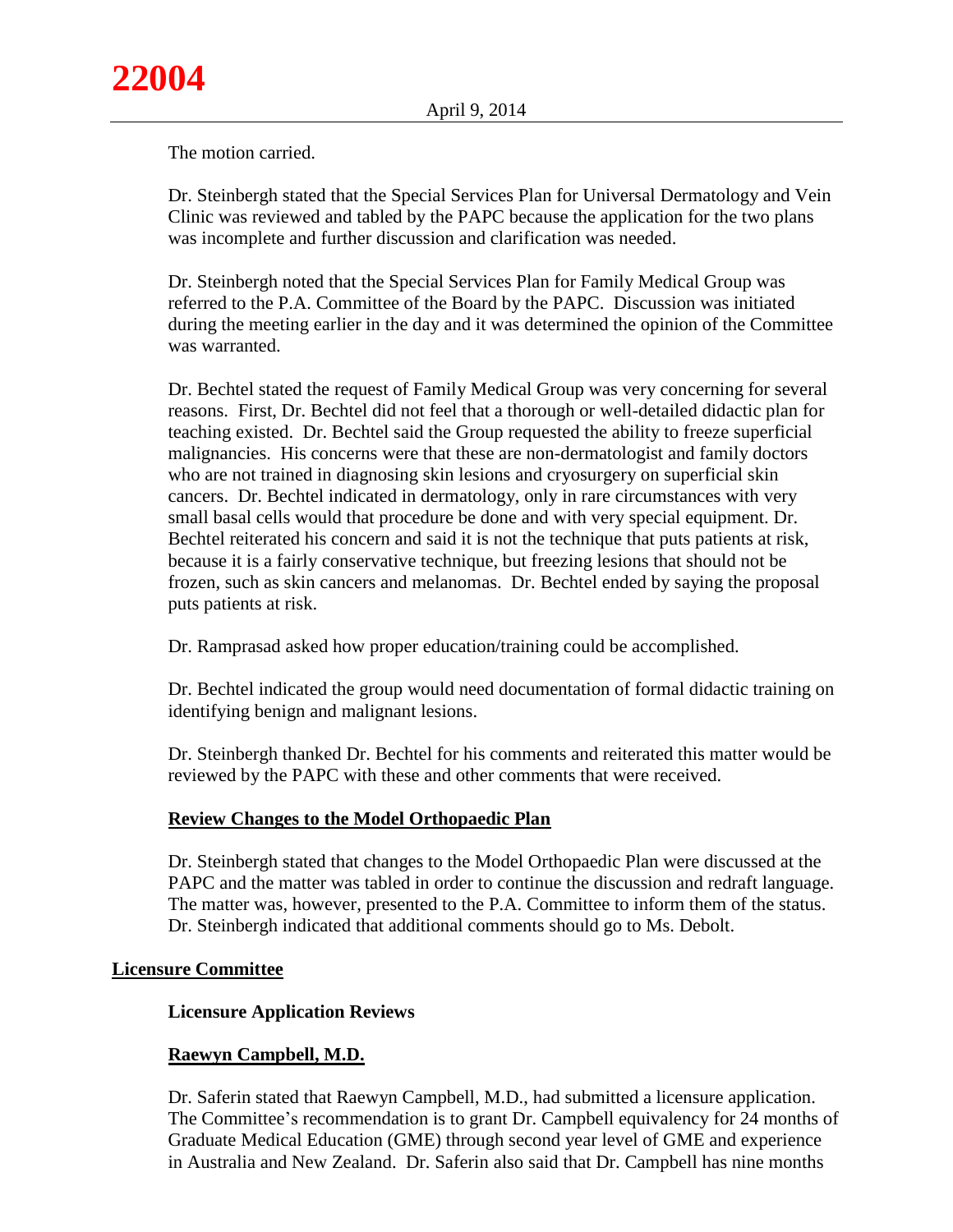The motion carried.

Dr. Steinbergh stated that the Special Services Plan for Universal Dermatology and Vein Clinic was reviewed and tabled by the PAPC because the application for the two plans was incomplete and further discussion and clarification was needed.

Dr. Steinbergh noted that the Special Services Plan for Family Medical Group was referred to the P.A. Committee of the Board by the PAPC. Discussion was initiated during the meeting earlier in the day and it was determined the opinion of the Committee was warranted.

Dr. Bechtel stated the request of Family Medical Group was very concerning for several reasons. First, Dr. Bechtel did not feel that a thorough or well-detailed didactic plan for teaching existed. Dr. Bechtel said the Group requested the ability to freeze superficial malignancies. His concerns were that these are non-dermatologist and family doctors who are not trained in diagnosing skin lesions and cryosurgery on superficial skin cancers. Dr. Bechtel indicated in dermatology, only in rare circumstances with very small basal cells would that procedure be done and with very special equipment. Dr. Bechtel reiterated his concern and said it is not the technique that puts patients at risk, because it is a fairly conservative technique, but freezing lesions that should not be frozen, such as skin cancers and melanomas. Dr. Bechtel ended by saying the proposal puts patients at risk.

Dr. Ramprasad asked how proper education/training could be accomplished.

Dr. Bechtel indicated the group would need documentation of formal didactic training on identifying benign and malignant lesions.

Dr. Steinbergh thanked Dr. Bechtel for his comments and reiterated this matter would be reviewed by the PAPC with these and other comments that were received.

### Review Changes to the Model Orthopaedic Plan

Dr. Steinbergh stated that changes to the Model Orthopaedic Plan were discussed at the PAPC and the matter was tabled in order to continue the discussion and redraft language. The matter was, however, presented to the P.A. Committee to inform them of the status. Dr. Steinbergh indicated that additional comments should go to Ms. Debolt.

## Licensure Committee

### Licensure Application Reviews

### Raewyn Campbell, M.D.

Dr. Saferin stated that Raewyn Campbell, M.D., had submitted a licensure application. The Committee's recommendation is to grant Dr. Campbell equivalency for 24 months of Graduate Medical Education (GME) through second year level of GME and experience in Australia and New Zealand. Dr. Saferin also said that Dr. Campbell has nine months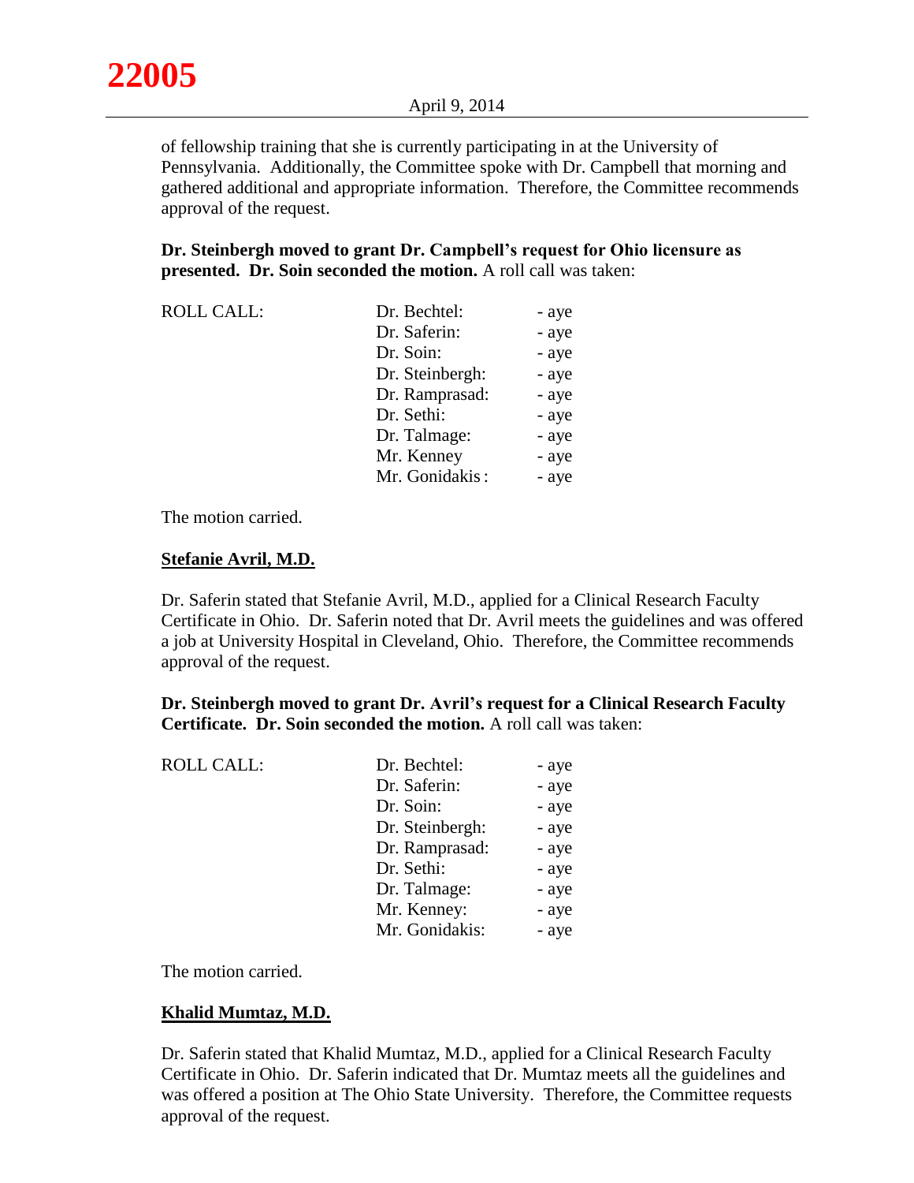of fellowship training that she is currently participating in at the University of Pennsylvania. Additionally, the Committee spoke with Dr. Campbell that morning and gathered additional and appropriate information. Therefore, the Committee recommends approval of the request.

**Dr. Steinbergh moved to grant Dr. Campbell's request for Ohio licensure as presented. Dr. Soin seconded the motion.** A roll call was taken:

| ROLL CALL: | Dr. Bechtel: | - aye |
|---|---|---|
| | Dr. Saferin: | - aye |
| | Dr. Soin: | - aye |
| | Dr. Steinbergh: | - aye |
| | Dr. Ramprasad: | - aye |
| | Dr. Sethi: | - aye |
| | Dr. Talmage: | - aye |
| | Mr. Kenney | - aye |
| | Mr. Gonidakis : | - aye |

The motion carried.

**Stefanie Avril, M.D.**

Dr. Saferin stated that Stefanie Avril, M.D., applied for a Clinical Research Faculty Certificate in Ohio. Dr. Saferin noted that Dr. Avril meets the guidelines and was offered a job at University Hospital in Cleveland, Ohio. Therefore, the Committee recommends approval of the request.

**Dr. Steinbergh moved to grant Dr. Avril's request for a Clinical Research Faculty Certificate. Dr. Soin seconded the motion.** A roll call was taken:

| ROLL CALL: | Dr. Bechtel: | - aye |
|---|---|---|
| | Dr. Saferin: | - aye |
| | Dr. Soin: | - aye |
| | Dr. Steinbergh: | - aye |
| | Dr. Ramprasad: | - aye |
| | Dr. Sethi: | - aye |
| | Dr. Talmage: | - aye |
| | Mr. Kenney: | - aye |
| | Mr. Gonidakis: | - aye |

The motion carried.

**Khalid Mumtaz, M.D.**

Dr. Saferin stated that Khalid Mumtaz, M.D., applied for a Clinical Research Faculty Certificate in Ohio. Dr. Saferin indicated that Dr. Mumtaz meets all the guidelines and was offered a position at The Ohio State University. Therefore, the Committee requests approval of the request.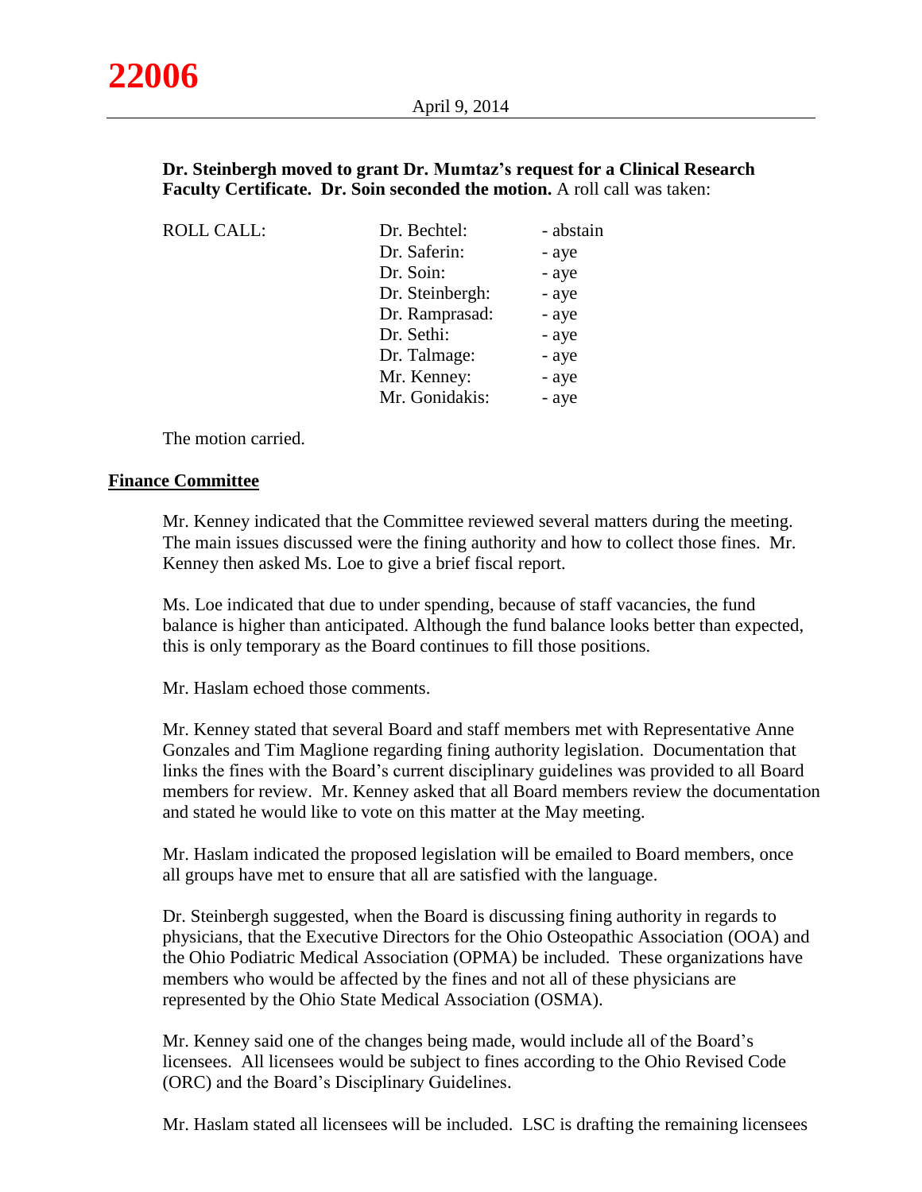**Dr. Steinbergh moved to grant Dr. Mumtaz's request for a Clinical Research Faculty Certificate. Dr. Soin seconded the motion.** A roll call was taken:

| ROLL CALL: | Dr. Bechtel: | - abstain |
|---|---|---|
| | Dr. Saferin: | - aye |
| | Dr. Soin: | - aye |
| | Dr. Steinbergh: | - aye |
| | Dr. Ramprasad: | - aye |
| | Dr. Sethi: | - aye |
| | Dr. Talmage: | - aye |
| | Mr. Kenney: | - aye |
| | Mr. Gonidakis: | - aye |

The motion carried.

## Finance Committee

Mr. Kenney indicated that the Committee reviewed several matters during the meeting. The main issues discussed were the fining authority and how to collect those fines. Mr. Kenney then asked Ms. Loe to give a brief fiscal report.

Ms. Loe indicated that due to under spending, because of staff vacancies, the fund balance is higher than anticipated. Although the fund balance looks better than expected, this is only temporary as the Board continues to fill those positions.

Mr. Haslam echoed those comments.

Mr. Kenney stated that several Board and staff members met with Representative Anne Gonzales and Tim Maglione regarding fining authority legislation. Documentation that links the fines with the Board's current disciplinary guidelines was provided to all Board members for review. Mr. Kenney asked that all Board members review the documentation and stated he would like to vote on this matter at the May meeting.

Mr. Haslam indicated the proposed legislation will be emailed to Board members, once all groups have met to ensure that all are satisfied with the language.

Dr. Steinbergh suggested, when the Board is discussing fining authority in regards to physicians, that the Executive Directors for the Ohio Osteopathic Association (OOA) and the Ohio Podiatric Medical Association (OPMA) be included. These organizations have members who would be affected by the fines and not all of these physicians are represented by the Ohio State Medical Association (OSMA).

Mr. Kenney said one of the changes being made, would include all of the Board's licensees. All licensees would be subject to fines according to the Ohio Revised Code (ORC) and the Board's Disciplinary Guidelines.

Mr. Haslam stated all licensees will be included. LSC is drafting the remaining licensees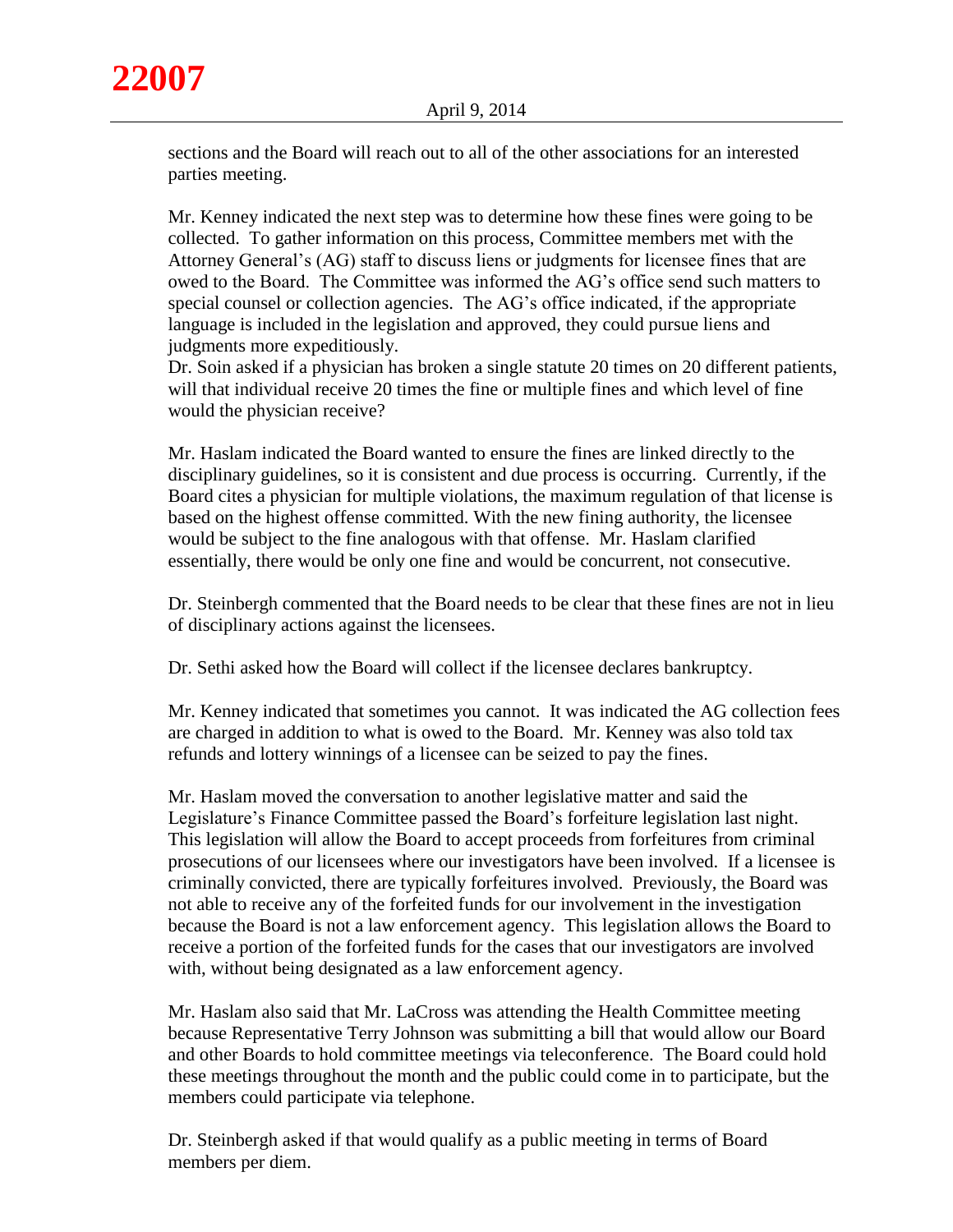sections and the Board will reach out to all of the other associations for an interested parties meeting.

Mr. Kenney indicated the next step was to determine how these fines were going to be collected. To gather information on this process, Committee members met with the Attorney General's (AG) staff to discuss liens or judgments for licensee fines that are owed to the Board. The Committee was informed the AG's office send such matters to special counsel or collection agencies. The AG's office indicated, if the appropriate language is included in the legislation and approved, they could pursue liens and judgments more expeditiously.
Dr. Soin asked if a physician has broken a single statute 20 times on 20 different patients, will that individual receive 20 times the fine or multiple fines and which level of fine would the physician receive?

Mr. Haslam indicated the Board wanted to ensure the fines are linked directly to the disciplinary guidelines, so it is consistent and due process is occurring. Currently, if the Board cites a physician for multiple violations, the maximum regulation of that license is based on the highest offense committed. With the new fining authority, the licensee would be subject to the fine analogous with that offense. Mr. Haslam clarified essentially, there would be only one fine and would be concurrent, not consecutive.

Dr. Steinbergh commented that the Board needs to be clear that these fines are not in lieu of disciplinary actions against the licensees.

Dr. Sethi asked how the Board will collect if the licensee declares bankruptcy.

Mr. Kenney indicated that sometimes you cannot. It was indicated the AG collection fees are charged in addition to what is owed to the Board. Mr. Kenney was also told tax refunds and lottery winnings of a licensee can be seized to pay the fines.

Mr. Haslam moved the conversation to another legislative matter and said the Legislature's Finance Committee passed the Board's forfeiture legislation last night. This legislation will allow the Board to accept proceeds from forfeitures from criminal prosecutions of our licensees where our investigators have been involved. If a licensee is criminally convicted, there are typically forfeitures involved. Previously, the Board was not able to receive any of the forfeited funds for our involvement in the investigation because the Board is not a law enforcement agency. This legislation allows the Board to receive a portion of the forfeited funds for the cases that our investigators are involved with, without being designated as a law enforcement agency.

Mr. Haslam also said that Mr. LaCross was attending the Health Committee meeting because Representative Terry Johnson was submitting a bill that would allow our Board and other Boards to hold committee meetings via teleconference. The Board could hold these meetings throughout the month and the public could come in to participate, but the members could participate via telephone.

Dr. Steinbergh asked if that would qualify as a public meeting in terms of Board members per diem.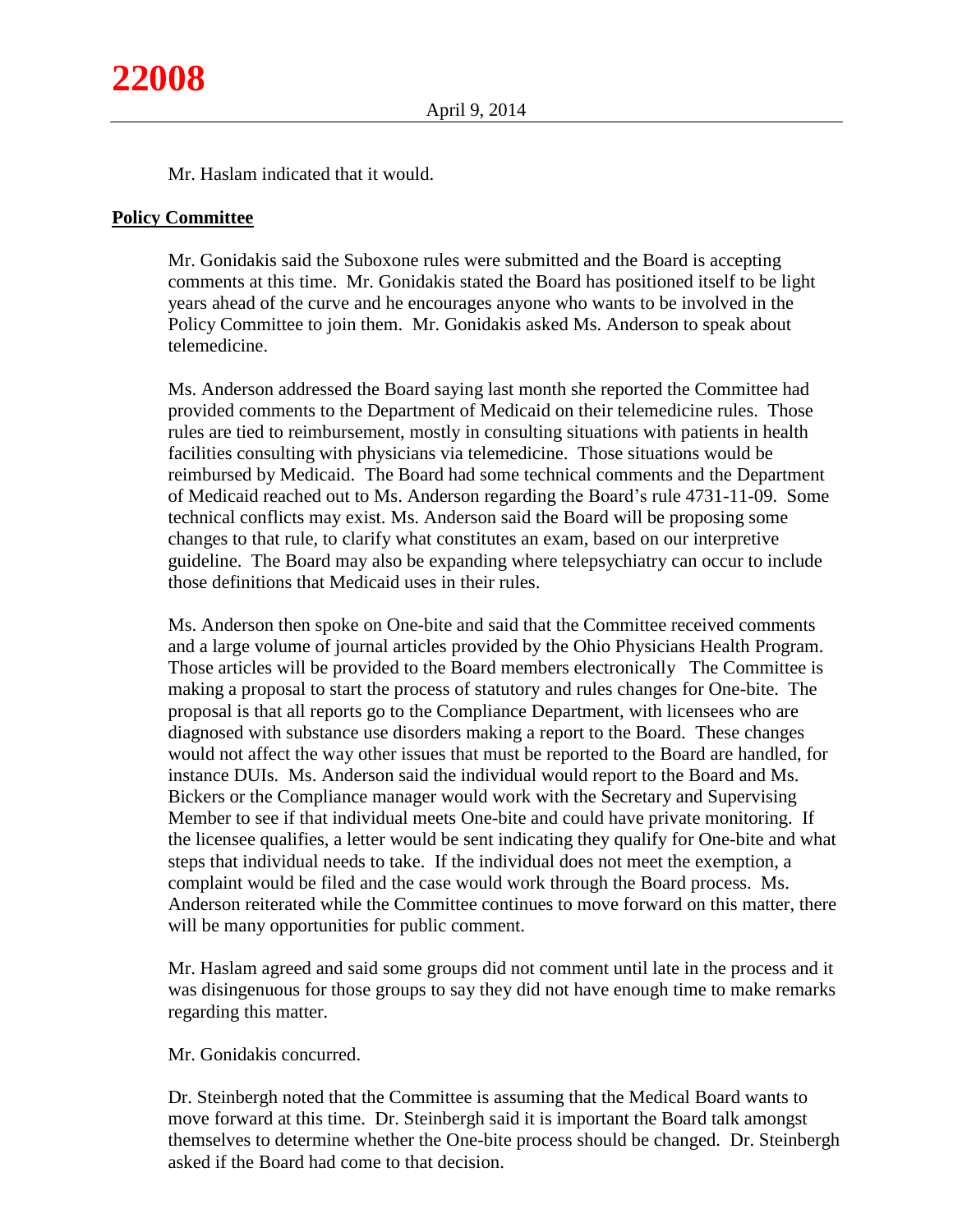Mr. Haslam indicated that it would.

## Policy Committee

Mr. Gonidakis said the Suboxone rules were submitted and the Board is accepting comments at this time. Mr. Gonidakis stated the Board has positioned itself to be light years ahead of the curve and he encourages anyone who wants to be involved in the Policy Committee to join them. Mr. Gonidakis asked Ms. Anderson to speak about telemedicine.

Ms. Anderson addressed the Board saying last month she reported the Committee had provided comments to the Department of Medicaid on their telemedicine rules. Those rules are tied to reimbursement, mostly in consulting situations with patients in health facilities consulting with physicians via telemedicine. Those situations would be reimbursed by Medicaid. The Board had some technical comments and the Department of Medicaid reached out to Ms. Anderson regarding the Board's rule 4731-11-09. Some technical conflicts may exist. Ms. Anderson said the Board will be proposing some changes to that rule, to clarify what constitutes an exam, based on our interpretive guideline. The Board may also be expanding where telepsychiatry can occur to include those definitions that Medicaid uses in their rules.

Ms. Anderson then spoke on One-bite and said that the Committee received comments and a large volume of journal articles provided by the Ohio Physicians Health Program. Those articles will be provided to the Board members electronically The Committee is making a proposal to start the process of statutory and rules changes for One-bite. The proposal is that all reports go to the Compliance Department, with licensees who are diagnosed with substance use disorders making a report to the Board. These changes would not affect the way other issues that must be reported to the Board are handled, for instance DUIs. Ms. Anderson said the individual would report to the Board and Ms. Bickers or the Compliance manager would work with the Secretary and Supervising Member to see if that individual meets One-bite and could have private monitoring. If the licensee qualifies, a letter would be sent indicating they qualify for One-bite and what steps that individual needs to take. If the individual does not meet the exemption, a complaint would be filed and the case would work through the Board process. Ms. Anderson reiterated while the Committee continues to move forward on this matter, there will be many opportunities for public comment.

Mr. Haslam agreed and said some groups did not comment until late in the process and it was disingenuous for those groups to say they did not have enough time to make remarks regarding this matter.

Mr. Gonidakis concurred.

Dr. Steinbergh noted that the Committee is assuming that the Medical Board wants to move forward at this time. Dr. Steinbergh said it is important the Board talk amongst themselves to determine whether the One-bite process should be changed. Dr. Steinbergh asked if the Board had come to that decision.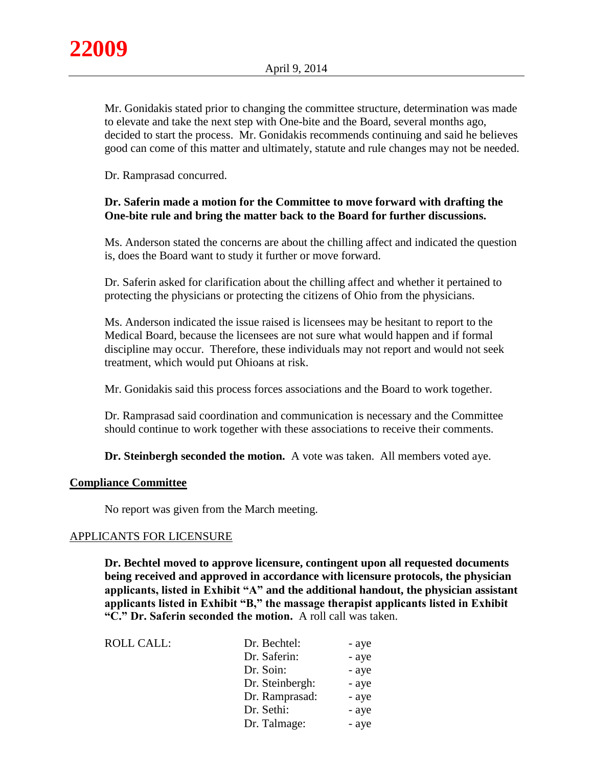Mr. Gonidakis stated prior to changing the committee structure, determination was made to elevate and take the next step with One-bite and the Board, several months ago, decided to start the process. Mr. Gonidakis recommends continuing and said he believes good can come of this matter and ultimately, statute and rule changes may not be needed.

Dr. Ramprasad concurred.

**Dr. Saferin made a motion for the Committee to move forward with drafting the One-bite rule and bring the matter back to the Board for further discussions.**

Ms. Anderson stated the concerns are about the chilling affect and indicated the question is, does the Board want to study it further or move forward.

Dr. Saferin asked for clarification about the chilling affect and whether it pertained to protecting the physicians or protecting the citizens of Ohio from the physicians.

Ms. Anderson indicated the issue raised is licensees may be hesitant to report to the Medical Board, because the licensees are not sure what would happen and if formal discipline may occur. Therefore, these individuals may not report and would not seek treatment, which would put Ohioans at risk.

Mr. Gonidakis said this process forces associations and the Board to work together.

Dr. Ramprasad said coordination and communication is necessary and the Committee should continue to work together with these associations to receive their comments.

**Dr. Steinbergh seconded the motion.** A vote was taken. All members voted aye.

**Compliance Committee**

No report was given from the March meeting.

APPLICANTS FOR LICENSURE

**Dr. Bechtel moved to approve licensure, contingent upon all requested documents being received and approved in accordance with licensure protocols, the physician applicants, listed in Exhibit "A" and the additional handout, the physician assistant applicants listed in Exhibit "B," the massage therapist applicants listed in Exhibit "C." Dr. Saferin seconded the motion.** A roll call was taken.

| ROLL CALL: | Dr. Bechtel: | - aye |
|---|---|---|
| | Dr. Saferin: | - aye |
| | Dr. Soin: | - aye |
| | Dr. Steinbergh: | - aye |
| | Dr. Ramprasad: | - aye |
| | Dr. Sethi: | - aye |
| | Dr. Talmage: | - aye |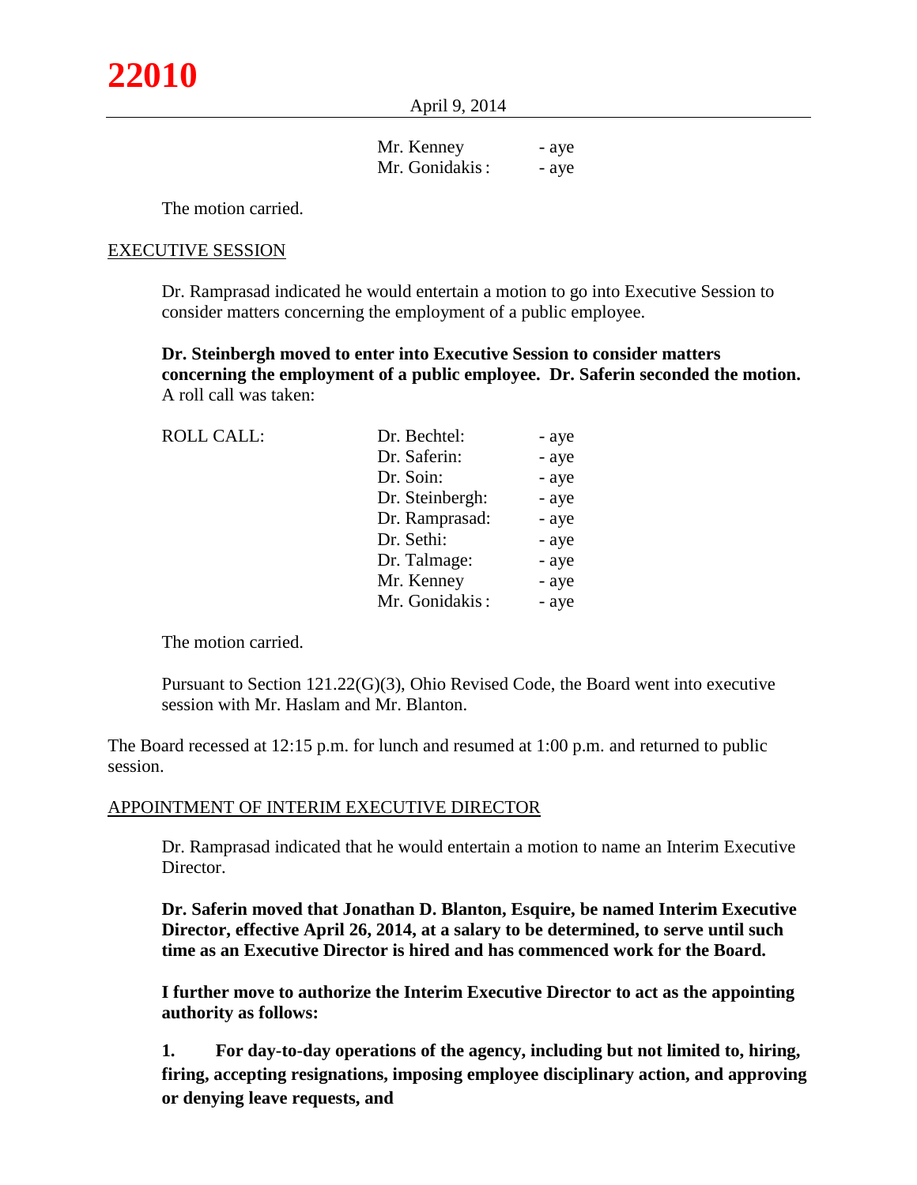| | |
|---|---|
| Mr. Kenney | - aye |
| Mr. Gonidakis: | - aye |

The motion carried.

EXECUTIVE SESSION

Dr. Ramprasad indicated he would entertain a motion to go into Executive Session to consider matters concerning the employment of a public employee.

**Dr. Steinbergh moved to enter into Executive Session to consider matters concerning the employment of a public employee. Dr. Saferin seconded the motion.** A roll call was taken:

| ROLL CALL: | | |
|---|---|---|
| | Dr. Bechtel: | - aye |
| | Dr. Saferin: | - aye |
| | Dr. Soin: | - aye |
| | Dr. Steinbergh: | - aye |
| | Dr. Ramprasad: | - aye |
| | Dr. Sethi: | - aye |
| | Dr. Talmage: | - aye |
| | Mr. Kenney | - aye |
| | Mr. Gonidakis: | - aye |

The motion carried.

Pursuant to Section 121.22(G)(3), Ohio Revised Code, the Board went into executive session with Mr. Haslam and Mr. Blanton.

The Board recessed at 12:15 p.m. for lunch and resumed at 1:00 p.m. and returned to public session.

APPOINTMENT OF INTERIM EXECUTIVE DIRECTOR

Dr. Ramprasad indicated that he would entertain a motion to name an Interim Executive Director.

**Dr. Saferin moved that Jonathan D. Blanton, Esquire, be named Interim Executive Director, effective April 26, 2014, at a salary to be determined, to serve until such time as an Executive Director is hired and has commenced work for the Board.**

**I further move to authorize the Interim Executive Director to act as the appointing authority as follows:**

**1. For day-to-day operations of the agency, including but not limited to, hiring, firing, accepting resignations, imposing employee disciplinary action, and approving or denying leave requests, and**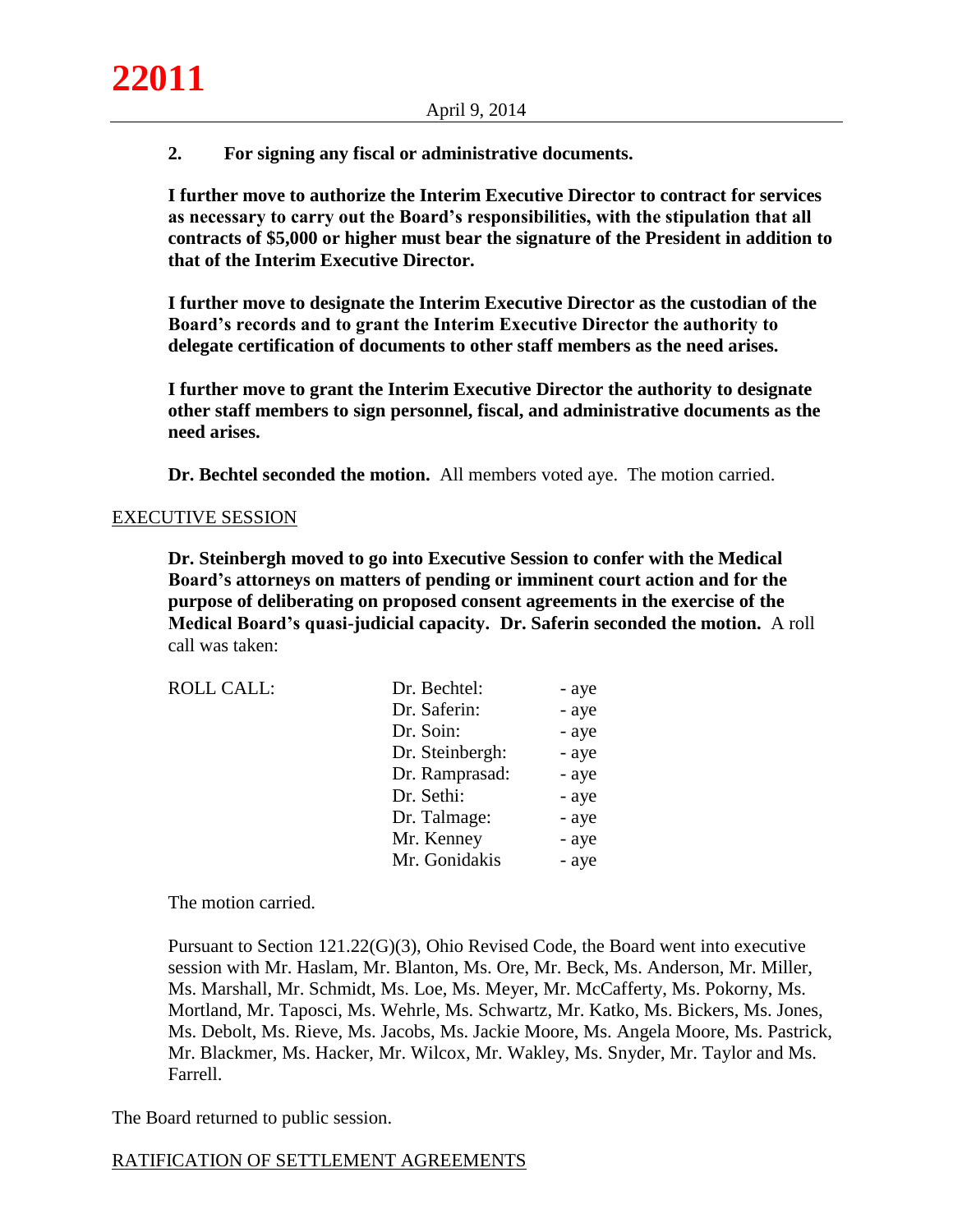**2. For signing any fiscal or administrative documents.**

**I further move to authorize the Interim Executive Director to contract for services as necessary to carry out the Board's responsibilities, with the stipulation that all contracts of $5,000 or higher must bear the signature of the President in addition to that of the Interim Executive Director.**

**I further move to designate the Interim Executive Director as the custodian of the Board's records and to grant the Interim Executive Director the authority to delegate certification of documents to other staff members as the need arises.**

**I further move to grant the Interim Executive Director the authority to designate other staff members to sign personnel, fiscal, and administrative documents as the need arises.**

**Dr. Bechtel seconded the motion.** All members voted aye. The motion carried.

EXECUTIVE SESSION

**Dr. Steinbergh moved to go into Executive Session to confer with the Medical Board's attorneys on matters of pending or imminent court action and for the purpose of deliberating on proposed consent agreements in the exercise of the Medical Board's quasi-judicial capacity. Dr. Saferin seconded the motion.** A roll call was taken:

| ROLL CALL: | Dr. Bechtel: | - aye |
|---|---|---|
| | Dr. Saferin: | - aye |
| | Dr. Soin: | - aye |
| | Dr. Steinbergh: | - aye |
| | Dr. Ramprasad: | - aye |
| | Dr. Sethi: | - aye |
| | Dr. Talmage: | - aye |
| | Mr. Kenney | - aye |
| | Mr. Gonidakis | - aye |

The motion carried.

Pursuant to Section 121.22(G)(3), Ohio Revised Code, the Board went into executive session with Mr. Haslam, Mr. Blanton, Ms. Ore, Mr. Beck, Ms. Anderson, Mr. Miller, Ms. Marshall, Mr. Schmidt, Ms. Loe, Ms. Meyer, Mr. McCafferty, Ms. Pokorny, Ms. Mortland, Mr. Taposci, Ms. Wehrle, Ms. Schwartz, Mr. Katko, Ms. Bickers, Ms. Jones, Ms. Debolt, Ms. Rieve, Ms. Jacobs, Ms. Jackie Moore, Ms. Angela Moore, Ms. Pastrick, Mr. Blackmer, Ms. Hacker, Mr. Wilcox, Mr. Wakley, Ms. Snyder, Mr. Taylor and Ms. Farrell.

The Board returned to public session.

RATIFICATION OF SETTLEMENT AGREEMENTS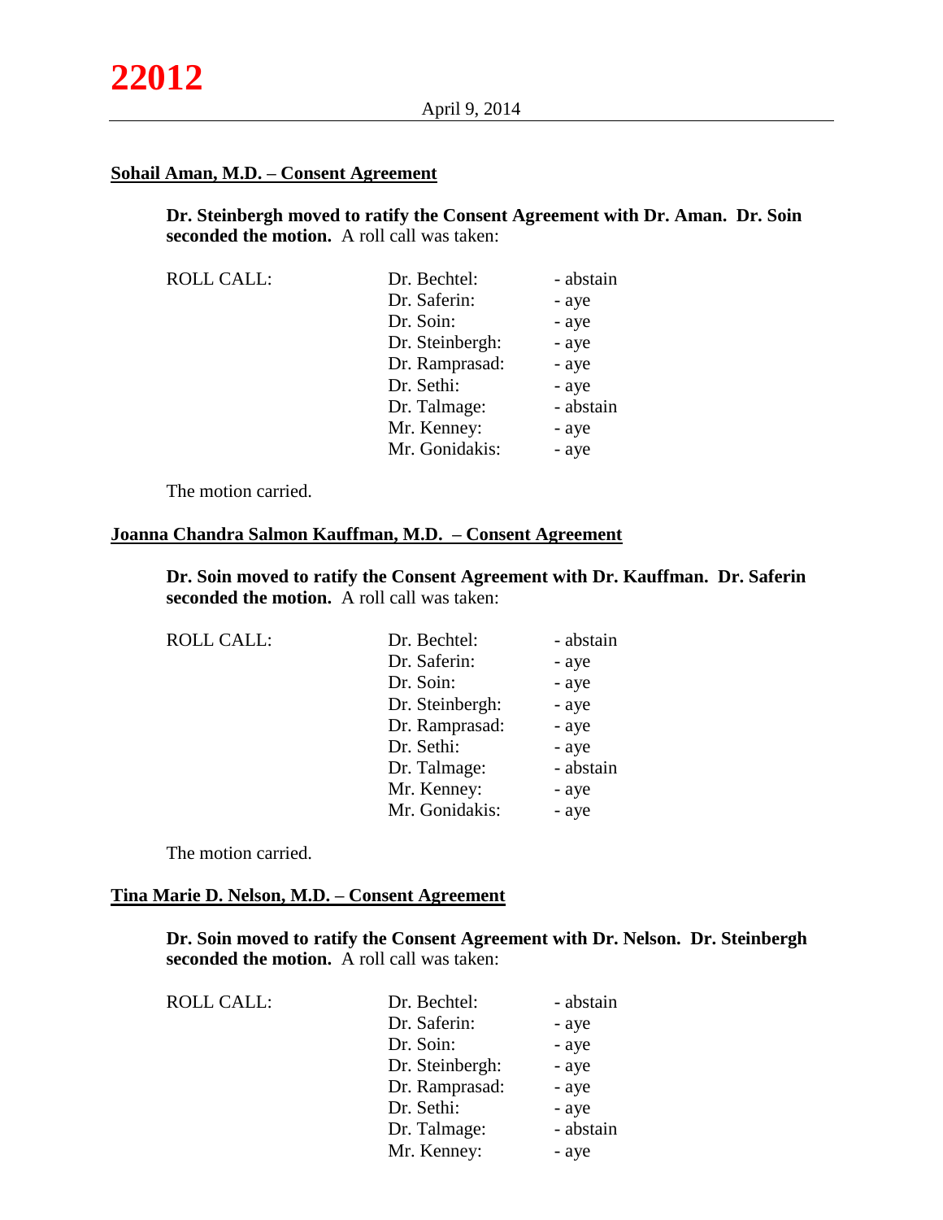### Sohail Aman, M.D. – Consent Agreement

**Dr. Steinbergh moved to ratify the Consent Agreement with Dr. Aman. Dr. Soin seconded the motion.** A roll call was taken:

| ROLL CALL: | | |
|---|---|---|
| | Dr. Bechtel: | - abstain |
| | Dr. Saferin: | - aye |
| | Dr. Soin: | - aye |
| | Dr. Steinbergh: | - aye |
| | Dr. Ramprasad: | - aye |
| | Dr. Sethi: | - aye |
| | Dr. Talmage: | - abstain |
| | Mr. Kenney: | - aye |
| | Mr. Gonidakis: | - aye |

The motion carried.

### Joanna Chandra Salmon Kauffman, M.D. – Consent Agreement

**Dr. Soin moved to ratify the Consent Agreement with Dr. Kauffman. Dr. Saferin seconded the motion.** A roll call was taken:

| ROLL CALL: | | |
|---|---|---|
| | Dr. Bechtel: | - abstain |
| | Dr. Saferin: | - aye |
| | Dr. Soin: | - aye |
| | Dr. Steinbergh: | - aye |
| | Dr. Ramprasad: | - aye |
| | Dr. Sethi: | - aye |
| | Dr. Talmage: | - abstain |
| | Mr. Kenney: | - aye |
| | Mr. Gonidakis: | - aye |

The motion carried.

### Tina Marie D. Nelson, M.D. – Consent Agreement

**Dr. Soin moved to ratify the Consent Agreement with Dr. Nelson. Dr. Steinbergh seconded the motion.** A roll call was taken:

| ROLL CALL: | | |
|---|---|---|
| | Dr. Bechtel: | - abstain |
| | Dr. Saferin: | - aye |
| | Dr. Soin: | - aye |
| | Dr. Steinbergh: | - aye |
| | Dr. Ramprasad: | - aye |
| | Dr. Sethi: | - aye |
| | Dr. Talmage: | - abstain |
| | Mr. Kenney: | - aye |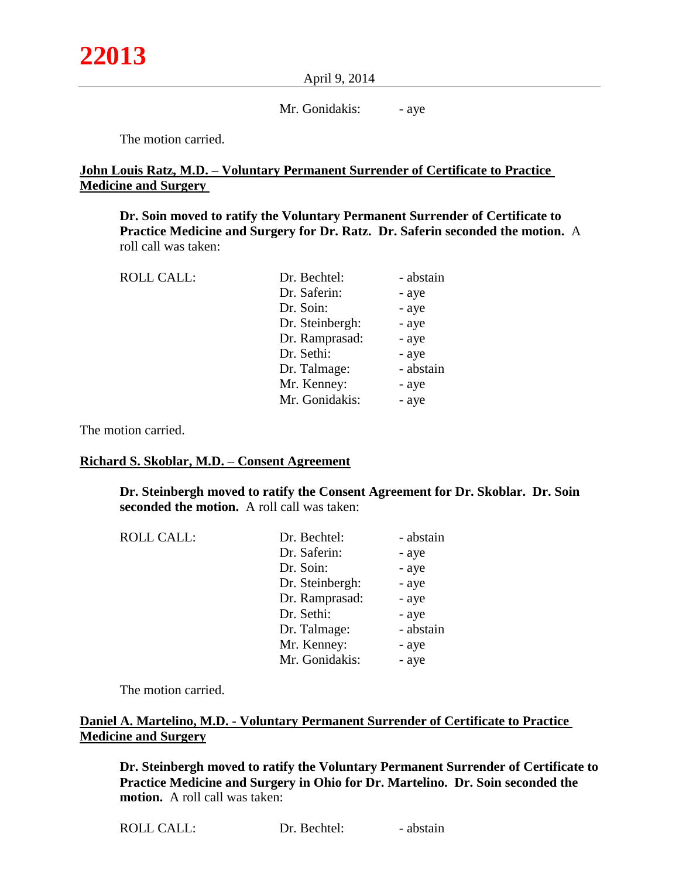Mr. Gonidakis: - aye

The motion carried.

**John Louis Ratz, M.D. – Voluntary Permanent Surrender of Certificate to Practice Medicine and Surgery**

**Dr. Soin moved to ratify the Voluntary Permanent Surrender of Certificate to Practice Medicine and Surgery for Dr. Ratz. Dr. Saferin seconded the motion.** A roll call was taken:

| ROLL CALL: | Dr. Bechtel: | - abstain |
|---|---|---|
| | Dr. Saferin: | - aye |
| | Dr. Soin: | - aye |
| | Dr. Steinbergh: | - aye |
| | Dr. Ramprasad: | - aye |
| | Dr. Sethi: | - aye |
| | Dr. Talmage: | - abstain |
| | Mr. Kenney: | - aye |
| | Mr. Gonidakis: | - aye |

The motion carried.

**Richard S. Skoblar, M.D. – Consent Agreement**

**Dr. Steinbergh moved to ratify the Consent Agreement for Dr. Skoblar. Dr. Soin seconded the motion.** A roll call was taken:

| ROLL CALL: | Dr. Bechtel: | - abstain |
|---|---|---|
| | Dr. Saferin: | - aye |
| | Dr. Soin: | - aye |
| | Dr. Steinbergh: | - aye |
| | Dr. Ramprasad: | - aye |
| | Dr. Sethi: | - aye |
| | Dr. Talmage: | - abstain |
| | Mr. Kenney: | - aye |
| | Mr. Gonidakis: | - aye |

The motion carried.

**Daniel A. Martelino, M.D. - Voluntary Permanent Surrender of Certificate to Practice Medicine and Surgery**

**Dr. Steinbergh moved to ratify the Voluntary Permanent Surrender of Certificate to Practice Medicine and Surgery in Ohio for Dr. Martelino. Dr. Soin seconded the motion.** A roll call was taken:

| ROLL CALL: | Dr. Bechtel: | - abstain |
|---|---|---|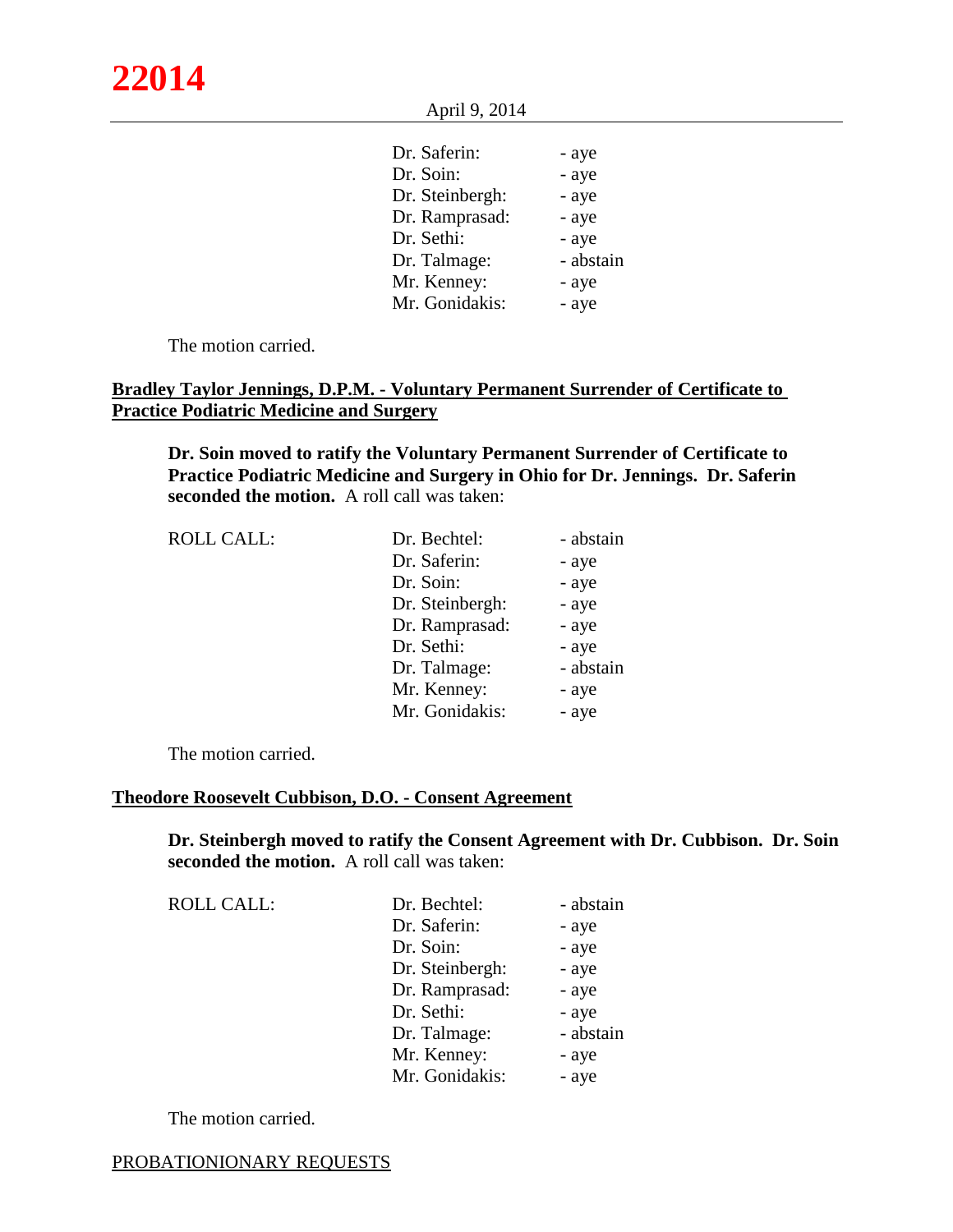| | | |
|---|---|---|
| | Dr. Saferin: | - aye |
| | Dr. Soin: | - aye |
| | Dr. Steinbergh: | - aye |
| | Dr. Ramprasad: | - aye |
| | Dr. Sethi: | - aye |
| | Dr. Talmage: | - abstain |
| | Mr. Kenney: | - aye |
| | Mr. Gonidakis: | - aye |

The motion carried.

**Bradley Taylor Jennings, D.P.M. - Voluntary Permanent Surrender of Certificate to Practice Podiatric Medicine and Surgery**

**Dr. Soin moved to ratify the Voluntary Permanent Surrender of Certificate to Practice Podiatric Medicine and Surgery in Ohio for Dr. Jennings. Dr. Saferin seconded the motion.** A roll call was taken:

| | | |
|---|---|---|
| ROLL CALL: | Dr. Bechtel: | - abstain |
| | Dr. Saferin: | - aye |
| | Dr. Soin: | - aye |
| | Dr. Steinbergh: | - aye |
| | Dr. Ramprasad: | - aye |
| | Dr. Sethi: | - aye |
| | Dr. Talmage: | - abstain |
| | Mr. Kenney: | - aye |
| | Mr. Gonidakis: | - aye |

The motion carried.

**Theodore Roosevelt Cubbison, D.O. - Consent Agreement**

**Dr. Steinbergh moved to ratify the Consent Agreement with Dr. Cubbison. Dr. Soin seconded the motion.** A roll call was taken:

| | | |
|---|---|---|
| ROLL CALL: | Dr. Bechtel: | - abstain |
| | Dr. Saferin: | - aye |
| | Dr. Soin: | - aye |
| | Dr. Steinbergh: | - aye |
| | Dr. Ramprasad: | - aye |
| | Dr. Sethi: | - aye |
| | Dr. Talmage: | - abstain |
| | Mr. Kenney: | - aye |
| | Mr. Gonidakis: | - aye |

The motion carried.

PROBATIONIONARY REQUESTS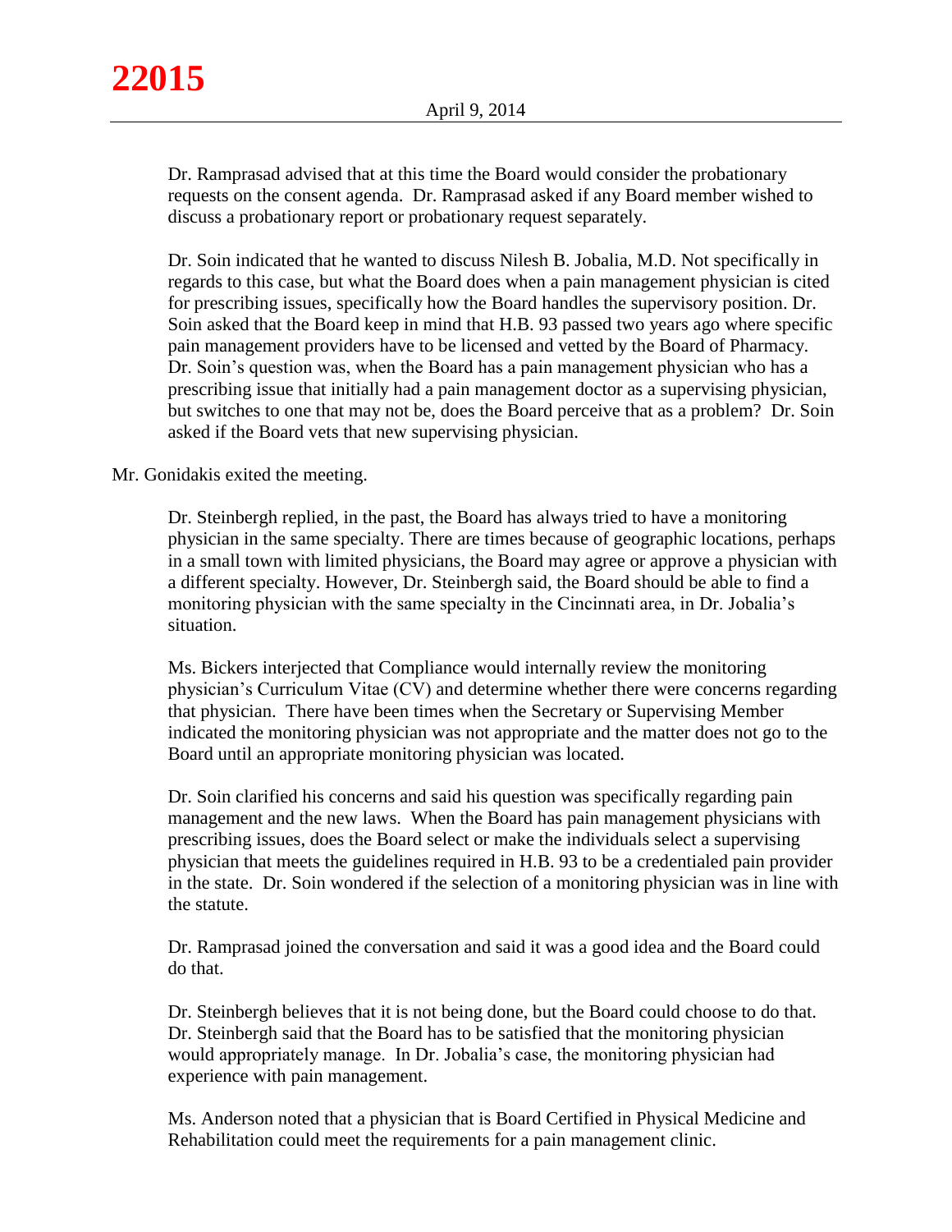Dr. Ramprasad advised that at this time the Board would consider the probationary requests on the consent agenda. Dr. Ramprasad asked if any Board member wished to discuss a probationary report or probationary request separately.

Dr. Soin indicated that he wanted to discuss Nilesh B. Jobalia, M.D. Not specifically in regards to this case, but what the Board does when a pain management physician is cited for prescribing issues, specifically how the Board handles the supervisory position. Dr. Soin asked that the Board keep in mind that H.B. 93 passed two years ago where specific pain management providers have to be licensed and vetted by the Board of Pharmacy. Dr. Soin's question was, when the Board has a pain management physician who has a prescribing issue that initially had a pain management doctor as a supervising physician, but switches to one that may not be, does the Board perceive that as a problem? Dr. Soin asked if the Board vets that new supervising physician.

Mr. Gonidakis exited the meeting.

Dr. Steinbergh replied, in the past, the Board has always tried to have a monitoring physician in the same specialty. There are times because of geographic locations, perhaps in a small town with limited physicians, the Board may agree or approve a physician with a different specialty. However, Dr. Steinbergh said, the Board should be able to find a monitoring physician with the same specialty in the Cincinnati area, in Dr. Jobalia's situation.

Ms. Bickers interjected that Compliance would internally review the monitoring physician's Curriculum Vitae (CV) and determine whether there were concerns regarding that physician. There have been times when the Secretary or Supervising Member indicated the monitoring physician was not appropriate and the matter does not go to the Board until an appropriate monitoring physician was located.

Dr. Soin clarified his concerns and said his question was specifically regarding pain management and the new laws. When the Board has pain management physicians with prescribing issues, does the Board select or make the individuals select a supervising physician that meets the guidelines required in H.B. 93 to be a credentialed pain provider in the state. Dr. Soin wondered if the selection of a monitoring physician was in line with the statute.

Dr. Ramprasad joined the conversation and said it was a good idea and the Board could do that.

Dr. Steinbergh believes that it is not being done, but the Board could choose to do that. Dr. Steinbergh said that the Board has to be satisfied that the monitoring physician would appropriately manage. In Dr. Jobalia's case, the monitoring physician had experience with pain management.

Ms. Anderson noted that a physician that is Board Certified in Physical Medicine and Rehabilitation could meet the requirements for a pain management clinic.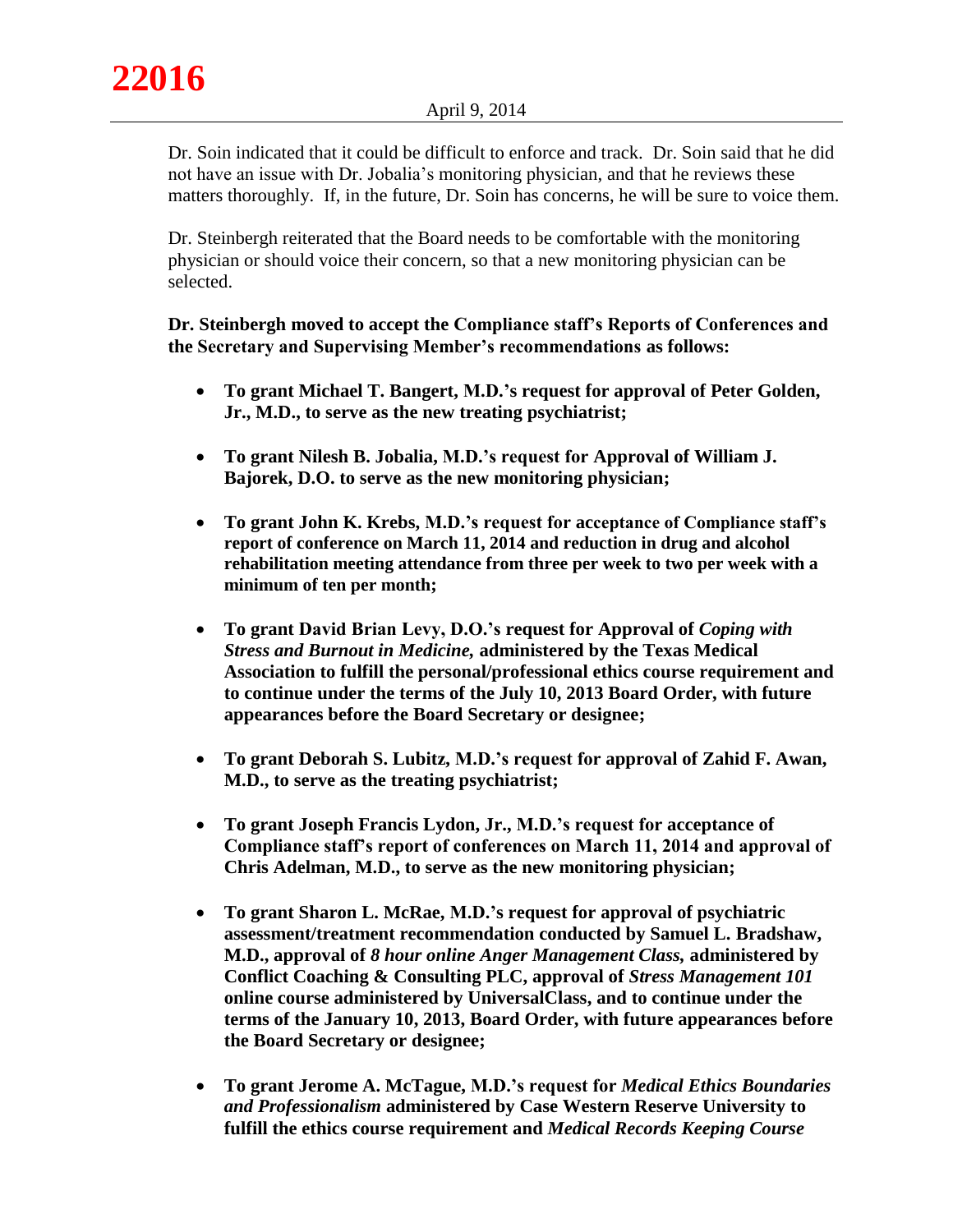Dr. Soin indicated that it could be difficult to enforce and track. Dr. Soin said that he did not have an issue with Dr. Jobalia's monitoring physician, and that he reviews these matters thoroughly. If, in the future, Dr. Soin has concerns, he will be sure to voice them.

Dr. Steinbergh reiterated that the Board needs to be comfortable with the monitoring physician or should voice their concern, so that a new monitoring physician can be selected.

**Dr. Steinbergh moved to accept the Compliance staff's Reports of Conferences and the Secretary and Supervising Member's recommendations as follows:**

- **To grant Michael T. Bangert, M.D.'s request for approval of Peter Golden, Jr., M.D., to serve as the new treating psychiatrist;**

- **To grant Nilesh B. Jobalia, M.D.'s request for Approval of William J. Bajorek, D.O. to serve as the new monitoring physician;**

- **To grant John K. Krebs, M.D.'s request for acceptance of Compliance staff's report of conference on March 11, 2014 and reduction in drug and alcohol rehabilitation meeting attendance from three per week to two per week with a minimum of ten per month;**

- **To grant David Brian Levy, D.O.'s request for Approval of *Coping with Stress and Burnout in Medicine,* administered by the Texas Medical Association to fulfill the personal/professional ethics course requirement and to continue under the terms of the July 10, 2013 Board Order, with future appearances before the Board Secretary or designee;**

- **To grant Deborah S. Lubitz, M.D.'s request for approval of Zahid F. Awan, M.D., to serve as the treating psychiatrist;**

- **To grant Joseph Francis Lydon, Jr., M.D.'s request for acceptance of Compliance staff's report of conferences on March 11, 2014 and approval of Chris Adelman, M.D., to serve as the new monitoring physician;**

- **To grant Sharon L. McRae, M.D.'s request for approval of psychiatric assessment/treatment recommendation conducted by Samuel L. Bradshaw, M.D., approval of *8 hour online Anger Management Class,* administered by Conflict Coaching & Consulting PLC, approval of *Stress Management 101* online course administered by UniversalClass, and to continue under the terms of the January 10, 2013, Board Order, with future appearances before the Board Secretary or designee;**

- **To grant Jerome A. McTague, M.D.'s request for *Medical Ethics Boundaries and Professionalism* administered by Case Western Reserve University to fulfill the ethics course requirement and *Medical Records Keeping Course***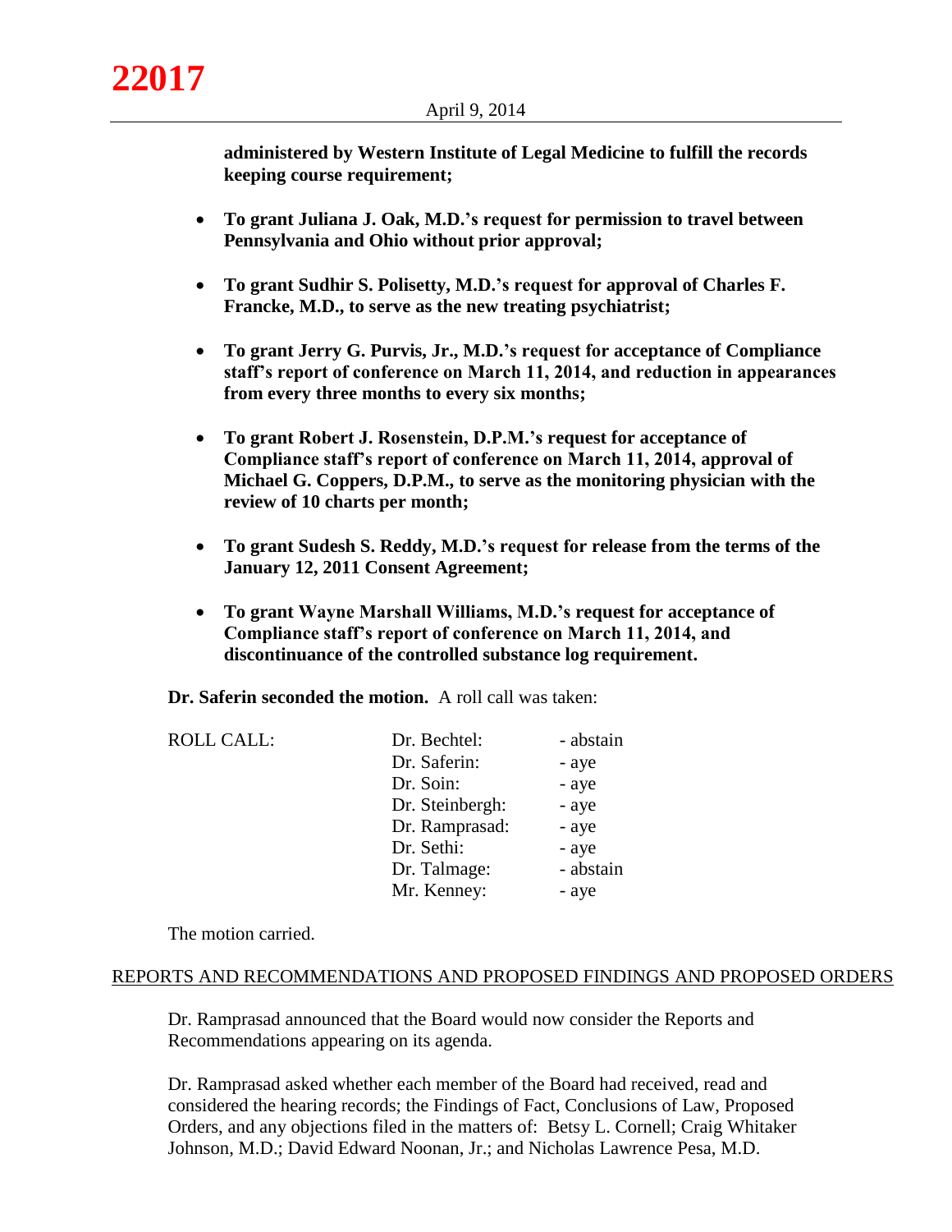**administered by Western Institute of Legal Medicine to fulfill the records keeping course requirement;**

- **To grant Juliana J. Oak, M.D.'s request for permission to travel between Pennsylvania and Ohio without prior approval;**

- **To grant Sudhir S. Polisetty, M.D.'s request for approval of Charles F. Francke, M.D., to serve as the new treating psychiatrist;**

- **To grant Jerry G. Purvis, Jr., M.D.'s request for acceptance of Compliance staff's report of conference on March 11, 2014, and reduction in appearances from every three months to every six months;**

- **To grant Robert J. Rosenstein, D.P.M.'s request for acceptance of Compliance staff's report of conference on March 11, 2014, approval of Michael G. Coppers, D.P.M., to serve as the monitoring physician with the review of 10 charts per month;**

- **To grant Sudesh S. Reddy, M.D.'s request for release from the terms of the January 12, 2011 Consent Agreement;**

- **To grant Wayne Marshall Williams, M.D.'s request for acceptance of Compliance staff's report of conference on March 11, 2014, and discontinuance of the controlled substance log requirement.**

**Dr. Saferin seconded the motion.** A roll call was taken:

| ROLL CALL: | Dr. Bechtel: | - abstain |
|---|---|---|
| | Dr. Saferin: | - aye |
| | Dr. Soin: | - aye |
| | Dr. Steinbergh: | - aye |
| | Dr. Ramprasad: | - aye |
| | Dr. Sethi: | - aye |
| | Dr. Talmage: | - abstain |
| | Mr. Kenney: | - aye |

The motion carried.

## REPORTS AND RECOMMENDATIONS AND PROPOSED FINDINGS AND PROPOSED ORDERS

Dr. Ramprasad announced that the Board would now consider the Reports and Recommendations appearing on its agenda.

Dr. Ramprasad asked whether each member of the Board had received, read and considered the hearing records; the Findings of Fact, Conclusions of Law, Proposed Orders, and any objections filed in the matters of: Betsy L. Cornell; Craig Whitaker Johnson, M.D.; David Edward Noonan, Jr.; and Nicholas Lawrence Pesa, M.D.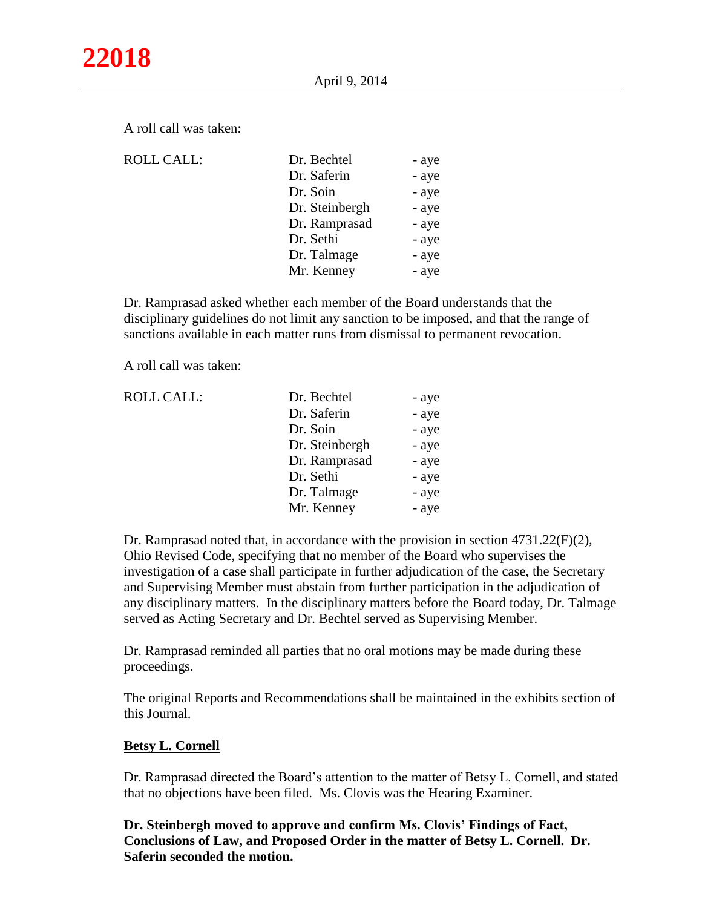A roll call was taken:

| ROLL CALL: | Dr. Bechtel | - aye |
| --- | --- | --- |
| | Dr. Saferin | - aye |
| | Dr. Soin | - aye |
| | Dr. Steinbergh | - aye |
| | Dr. Ramprasad | - aye |
| | Dr. Sethi | - aye |
| | Dr. Talmage | - aye |
| | Mr. Kenney | - aye |

Dr. Ramprasad asked whether each member of the Board understands that the disciplinary guidelines do not limit any sanction to be imposed, and that the range of sanctions available in each matter runs from dismissal to permanent revocation.

A roll call was taken:

| ROLL CALL: | Dr. Bechtel | - aye |
| --- | --- | --- |
| | Dr. Saferin | - aye |
| | Dr. Soin | - aye |
| | Dr. Steinbergh | - aye |
| | Dr. Ramprasad | - aye |
| | Dr. Sethi | - aye |
| | Dr. Talmage | - aye |
| | Mr. Kenney | - aye |

Dr. Ramprasad noted that, in accordance with the provision in section 4731.22(F)(2), Ohio Revised Code, specifying that no member of the Board who supervises the investigation of a case shall participate in further adjudication of the case, the Secretary and Supervising Member must abstain from further participation in the adjudication of any disciplinary matters. In the disciplinary matters before the Board today, Dr. Talmage served as Acting Secretary and Dr. Bechtel served as Supervising Member.

Dr. Ramprasad reminded all parties that no oral motions may be made during these proceedings.

The original Reports and Recommendations shall be maintained in the exhibits section of this Journal.

## Betsy L. Cornell

Dr. Ramprasad directed the Board's attention to the matter of Betsy L. Cornell, and stated that no objections have been filed. Ms. Clovis was the Hearing Examiner.

**Dr. Steinbergh moved to approve and confirm Ms. Clovis' Findings of Fact, Conclusions of Law, and Proposed Order in the matter of Betsy L. Cornell. Dr. Saferin seconded the motion.**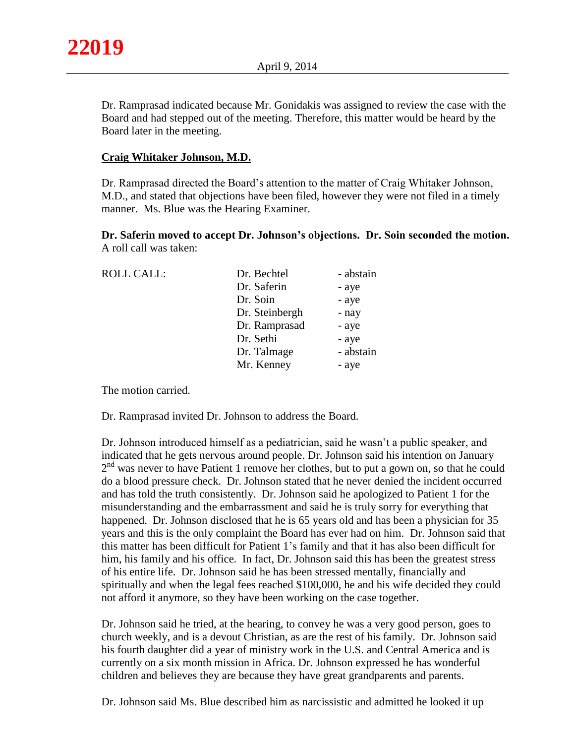Dr. Ramprasad indicated because Mr. Gonidakis was assigned to review the case with the Board and had stepped out of the meeting. Therefore, this matter would be heard by the Board later in the meeting.

**Craig Whitaker Johnson, M.D.**

Dr. Ramprasad directed the Board's attention to the matter of Craig Whitaker Johnson, M.D., and stated that objections have been filed, however they were not filed in a timely manner. Ms. Blue was the Hearing Examiner.

**Dr. Saferin moved to accept Dr. Johnson's objections. Dr. Soin seconded the motion.** A roll call was taken:

| ROLL CALL: | | |
|---|---|---|
| | Dr. Bechtel | - abstain |
| | Dr. Saferin | - aye |
| | Dr. Soin | - aye |
| | Dr. Steinbergh | - nay |
| | Dr. Ramprasad | - aye |
| | Dr. Sethi | - aye |
| | Dr. Talmage | - abstain |
| | Mr. Kenney | - aye |

The motion carried.

Dr. Ramprasad invited Dr. Johnson to address the Board.

Dr. Johnson introduced himself as a pediatrician, said he wasn't a public speaker, and indicated that he gets nervous around people. Dr. Johnson said his intention on January 2nd was never to have Patient 1 remove her clothes, but to put a gown on, so that he could do a blood pressure check. Dr. Johnson stated that he never denied the incident occurred and has told the truth consistently. Dr. Johnson said he apologized to Patient 1 for the misunderstanding and the embarrassment and said he is truly sorry for everything that happened. Dr. Johnson disclosed that he is 65 years old and has been a physician for 35 years and this is the only complaint the Board has ever had on him. Dr. Johnson said that this matter has been difficult for Patient 1's family and that it has also been difficult for him, his family and his office. In fact, Dr. Johnson said this has been the greatest stress of his entire life. Dr. Johnson said he has been stressed mentally, financially and spiritually and when the legal fees reached $100,000, he and his wife decided they could not afford it anymore, so they have been working on the case together.

Dr. Johnson said he tried, at the hearing, to convey he was a very good person, goes to church weekly, and is a devout Christian, as are the rest of his family. Dr. Johnson said his fourth daughter did a year of ministry work in the U.S. and Central America and is currently on a six month mission in Africa. Dr. Johnson expressed he has wonderful children and believes they are because they have great grandparents and parents.

Dr. Johnson said Ms. Blue described him as narcissistic and admitted he looked it up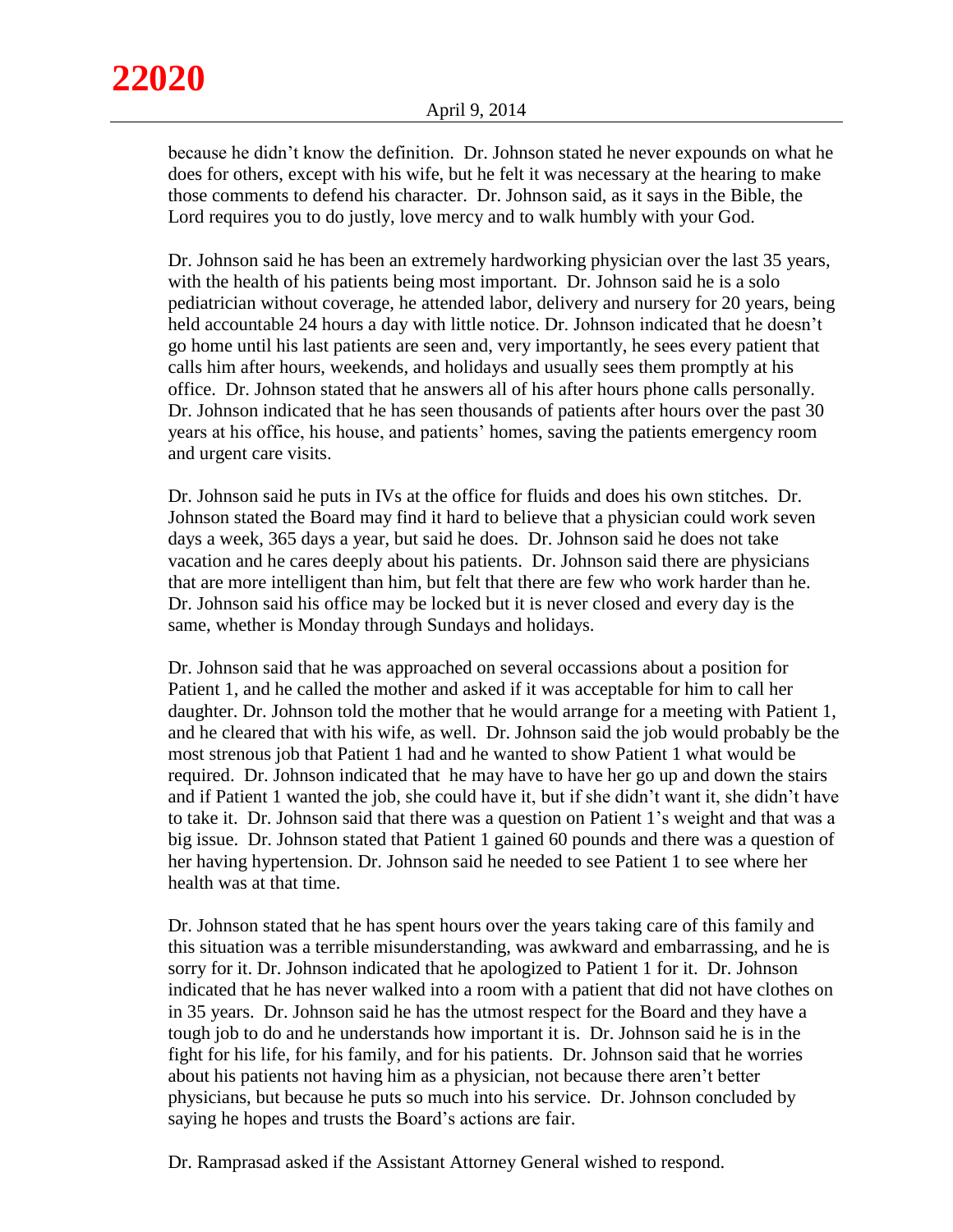because he didn't know the definition. Dr. Johnson stated he never expounds on what he does for others, except with his wife, but he felt it was necessary at the hearing to make those comments to defend his character. Dr. Johnson said, as it says in the Bible, the Lord requires you to do justly, love mercy and to walk humbly with your God.

Dr. Johnson said he has been an extremely hardworking physician over the last 35 years, with the health of his patients being most important. Dr. Johnson said he is a solo pediatrician without coverage, he attended labor, delivery and nursery for 20 years, being held accountable 24 hours a day with little notice. Dr. Johnson indicated that he doesn't go home until his last patients are seen and, very importantly, he sees every patient that calls him after hours, weekends, and holidays and usually sees them promptly at his office. Dr. Johnson stated that he answers all of his after hours phone calls personally. Dr. Johnson indicated that he has seen thousands of patients after hours over the past 30 years at his office, his house, and patients' homes, saving the patients emergency room and urgent care visits.

Dr. Johnson said he puts in IVs at the office for fluids and does his own stitches. Dr. Johnson stated the Board may find it hard to believe that a physician could work seven days a week, 365 days a year, but said he does. Dr. Johnson said he does not take vacation and he cares deeply about his patients. Dr. Johnson said there are physicians that are more intelligent than him, but felt that there are few who work harder than he. Dr. Johnson said his office may be locked but it is never closed and every day is the same, whether is Monday through Sundays and holidays.

Dr. Johnson said that he was approached on several occassions about a position for Patient 1, and he called the mother and asked if it was acceptable for him to call her daughter. Dr. Johnson told the mother that he would arrange for a meeting with Patient 1, and he cleared that with his wife, as well. Dr. Johnson said the job would probably be the most strenous job that Patient 1 had and he wanted to show Patient 1 what would be required. Dr. Johnson indicated that he may have to have her go up and down the stairs and if Patient 1 wanted the job, she could have it, but if she didn't want it, she didn't have to take it. Dr. Johnson said that there was a question on Patient 1's weight and that was a big issue. Dr. Johnson stated that Patient 1 gained 60 pounds and there was a question of her having hypertension. Dr. Johnson said he needed to see Patient 1 to see where her health was at that time.

Dr. Johnson stated that he has spent hours over the years taking care of this family and this situation was a terrible misunderstanding, was awkward and embarrassing, and he is sorry for it. Dr. Johnson indicated that he apologized to Patient 1 for it. Dr. Johnson indicated that he has never walked into a room with a patient that did not have clothes on in 35 years. Dr. Johnson said he has the utmost respect for the Board and they have a tough job to do and he understands how important it is. Dr. Johnson said he is in the fight for his life, for his family, and for his patients. Dr. Johnson said that he worries about his patients not having him as a physician, not because there aren't better physicians, but because he puts so much into his service. Dr. Johnson concluded by saying he hopes and trusts the Board's actions are fair.

Dr. Ramprasad asked if the Assistant Attorney General wished to respond.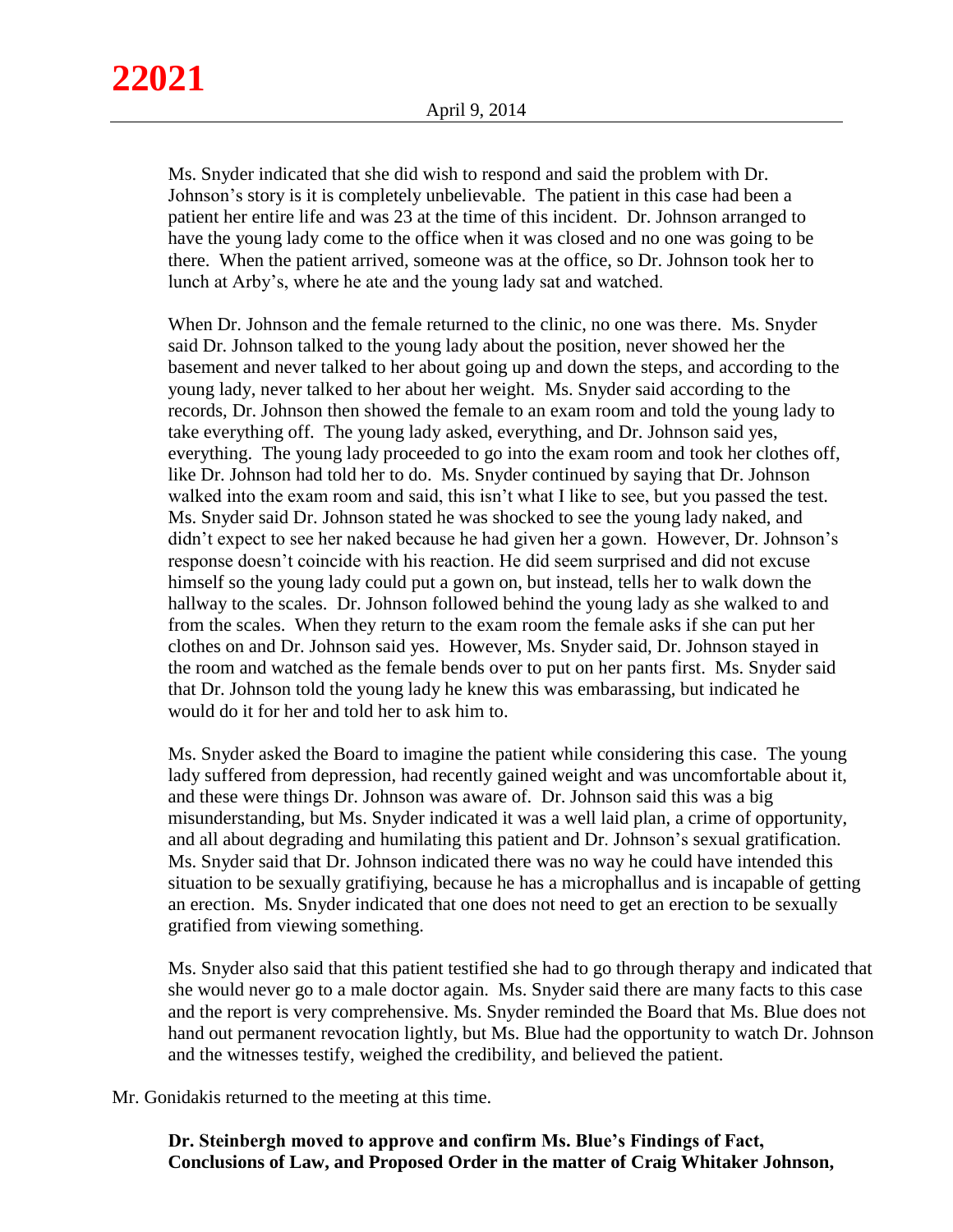Ms. Snyder indicated that she did wish to respond and said the problem with Dr. Johnson's story is it is completely unbelievable. The patient in this case had been a patient her entire life and was 23 at the time of this incident. Dr. Johnson arranged to have the young lady come to the office when it was closed and no one was going to be there. When the patient arrived, someone was at the office, so Dr. Johnson took her to lunch at Arby's, where he ate and the young lady sat and watched.

When Dr. Johnson and the female returned to the clinic, no one was there. Ms. Snyder said Dr. Johnson talked to the young lady about the position, never showed her the basement and never talked to her about going up and down the steps, and according to the young lady, never talked to her about her weight. Ms. Snyder said according to the records, Dr. Johnson then showed the female to an exam room and told the young lady to take everything off. The young lady asked, everything, and Dr. Johnson said yes, everything. The young lady proceeded to go into the exam room and took her clothes off, like Dr. Johnson had told her to do. Ms. Snyder continued by saying that Dr. Johnson walked into the exam room and said, this isn't what I like to see, but you passed the test. Ms. Snyder said Dr. Johnson stated he was shocked to see the young lady naked, and didn't expect to see her naked because he had given her a gown. However, Dr. Johnson's response doesn't coincide with his reaction. He did seem surprised and did not excuse himself so the young lady could put a gown on, but instead, tells her to walk down the hallway to the scales. Dr. Johnson followed behind the young lady as she walked to and from the scales. When they return to the exam room the female asks if she can put her clothes on and Dr. Johnson said yes. However, Ms. Snyder said, Dr. Johnson stayed in the room and watched as the female bends over to put on her pants first. Ms. Snyder said that Dr. Johnson told the young lady he knew this was embarassing, but indicated he would do it for her and told her to ask him to.

Ms. Snyder asked the Board to imagine the patient while considering this case. The young lady suffered from depression, had recently gained weight and was uncomfortable about it, and these were things Dr. Johnson was aware of. Dr. Johnson said this was a big misunderstanding, but Ms. Snyder indicated it was a well laid plan, a crime of opportunity, and all about degrading and humilating this patient and Dr. Johnson's sexual gratification. Ms. Snyder said that Dr. Johnson indicated there was no way he could have intended this situation to be sexually gratifiying, because he has a microphallus and is incapable of getting an erection. Ms. Snyder indicated that one does not need to get an erection to be sexually gratified from viewing something.

Ms. Snyder also said that this patient testified she had to go through therapy and indicated that she would never go to a male doctor again. Ms. Snyder said there are many facts to this case and the report is very comprehensive. Ms. Snyder reminded the Board that Ms. Blue does not hand out permanent revocation lightly, but Ms. Blue had the opportunity to watch Dr. Johnson and the witnesses testify, weighed the credibility, and believed the patient.

Mr. Gonidakis returned to the meeting at this time.

**Dr. Steinbergh moved to approve and confirm Ms. Blue's Findings of Fact, Conclusions of Law, and Proposed Order in the matter of Craig Whitaker Johnson,**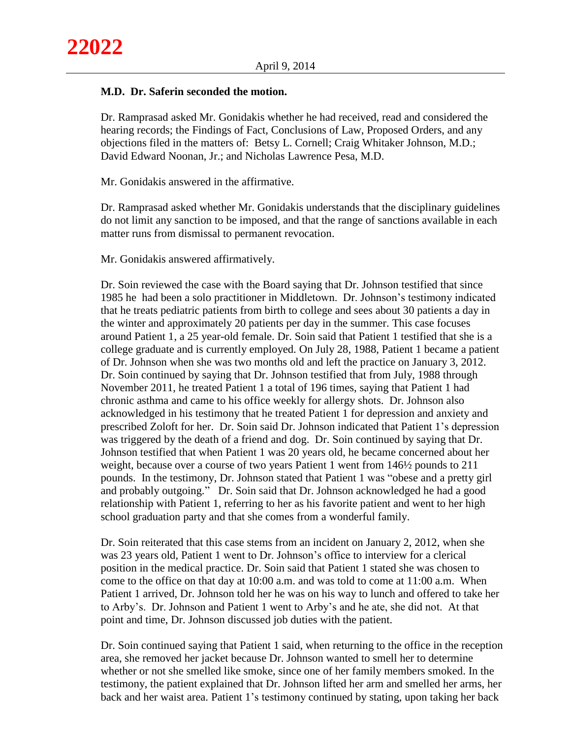**M.D. Dr. Saferin seconded the motion.**

Dr. Ramprasad asked Mr. Gonidakis whether he had received, read and considered the hearing records; the Findings of Fact, Conclusions of Law, Proposed Orders, and any objections filed in the matters of: Betsy L. Cornell; Craig Whitaker Johnson, M.D.; David Edward Noonan, Jr.; and Nicholas Lawrence Pesa, M.D.

Mr. Gonidakis answered in the affirmative.

Dr. Ramprasad asked whether Mr. Gonidakis understands that the disciplinary guidelines do not limit any sanction to be imposed, and that the range of sanctions available in each matter runs from dismissal to permanent revocation.

Mr. Gonidakis answered affirmatively.

Dr. Soin reviewed the case with the Board saying that Dr. Johnson testified that since 1985 he had been a solo practitioner in Middletown. Dr. Johnson's testimony indicated that he treats pediatric patients from birth to college and sees about 30 patients a day in the winter and approximately 20 patients per day in the summer. This case focuses around Patient 1, a 25 year-old female. Dr. Soin said that Patient 1 testified that she is a college graduate and is currently employed. On July 28, 1988, Patient 1 became a patient of Dr. Johnson when she was two months old and left the practice on January 3, 2012. Dr. Soin continued by saying that Dr. Johnson testified that from July, 1988 through November 2011, he treated Patient 1 a total of 196 times, saying that Patient 1 had chronic asthma and came to his office weekly for allergy shots. Dr. Johnson also acknowledged in his testimony that he treated Patient 1 for depression and anxiety and prescribed Zoloft for her. Dr. Soin said Dr. Johnson indicated that Patient 1's depression was triggered by the death of a friend and dog. Dr. Soin continued by saying that Dr. Johnson testified that when Patient 1 was 20 years old, he became concerned about her weight, because over a course of two years Patient 1 went from 146½ pounds to 211 pounds. In the testimony, Dr. Johnson stated that Patient 1 was "obese and a pretty girl and probably outgoing." Dr. Soin said that Dr. Johnson acknowledged he had a good relationship with Patient 1, referring to her as his favorite patient and went to her high school graduation party and that she comes from a wonderful family.

Dr. Soin reiterated that this case stems from an incident on January 2, 2012, when she was 23 years old, Patient 1 went to Dr. Johnson's office to interview for a clerical position in the medical practice. Dr. Soin said that Patient 1 stated she was chosen to come to the office on that day at 10:00 a.m. and was told to come at 11:00 a.m. When Patient 1 arrived, Dr. Johnson told her he was on his way to lunch and offered to take her to Arby's. Dr. Johnson and Patient 1 went to Arby's and he ate, she did not. At that point and time, Dr. Johnson discussed job duties with the patient.

Dr. Soin continued saying that Patient 1 said, when returning to the office in the reception area, she removed her jacket because Dr. Johnson wanted to smell her to determine whether or not she smelled like smoke, since one of her family members smoked. In the testimony, the patient explained that Dr. Johnson lifted her arm and smelled her arms, her back and her waist area. Patient 1's testimony continued by stating, upon taking her back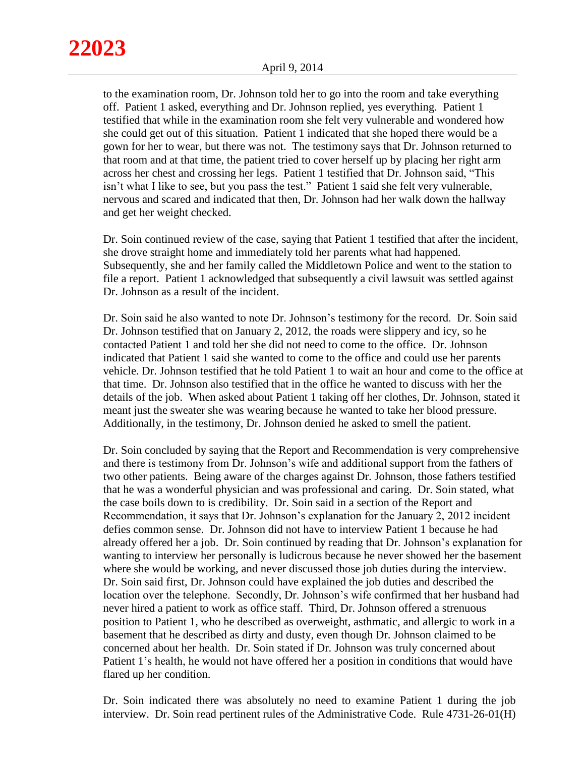to the examination room, Dr. Johnson told her to go into the room and take everything off. Patient 1 asked, everything and Dr. Johnson replied, yes everything. Patient 1 testified that while in the examination room she felt very vulnerable and wondered how she could get out of this situation. Patient 1 indicated that she hoped there would be a gown for her to wear, but there was not. The testimony says that Dr. Johnson returned to that room and at that time, the patient tried to cover herself up by placing her right arm across her chest and crossing her legs. Patient 1 testified that Dr. Johnson said, "This isn't what I like to see, but you pass the test." Patient 1 said she felt very vulnerable, nervous and scared and indicated that then, Dr. Johnson had her walk down the hallway and get her weight checked.

Dr. Soin continued review of the case, saying that Patient 1 testified that after the incident, she drove straight home and immediately told her parents what had happened. Subsequently, she and her family called the Middletown Police and went to the station to file a report. Patient 1 acknowledged that subsequently a civil lawsuit was settled against Dr. Johnson as a result of the incident.

Dr. Soin said he also wanted to note Dr. Johnson's testimony for the record. Dr. Soin said Dr. Johnson testified that on January 2, 2012, the roads were slippery and icy, so he contacted Patient 1 and told her she did not need to come to the office. Dr. Johnson indicated that Patient 1 said she wanted to come to the office and could use her parents vehicle. Dr. Johnson testified that he told Patient 1 to wait an hour and come to the office at that time. Dr. Johnson also testified that in the office he wanted to discuss with her the details of the job. When asked about Patient 1 taking off her clothes, Dr. Johnson, stated it meant just the sweater she was wearing because he wanted to take her blood pressure. Additionally, in the testimony, Dr. Johnson denied he asked to smell the patient.

Dr. Soin concluded by saying that the Report and Recommendation is very comprehensive and there is testimony from Dr. Johnson's wife and additional support from the fathers of two other patients. Being aware of the charges against Dr. Johnson, those fathers testified that he was a wonderful physician and was professional and caring. Dr. Soin stated, what the case boils down to is credibility. Dr. Soin said in a section of the Report and Recommendation, it says that Dr. Johnson's explanation for the January 2, 2012 incident defies common sense. Dr. Johnson did not have to interview Patient 1 because he had already offered her a job. Dr. Soin continued by reading that Dr. Johnson's explanation for wanting to interview her personally is ludicrous because he never showed her the basement where she would be working, and never discussed those job duties during the interview. Dr. Soin said first, Dr. Johnson could have explained the job duties and described the location over the telephone. Secondly, Dr. Johnson's wife confirmed that her husband had never hired a patient to work as office staff. Third, Dr. Johnson offered a strenuous position to Patient 1, who he described as overweight, asthmatic, and allergic to work in a basement that he described as dirty and dusty, even though Dr. Johnson claimed to be concerned about her health. Dr. Soin stated if Dr. Johnson was truly concerned about Patient 1's health, he would not have offered her a position in conditions that would have flared up her condition.

Dr. Soin indicated there was absolutely no need to examine Patient 1 during the job interview. Dr. Soin read pertinent rules of the Administrative Code. Rule 4731-26-01(H)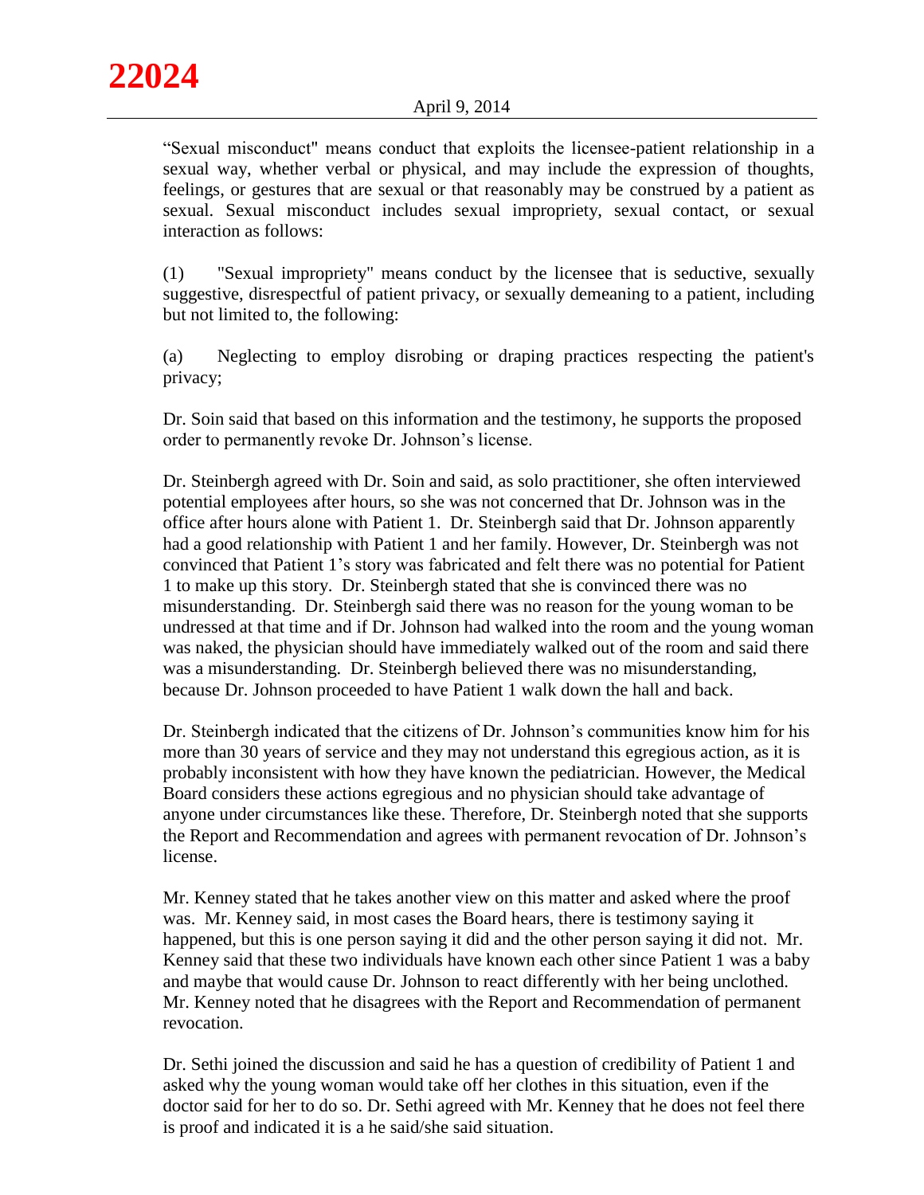“Sexual misconduct" means conduct that exploits the licensee-patient relationship in a sexual way, whether verbal or physical, and may include the expression of thoughts, feelings, or gestures that are sexual or that reasonably may be construed by a patient as sexual. Sexual misconduct includes sexual impropriety, sexual contact, or sexual interaction as follows:

(1) "Sexual impropriety" means conduct by the licensee that is seductive, sexually suggestive, disrespectful of patient privacy, or sexually demeaning to a patient, including but not limited to, the following:

(a) Neglecting to employ disrobing or draping practices respecting the patient's privacy;

Dr. Soin said that based on this information and the testimony, he supports the proposed order to permanently revoke Dr. Johnson’s license.

Dr. Steinbergh agreed with Dr. Soin and said, as solo practitioner, she often interviewed potential employees after hours, so she was not concerned that Dr. Johnson was in the office after hours alone with Patient 1. Dr. Steinbergh said that Dr. Johnson apparently had a good relationship with Patient 1 and her family. However, Dr. Steinbergh was not convinced that Patient 1’s story was fabricated and felt there was no potential for Patient 1 to make up this story. Dr. Steinbergh stated that she is convinced there was no misunderstanding. Dr. Steinbergh said there was no reason for the young woman to be undressed at that time and if Dr. Johnson had walked into the room and the young woman was naked, the physician should have immediately walked out of the room and said there was a misunderstanding. Dr. Steinbergh believed there was no misunderstanding, because Dr. Johnson proceeded to have Patient 1 walk down the hall and back.

Dr. Steinbergh indicated that the citizens of Dr. Johnson’s communities know him for his more than 30 years of service and they may not understand this egregious action, as it is probably inconsistent with how they have known the pediatrician. However, the Medical Board considers these actions egregious and no physician should take advantage of anyone under circumstances like these. Therefore, Dr. Steinbergh noted that she supports the Report and Recommendation and agrees with permanent revocation of Dr. Johnson’s license.

Mr. Kenney stated that he takes another view on this matter and asked where the proof was. Mr. Kenney said, in most cases the Board hears, there is testimony saying it happened, but this is one person saying it did and the other person saying it did not. Mr. Kenney said that these two individuals have known each other since Patient 1 was a baby and maybe that would cause Dr. Johnson to react differently with her being unclothed. Mr. Kenney noted that he disagrees with the Report and Recommendation of permanent revocation.

Dr. Sethi joined the discussion and said he has a question of credibility of Patient 1 and asked why the young woman would take off her clothes in this situation, even if the doctor said for her to do so. Dr. Sethi agreed with Mr. Kenney that he does not feel there is proof and indicated it is a he said/she said situation.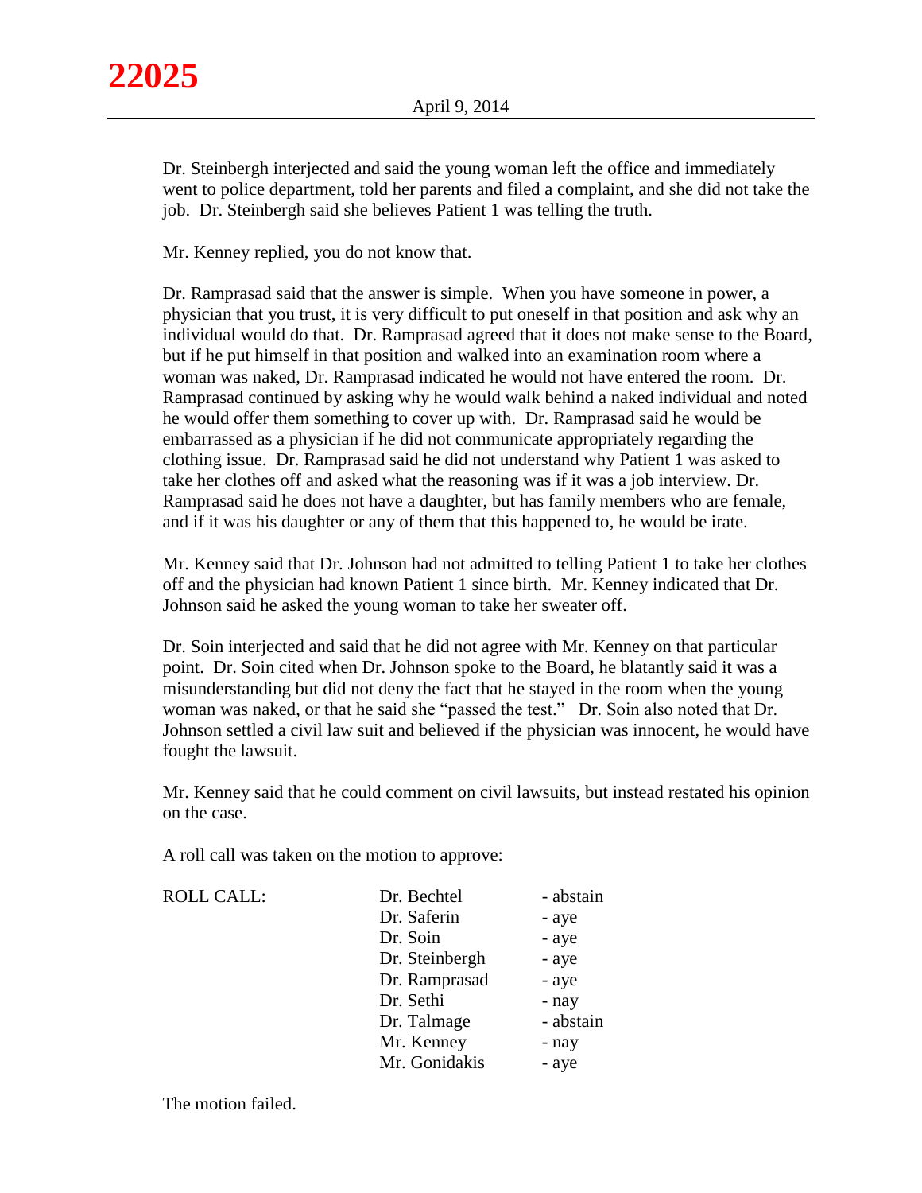Dr. Steinbergh interjected and said the young woman left the office and immediately went to police department, told her parents and filed a complaint, and she did not take the job. Dr. Steinbergh said she believes Patient 1 was telling the truth.

Mr. Kenney replied, you do not know that.

Dr. Ramprasad said that the answer is simple. When you have someone in power, a physician that you trust, it is very difficult to put oneself in that position and ask why an individual would do that. Dr. Ramprasad agreed that it does not make sense to the Board, but if he put himself in that position and walked into an examination room where a woman was naked, Dr. Ramprasad indicated he would not have entered the room. Dr. Ramprasad continued by asking why he would walk behind a naked individual and noted he would offer them something to cover up with. Dr. Ramprasad said he would be embarrassed as a physician if he did not communicate appropriately regarding the clothing issue. Dr. Ramprasad said he did not understand why Patient 1 was asked to take her clothes off and asked what the reasoning was if it was a job interview. Dr. Ramprasad said he does not have a daughter, but has family members who are female, and if it was his daughter or any of them that this happened to, he would be irate.

Mr. Kenney said that Dr. Johnson had not admitted to telling Patient 1 to take her clothes off and the physician had known Patient 1 since birth. Mr. Kenney indicated that Dr. Johnson said he asked the young woman to take her sweater off.

Dr. Soin interjected and said that he did not agree with Mr. Kenney on that particular point. Dr. Soin cited when Dr. Johnson spoke to the Board, he blatantly said it was a misunderstanding but did not deny the fact that he stayed in the room when the young woman was naked, or that he said she "passed the test." Dr. Soin also noted that Dr. Johnson settled a civil law suit and believed if the physician was innocent, he would have fought the lawsuit.

Mr. Kenney said that he could comment on civil lawsuits, but instead restated his opinion on the case.

A roll call was taken on the motion to approve:

| ROLL CALL: | Dr. Bechtel | - abstain |
|---|---|---|
| | Dr. Saferin | - aye |
| | Dr. Soin | - aye |
| | Dr. Steinbergh | - aye |
| | Dr. Ramprasad | - aye |
| | Dr. Sethi | - nay |
| | Dr. Talmage | - abstain |
| | Mr. Kenney | - nay |
| | Mr. Gonidakis | - aye |

The motion failed.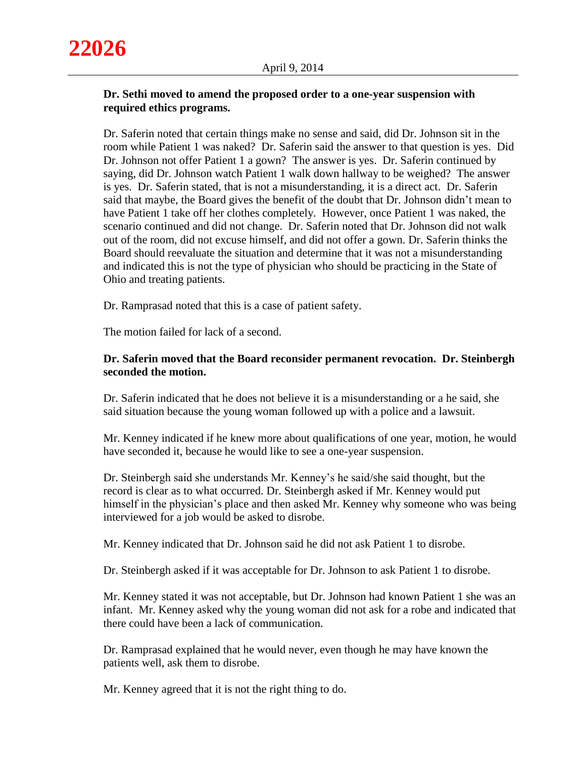**Dr. Sethi moved to amend the proposed order to a one-year suspension with required ethics programs.**

Dr. Saferin noted that certain things make no sense and said, did Dr. Johnson sit in the room while Patient 1 was naked? Dr. Saferin said the answer to that question is yes. Did Dr. Johnson not offer Patient 1 a gown? The answer is yes. Dr. Saferin continued by saying, did Dr. Johnson watch Patient 1 walk down hallway to be weighed? The answer is yes. Dr. Saferin stated, that is not a misunderstanding, it is a direct act. Dr. Saferin said that maybe, the Board gives the benefit of the doubt that Dr. Johnson didn't mean to have Patient 1 take off her clothes completely. However, once Patient 1 was naked, the scenario continued and did not change. Dr. Saferin noted that Dr. Johnson did not walk out of the room, did not excuse himself, and did not offer a gown. Dr. Saferin thinks the Board should reevaluate the situation and determine that it was not a misunderstanding and indicated this is not the type of physician who should be practicing in the State of Ohio and treating patients.

Dr. Ramprasad noted that this is a case of patient safety.

The motion failed for lack of a second.

**Dr. Saferin moved that the Board reconsider permanent revocation. Dr. Steinbergh seconded the motion.**

Dr. Saferin indicated that he does not believe it is a misunderstanding or a he said, she said situation because the young woman followed up with a police and a lawsuit.

Mr. Kenney indicated if he knew more about qualifications of one year, motion, he would have seconded it, because he would like to see a one-year suspension.

Dr. Steinbergh said she understands Mr. Kenney's he said/she said thought, but the record is clear as to what occurred. Dr. Steinbergh asked if Mr. Kenney would put himself in the physician's place and then asked Mr. Kenney why someone who was being interviewed for a job would be asked to disrobe.

Mr. Kenney indicated that Dr. Johnson said he did not ask Patient 1 to disrobe.

Dr. Steinbergh asked if it was acceptable for Dr. Johnson to ask Patient 1 to disrobe.

Mr. Kenney stated it was not acceptable, but Dr. Johnson had known Patient 1 she was an infant. Mr. Kenney asked why the young woman did not ask for a robe and indicated that there could have been a lack of communication.

Dr. Ramprasad explained that he would never, even though he may have known the patients well, ask them to disrobe.

Mr. Kenney agreed that it is not the right thing to do.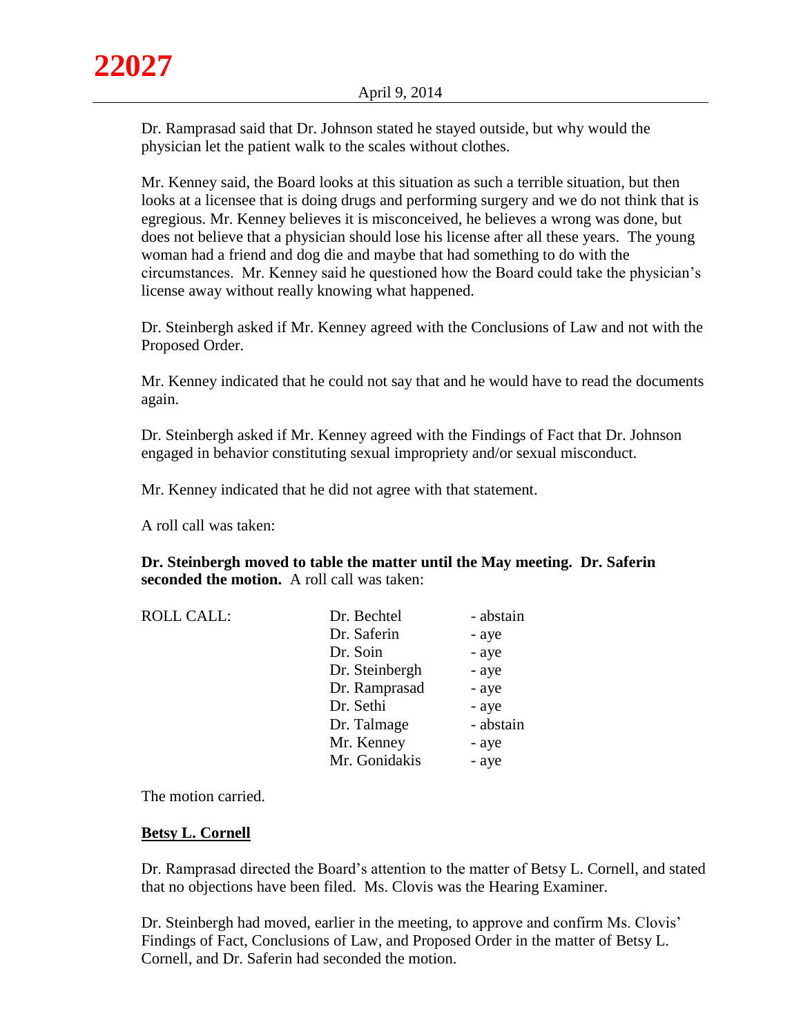Dr. Ramprasad said that Dr. Johnson stated he stayed outside, but why would the physician let the patient walk to the scales without clothes.

Mr. Kenney said, the Board looks at this situation as such a terrible situation, but then looks at a licensee that is doing drugs and performing surgery and we do not think that is egregious. Mr. Kenney believes it is misconceived, he believes a wrong was done, but does not believe that a physician should lose his license after all these years. The young woman had a friend and dog die and maybe that had something to do with the circumstances. Mr. Kenney said he questioned how the Board could take the physician's license away without really knowing what happened.

Dr. Steinbergh asked if Mr. Kenney agreed with the Conclusions of Law and not with the Proposed Order.

Mr. Kenney indicated that he could not say that and he would have to read the documents again.

Dr. Steinbergh asked if Mr. Kenney agreed with the Findings of Fact that Dr. Johnson engaged in behavior constituting sexual impropriety and/or sexual misconduct.

Mr. Kenney indicated that he did not agree with that statement.

A roll call was taken:

**Dr. Steinbergh moved to table the matter until the May meeting. Dr. Saferin seconded the motion.** A roll call was taken:

| ROLL CALL: | Dr. Bechtel | - abstain |
|---|---|---|
| | Dr. Saferin | - aye |
| | Dr. Soin | - aye |
| | Dr. Steinbergh | - aye |
| | Dr. Ramprasad | - aye |
| | Dr. Sethi | - aye |
| | Dr. Talmage | - abstain |
| | Mr. Kenney | - aye |
| | Mr. Gonidakis | - aye |

The motion carried.

**Betsy L. Cornell**

Dr. Ramprasad directed the Board's attention to the matter of Betsy L. Cornell, and stated that no objections have been filed. Ms. Clovis was the Hearing Examiner.

Dr. Steinbergh had moved, earlier in the meeting, to approve and confirm Ms. Clovis' Findings of Fact, Conclusions of Law, and Proposed Order in the matter of Betsy L. Cornell, and Dr. Saferin had seconded the motion.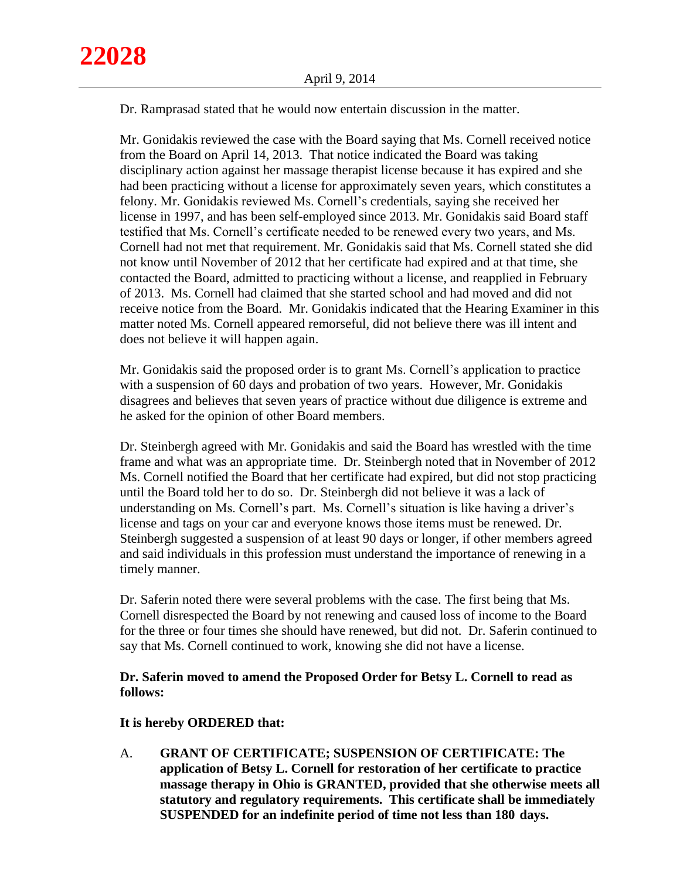Dr. Ramprasad stated that he would now entertain discussion in the matter.

Mr. Gonidakis reviewed the case with the Board saying that Ms. Cornell received notice from the Board on April 14, 2013. That notice indicated the Board was taking disciplinary action against her massage therapist license because it has expired and she had been practicing without a license for approximately seven years, which constitutes a felony. Mr. Gonidakis reviewed Ms. Cornell's credentials, saying she received her license in 1997, and has been self-employed since 2013. Mr. Gonidakis said Board staff testified that Ms. Cornell's certificate needed to be renewed every two years, and Ms. Cornell had not met that requirement. Mr. Gonidakis said that Ms. Cornell stated she did not know until November of 2012 that her certificate had expired and at that time, she contacted the Board, admitted to practicing without a license, and reapplied in February of 2013. Ms. Cornell had claimed that she started school and had moved and did not receive notice from the Board. Mr. Gonidakis indicated that the Hearing Examiner in this matter noted Ms. Cornell appeared remorseful, did not believe there was ill intent and does not believe it will happen again.

Mr. Gonidakis said the proposed order is to grant Ms. Cornell's application to practice with a suspension of 60 days and probation of two years. However, Mr. Gonidakis disagrees and believes that seven years of practice without due diligence is extreme and he asked for the opinion of other Board members.

Dr. Steinbergh agreed with Mr. Gonidakis and said the Board has wrestled with the time frame and what was an appropriate time. Dr. Steinbergh noted that in November of 2012 Ms. Cornell notified the Board that her certificate had expired, but did not stop practicing until the Board told her to do so. Dr. Steinbergh did not believe it was a lack of understanding on Ms. Cornell's part. Ms. Cornell's situation is like having a driver's license and tags on your car and everyone knows those items must be renewed. Dr. Steinbergh suggested a suspension of at least 90 days or longer, if other members agreed and said individuals in this profession must understand the importance of renewing in a timely manner.

Dr. Saferin noted there were several problems with the case. The first being that Ms. Cornell disrespected the Board by not renewing and caused loss of income to the Board for the three or four times she should have renewed, but did not. Dr. Saferin continued to say that Ms. Cornell continued to work, knowing she did not have a license.

**Dr. Saferin moved to amend the Proposed Order for Betsy L. Cornell to read as follows:**

**It is hereby ORDERED that:**

A. **GRANT OF CERTIFICATE; SUSPENSION OF CERTIFICATE: The application of Betsy L. Cornell for restoration of her certificate to practice massage therapy in Ohio is GRANTED, provided that she otherwise meets all statutory and regulatory requirements. This certificate shall be immediately SUSPENDED for an indefinite period of time not less than 180 days.**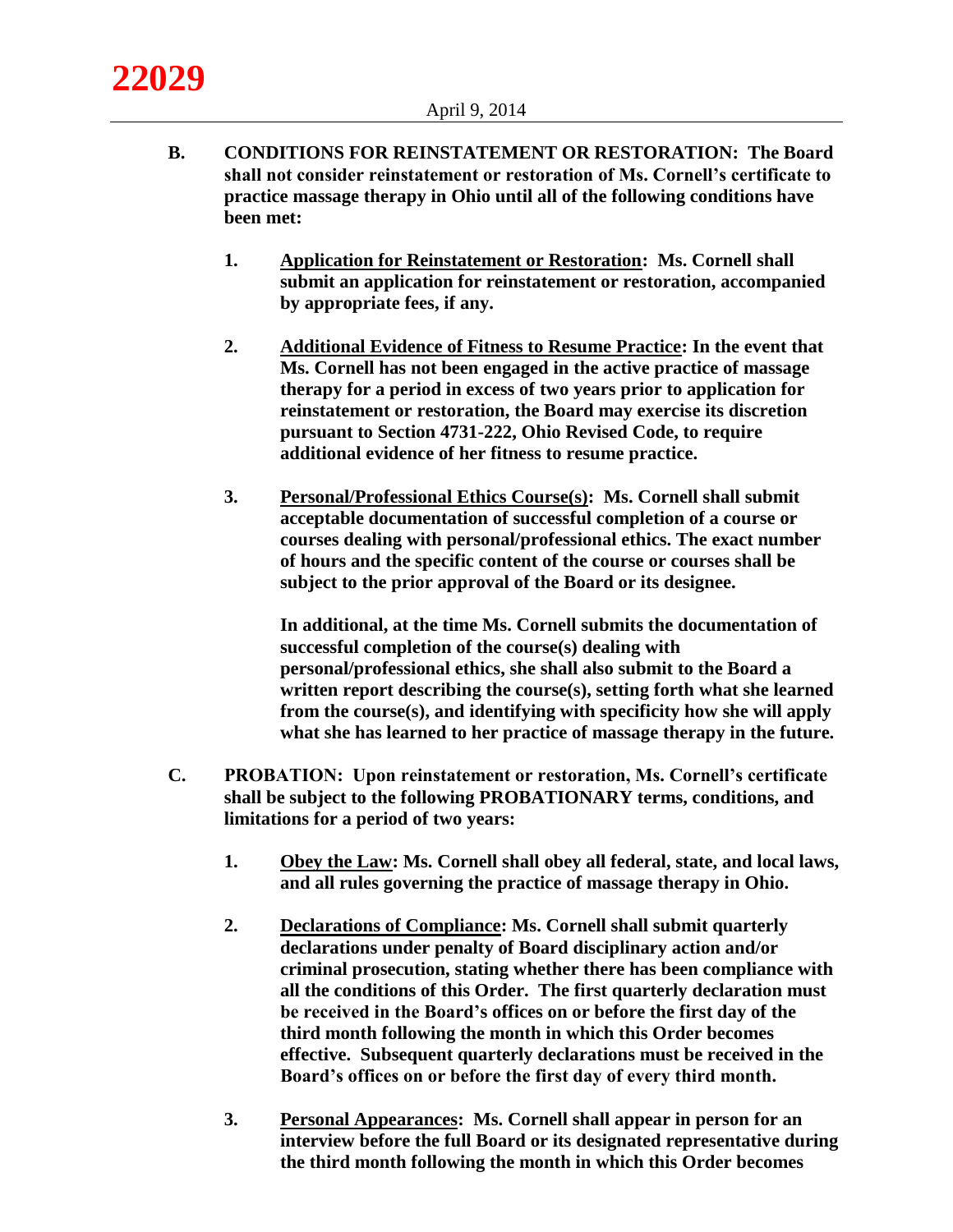**B. CONDITIONS FOR REINSTATEMENT OR RESTORATION: The Board shall not consider reinstatement or restoration of Ms. Cornell's certificate to practice massage therapy in Ohio until all of the following conditions have been met:**

**1. <u>Application for Reinstatement or Restoration</u>: Ms. Cornell shall submit an application for reinstatement or restoration, accompanied by appropriate fees, if any.**

**2. <u>Additional Evidence of Fitness to Resume Practice</u>: In the event that Ms. Cornell has not been engaged in the active practice of massage therapy for a period in excess of two years prior to application for reinstatement or restoration, the Board may exercise its discretion pursuant to Section 4731-222, Ohio Revised Code, to require additional evidence of her fitness to resume practice.**

**3. <u>Personal/Professional Ethics Course(s)</u>: Ms. Cornell shall submit acceptable documentation of successful completion of a course or courses dealing with personal/professional ethics. The exact number of hours and the specific content of the course or courses shall be subject to the prior approval of the Board or its designee.**

**In additional, at the time Ms. Cornell submits the documentation of successful completion of the course(s) dealing with personal/professional ethics, she shall also submit to the Board a written report describing the course(s), setting forth what she learned from the course(s), and identifying with specificity how she will apply what she has learned to her practice of massage therapy in the future.**

**C. PROBATION: Upon reinstatement or restoration, Ms. Cornell's certificate shall be subject to the following PROBATIONARY terms, conditions, and limitations for a period of two years:**

**1. <u>Obey the Law</u>: Ms. Cornell shall obey all federal, state, and local laws, and all rules governing the practice of massage therapy in Ohio.**

**2. <u>Declarations of Compliance</u>: Ms. Cornell shall submit quarterly declarations under penalty of Board disciplinary action and/or criminal prosecution, stating whether there has been compliance with all the conditions of this Order. The first quarterly declaration must be received in the Board's offices on or before the first day of the third month following the month in which this Order becomes effective. Subsequent quarterly declarations must be received in the Board's offices on or before the first day of every third month.**

**3. <u>Personal Appearances</u>: Ms. Cornell shall appear in person for an interview before the full Board or its designated representative during the third month following the month in which this Order becomes**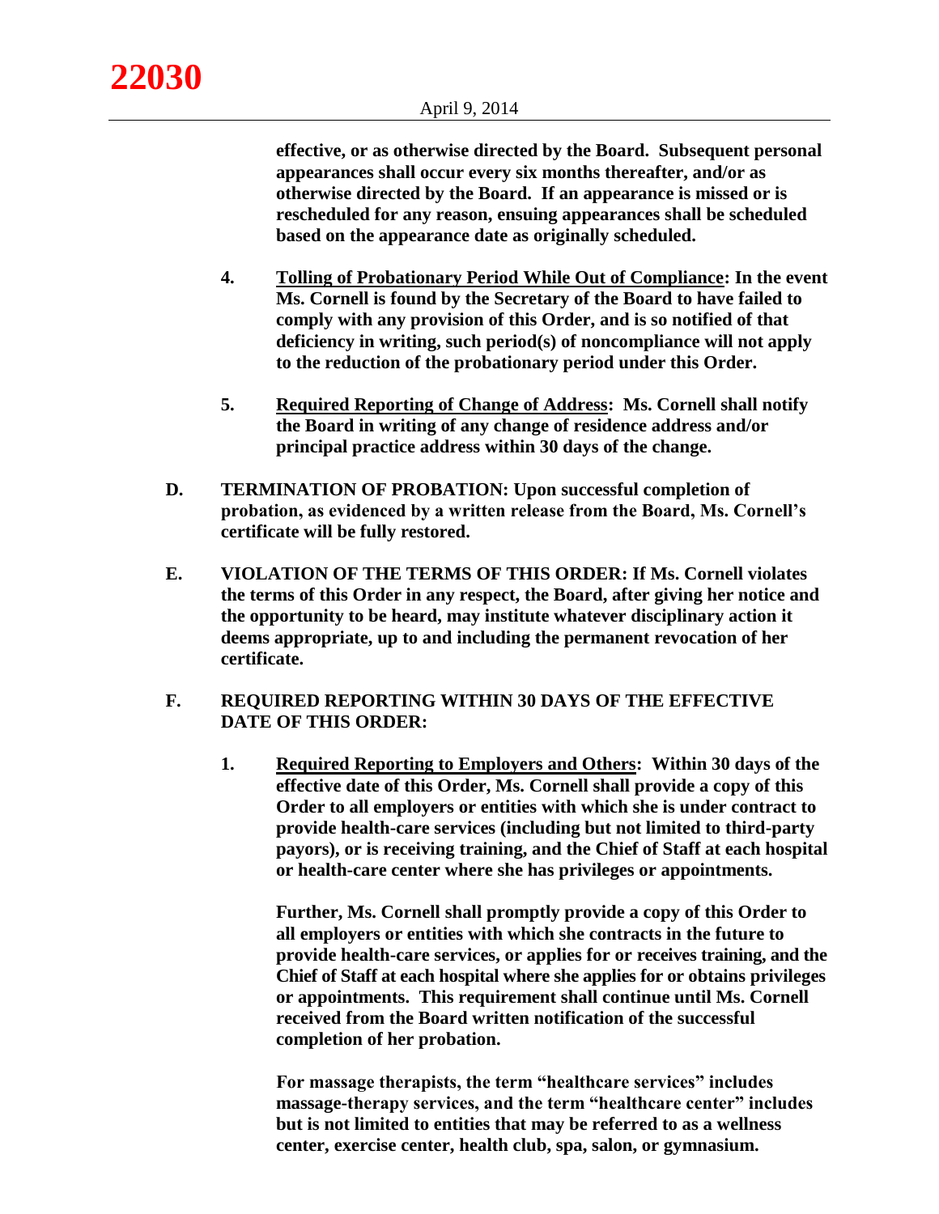**effective, or as otherwise directed by the Board. Subsequent personal appearances shall occur every six months thereafter, and/or as otherwise directed by the Board. If an appearance is missed or is rescheduled for any reason, ensuing appearances shall be scheduled based on the appearance date as originally scheduled.**

4. **Tolling of Probationary Period While Out of Compliance: In the event Ms. Cornell is found by the Secretary of the Board to have failed to comply with any provision of this Order, and is so notified of that deficiency in writing, such period(s) of noncompliance will not apply to the reduction of the probationary period under this Order.**

5. **Required Reporting of Change of Address: Ms. Cornell shall notify the Board in writing of any change of residence address and/or principal practice address within 30 days of the change.**

**D. TERMINATION OF PROBATION: Upon successful completion of probation, as evidenced by a written release from the Board, Ms. Cornell's certificate will be fully restored.**

**E. VIOLATION OF THE TERMS OF THIS ORDER: If Ms. Cornell violates the terms of this Order in any respect, the Board, after giving her notice and the opportunity to be heard, may institute whatever disciplinary action it deems appropriate, up to and including the permanent revocation of her certificate.**

**F. REQUIRED REPORTING WITHIN 30 DAYS OF THE EFFECTIVE DATE OF THIS ORDER:**

1. **Required Reporting to Employers and Others: Within 30 days of the effective date of this Order, Ms. Cornell shall provide a copy of this Order to all employers or entities with which she is under contract to provide health-care services (including but not limited to third-party payors), or is receiving training, and the Chief of Staff at each hospital or health-care center where she has privileges or appointments.**

   **Further, Ms. Cornell shall promptly provide a copy of this Order to all employers or entities with which she contracts in the future to provide health-care services, or applies for or receives training, and the Chief of Staff at each hospital where she applies for or obtains privileges or appointments. This requirement shall continue until Ms. Cornell received from the Board written notification of the successful completion of her probation.**

   **For massage therapists, the term "healthcare services" includes massage-therapy services, and the term "healthcare center" includes but is not limited to entities that may be referred to as a wellness center, exercise center, health club, spa, salon, or gymnasium.**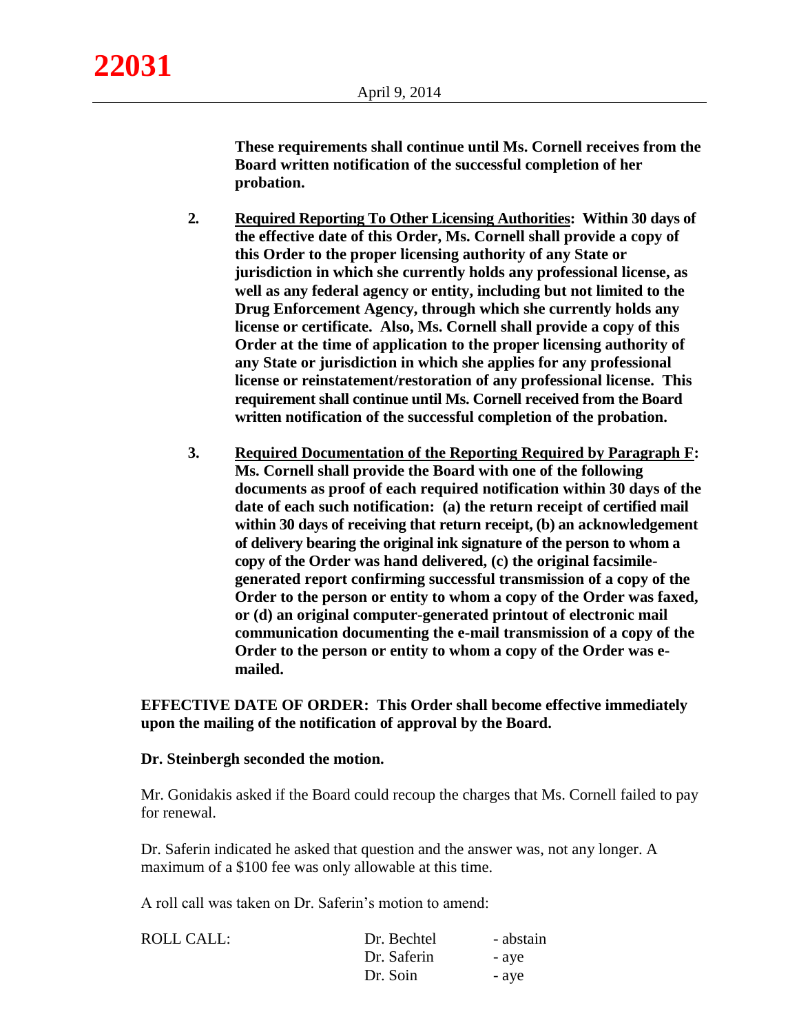**These requirements shall continue until Ms. Cornell receives from the Board written notification of the successful completion of her probation.**

2. **Required Reporting To Other Licensing Authorities: Within 30 days of the effective date of this Order, Ms. Cornell shall provide a copy of this Order to the proper licensing authority of any State or jurisdiction in which she currently holds any professional license, as well as any federal agency or entity, including but not limited to the Drug Enforcement Agency, through which she currently holds any license or certificate. Also, Ms. Cornell shall provide a copy of this Order at the time of application to the proper licensing authority of any State or jurisdiction in which she applies for any professional license or reinstatement/restoration of any professional license. This requirement shall continue until Ms. Cornell received from the Board written notification of the successful completion of the probation.**

3. **Required Documentation of the Reporting Required by Paragraph F: Ms. Cornell shall provide the Board with one of the following documents as proof of each required notification within 30 days of the date of each such notification: (a) the return receipt of certified mail within 30 days of receiving that return receipt, (b) an acknowledgement of delivery bearing the original ink signature of the person to whom a copy of the Order was hand delivered, (c) the original facsimile-generated report confirming successful transmission of a copy of the Order to the person or entity to whom a copy of the Order was faxed, or (d) an original computer-generated printout of electronic mail communication documenting the e-mail transmission of a copy of the Order to the person or entity to whom a copy of the Order was e-mailed.**

**EFFECTIVE DATE OF ORDER: This Order shall become effective immediately upon the mailing of the notification of approval by the Board.**

**Dr. Steinbergh seconded the motion.**

Mr. Gonidakis asked if the Board could recoup the charges that Ms. Cornell failed to pay for renewal.

Dr. Saferin indicated he asked that question and the answer was, not any longer. A maximum of a $100 fee was only allowable at this time.

A roll call was taken on Dr. Saferin's motion to amend:

| ROLL CALL: | Dr. Bechtel | - abstain |
|---|---|---|
| | Dr. Saferin | - aye |
| | Dr. Soin | - aye |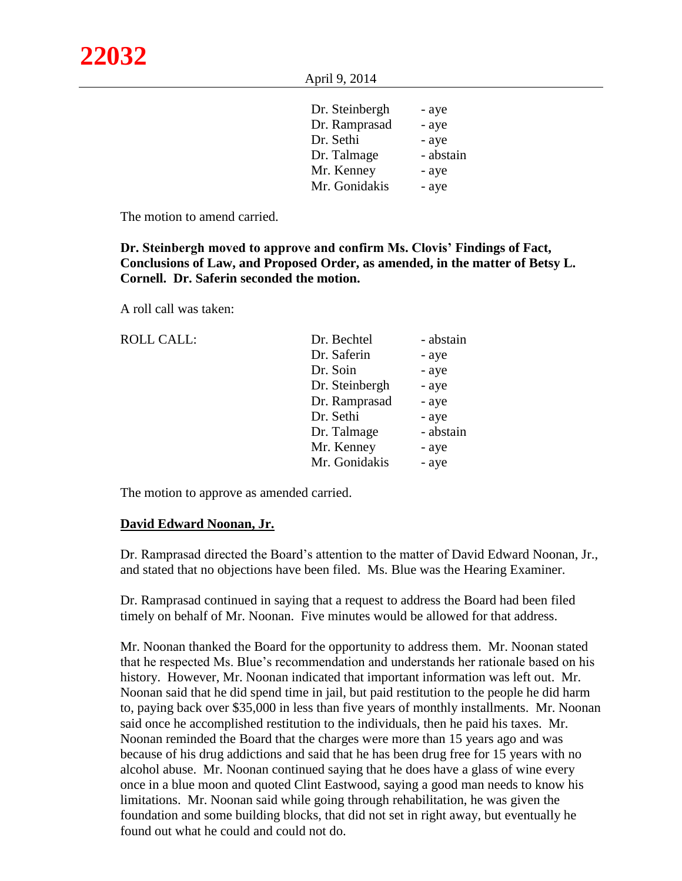| | |
|---|---|
| Dr. Steinbergh | - aye |
| Dr. Ramprasad | - aye |
| Dr. Sethi | - aye |
| Dr. Talmage | - abstain |
| Mr. Kenney | - aye |
| Mr. Gonidakis | - aye |

The motion to amend carried.

**Dr. Steinbergh moved to approve and confirm Ms. Clovis' Findings of Fact, Conclusions of Law, and Proposed Order, as amended, in the matter of Betsy L. Cornell. Dr. Saferin seconded the motion.**

A roll call was taken:

| ROLL CALL: | | |
|---|---|---|
| | Dr. Bechtel | - abstain |
| | Dr. Saferin | - aye |
| | Dr. Soin | - aye |
| | Dr. Steinbergh | - aye |
| | Dr. Ramprasad | - aye |
| | Dr. Sethi | - aye |
| | Dr. Talmage | - abstain |
| | Mr. Kenney | - aye |
| | Mr. Gonidakis | - aye |

The motion to approve as amended carried.

**David Edward Noonan, Jr.**

Dr. Ramprasad directed the Board's attention to the matter of David Edward Noonan, Jr., and stated that no objections have been filed. Ms. Blue was the Hearing Examiner.

Dr. Ramprasad continued in saying that a request to address the Board had been filed timely on behalf of Mr. Noonan. Five minutes would be allowed for that address.

Mr. Noonan thanked the Board for the opportunity to address them. Mr. Noonan stated that he respected Ms. Blue's recommendation and understands her rationale based on his history. However, Mr. Noonan indicated that important information was left out. Mr. Noonan said that he did spend time in jail, but paid restitution to the people he did harm to, paying back over $35,000 in less than five years of monthly installments. Mr. Noonan said once he accomplished restitution to the individuals, then he paid his taxes. Mr. Noonan reminded the Board that the charges were more than 15 years ago and was because of his drug addictions and said that he has been drug free for 15 years with no alcohol abuse. Mr. Noonan continued saying that he does have a glass of wine every once in a blue moon and quoted Clint Eastwood, saying a good man needs to know his limitations. Mr. Noonan said while going through rehabilitation, he was given the foundation and some building blocks, that did not set in right away, but eventually he found out what he could and could not do.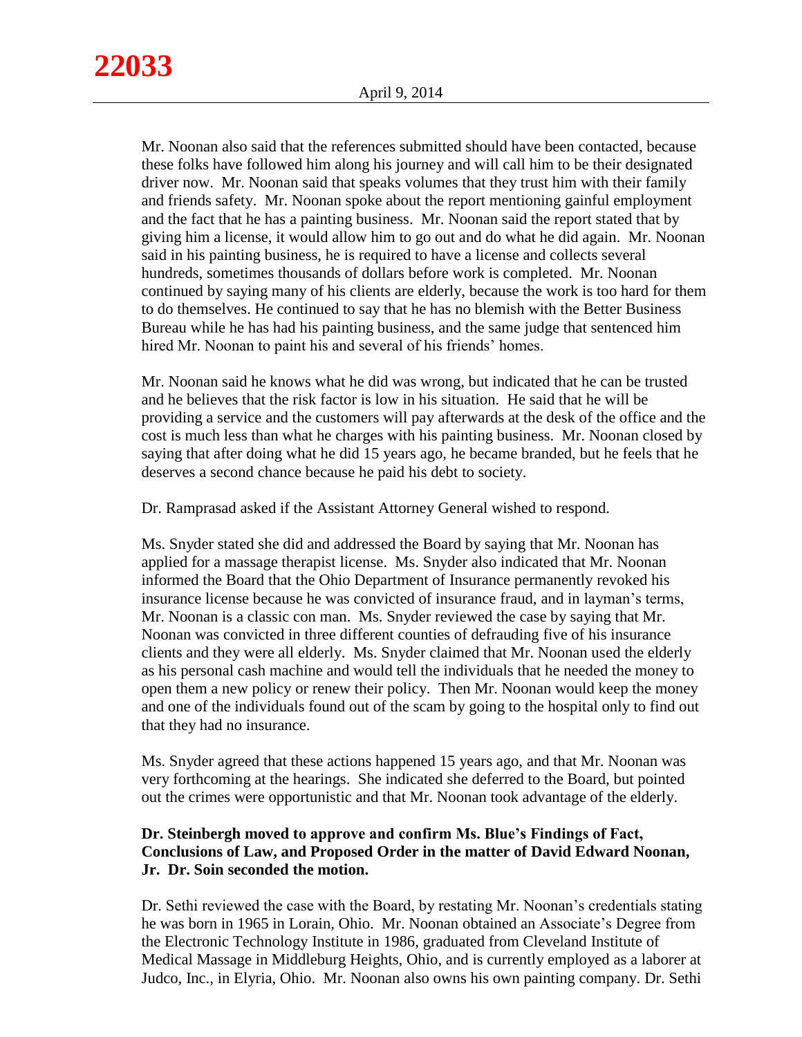Mr. Noonan also said that the references submitted should have been contacted, because these folks have followed him along his journey and will call him to be their designated driver now. Mr. Noonan said that speaks volumes that they trust him with their family and friends safety. Mr. Noonan spoke about the report mentioning gainful employment and the fact that he has a painting business. Mr. Noonan said the report stated that by giving him a license, it would allow him to go out and do what he did again. Mr. Noonan said in his painting business, he is required to have a license and collects several hundreds, sometimes thousands of dollars before work is completed. Mr. Noonan continued by saying many of his clients are elderly, because the work is too hard for them to do themselves. He continued to say that he has no blemish with the Better Business Bureau while he has had his painting business, and the same judge that sentenced him hired Mr. Noonan to paint his and several of his friends' homes.

Mr. Noonan said he knows what he did was wrong, but indicated that he can be trusted and he believes that the risk factor is low in his situation. He said that he will be providing a service and the customers will pay afterwards at the desk of the office and the cost is much less than what he charges with his painting business. Mr. Noonan closed by saying that after doing what he did 15 years ago, he became branded, but he feels that he deserves a second chance because he paid his debt to society.

Dr. Ramprasad asked if the Assistant Attorney General wished to respond.

Ms. Snyder stated she did and addressed the Board by saying that Mr. Noonan has applied for a massage therapist license. Ms. Snyder also indicated that Mr. Noonan informed the Board that the Ohio Department of Insurance permanently revoked his insurance license because he was convicted of insurance fraud, and in layman's terms, Mr. Noonan is a classic con man. Ms. Snyder reviewed the case by saying that Mr. Noonan was convicted in three different counties of defrauding five of his insurance clients and they were all elderly. Ms. Snyder claimed that Mr. Noonan used the elderly as his personal cash machine and would tell the individuals that he needed the money to open them a new policy or renew their policy. Then Mr. Noonan would keep the money and one of the individuals found out of the scam by going to the hospital only to find out that they had no insurance.

Ms. Snyder agreed that these actions happened 15 years ago, and that Mr. Noonan was very forthcoming at the hearings. She indicated she deferred to the Board, but pointed out the crimes were opportunistic and that Mr. Noonan took advantage of the elderly.

**Dr. Steinbergh moved to approve and confirm Ms. Blue's Findings of Fact, Conclusions of Law, and Proposed Order in the matter of David Edward Noonan, Jr. Dr. Soin seconded the motion.**

Dr. Sethi reviewed the case with the Board, by restating Mr. Noonan's credentials stating he was born in 1965 in Lorain, Ohio. Mr. Noonan obtained an Associate's Degree from the Electronic Technology Institute in 1986, graduated from Cleveland Institute of Medical Massage in Middleburg Heights, Ohio, and is currently employed as a laborer at Judco, Inc., in Elyria, Ohio. Mr. Noonan also owns his own painting company. Dr. Sethi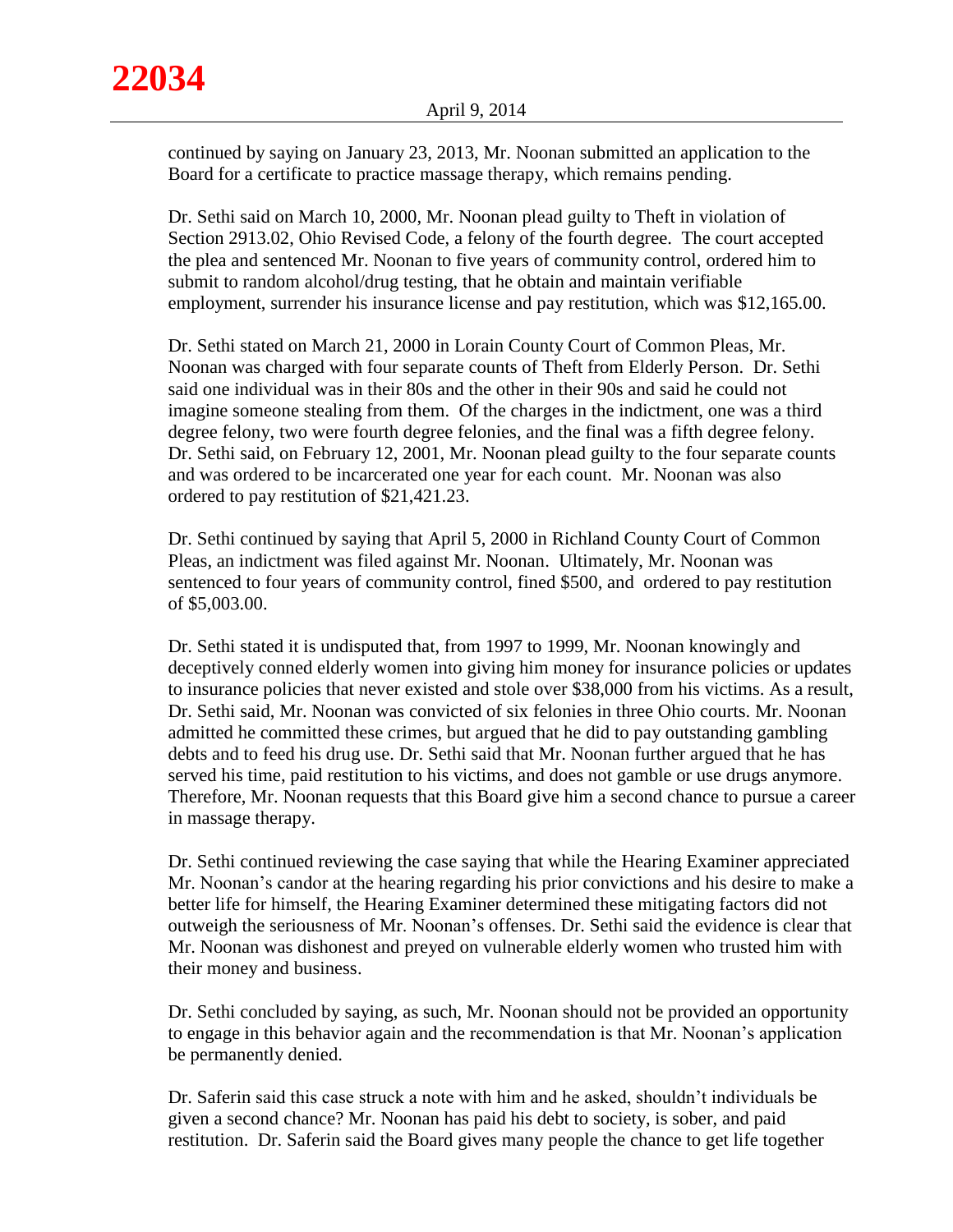continued by saying on January 23, 2013, Mr. Noonan submitted an application to the Board for a certificate to practice massage therapy, which remains pending.

Dr. Sethi said on March 10, 2000, Mr. Noonan plead guilty to Theft in violation of Section 2913.02, Ohio Revised Code, a felony of the fourth degree. The court accepted the plea and sentenced Mr. Noonan to five years of community control, ordered him to submit to random alcohol/drug testing, that he obtain and maintain verifiable employment, surrender his insurance license and pay restitution, which was $12,165.00.

Dr. Sethi stated on March 21, 2000 in Lorain County Court of Common Pleas, Mr. Noonan was charged with four separate counts of Theft from Elderly Person. Dr. Sethi said one individual was in their 80s and the other in their 90s and said he could not imagine someone stealing from them. Of the charges in the indictment, one was a third degree felony, two were fourth degree felonies, and the final was a fifth degree felony. Dr. Sethi said, on February 12, 2001, Mr. Noonan plead guilty to the four separate counts and was ordered to be incarcerated one year for each count. Mr. Noonan was also ordered to pay restitution of $21,421.23.

Dr. Sethi continued by saying that April 5, 2000 in Richland County Court of Common Pleas, an indictment was filed against Mr. Noonan. Ultimately, Mr. Noonan was sentenced to four years of community control, fined $500, and ordered to pay restitution of $5,003.00.

Dr. Sethi stated it is undisputed that, from 1997 to 1999, Mr. Noonan knowingly and deceptively conned elderly women into giving him money for insurance policies or updates to insurance policies that never existed and stole over $38,000 from his victims. As a result, Dr. Sethi said, Mr. Noonan was convicted of six felonies in three Ohio courts. Mr. Noonan admitted he committed these crimes, but argued that he did to pay outstanding gambling debts and to feed his drug use. Dr. Sethi said that Mr. Noonan further argued that he has served his time, paid restitution to his victims, and does not gamble or use drugs anymore. Therefore, Mr. Noonan requests that this Board give him a second chance to pursue a career in massage therapy.

Dr. Sethi continued reviewing the case saying that while the Hearing Examiner appreciated Mr. Noonan's candor at the hearing regarding his prior convictions and his desire to make a better life for himself, the Hearing Examiner determined these mitigating factors did not outweigh the seriousness of Mr. Noonan's offenses. Dr. Sethi said the evidence is clear that Mr. Noonan was dishonest and preyed on vulnerable elderly women who trusted him with their money and business.

Dr. Sethi concluded by saying, as such, Mr. Noonan should not be provided an opportunity to engage in this behavior again and the recommendation is that Mr. Noonan's application be permanently denied.

Dr. Saferin said this case struck a note with him and he asked, shouldn't individuals be given a second chance? Mr. Noonan has paid his debt to society, is sober, and paid restitution. Dr. Saferin said the Board gives many people the chance to get life together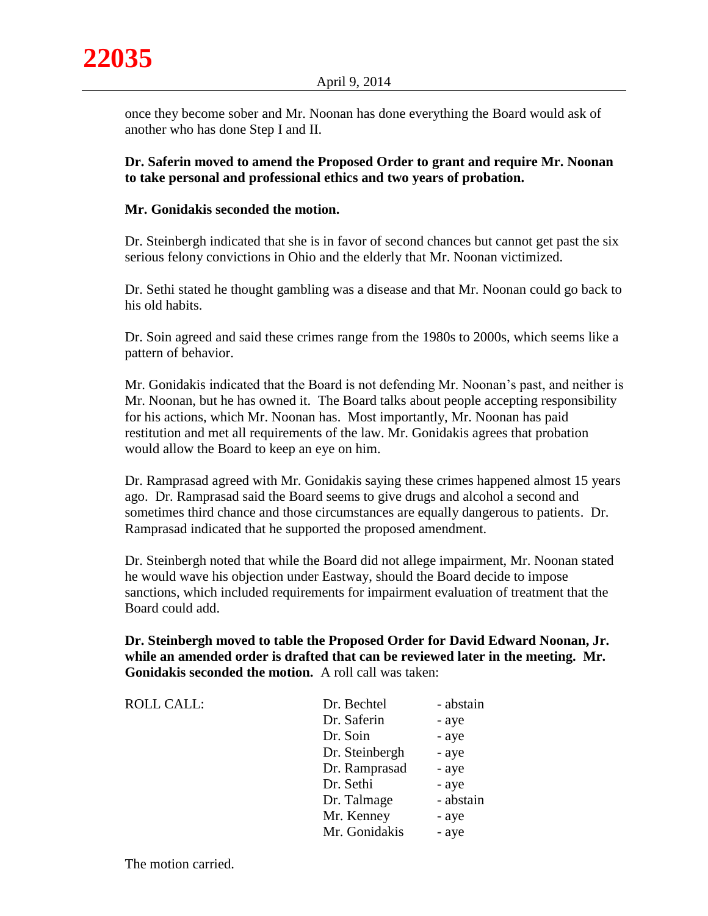once they become sober and Mr. Noonan has done everything the Board would ask of another who has done Step I and II.

**Dr. Saferin moved to amend the Proposed Order to grant and require Mr. Noonan to take personal and professional ethics and two years of probation.**

**Mr. Gonidakis seconded the motion.**

Dr. Steinbergh indicated that she is in favor of second chances but cannot get past the six serious felony convictions in Ohio and the elderly that Mr. Noonan victimized.

Dr. Sethi stated he thought gambling was a disease and that Mr. Noonan could go back to his old habits.

Dr. Soin agreed and said these crimes range from the 1980s to 2000s, which seems like a pattern of behavior.

Mr. Gonidakis indicated that the Board is not defending Mr. Noonan's past, and neither is Mr. Noonan, but he has owned it. The Board talks about people accepting responsibility for his actions, which Mr. Noonan has. Most importantly, Mr. Noonan has paid restitution and met all requirements of the law. Mr. Gonidakis agrees that probation would allow the Board to keep an eye on him.

Dr. Ramprasad agreed with Mr. Gonidakis saying these crimes happened almost 15 years ago. Dr. Ramprasad said the Board seems to give drugs and alcohol a second and sometimes third chance and those circumstances are equally dangerous to patients. Dr. Ramprasad indicated that he supported the proposed amendment.

Dr. Steinbergh noted that while the Board did not allege impairment, Mr. Noonan stated he would wave his objection under Eastway, should the Board decide to impose sanctions, which included requirements for impairment evaluation of treatment that the Board could add.

**Dr. Steinbergh moved to table the Proposed Order for David Edward Noonan, Jr. while an amended order is drafted that can be reviewed later in the meeting. Mr. Gonidakis seconded the motion.** A roll call was taken:

| ROLL CALL: | Dr. Bechtel | - abstain |
|---|---|---|
| | Dr. Saferin | - aye |
| | Dr. Soin | - aye |
| | Dr. Steinbergh | - aye |
| | Dr. Ramprasad | - aye |
| | Dr. Sethi | - aye |
| | Dr. Talmage | - abstain |
| | Mr. Kenney | - aye |
| | Mr. Gonidakis | - aye |

The motion carried.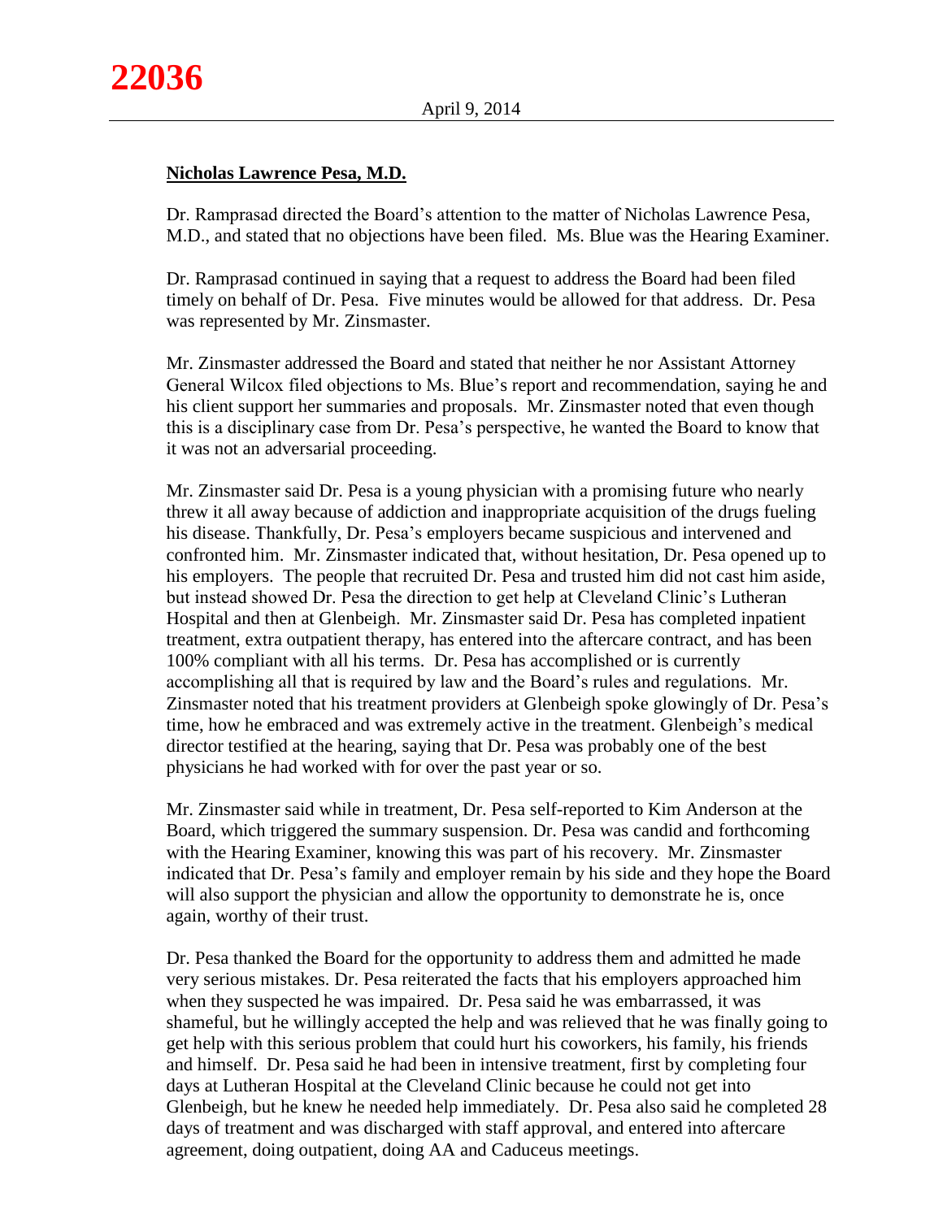**Nicholas Lawrence Pesa, M.D.**

Dr. Ramprasad directed the Board's attention to the matter of Nicholas Lawrence Pesa, M.D., and stated that no objections have been filed. Ms. Blue was the Hearing Examiner.

Dr. Ramprasad continued in saying that a request to address the Board had been filed timely on behalf of Dr. Pesa. Five minutes would be allowed for that address. Dr. Pesa was represented by Mr. Zinsmaster.

Mr. Zinsmaster addressed the Board and stated that neither he nor Assistant Attorney General Wilcox filed objections to Ms. Blue's report and recommendation, saying he and his client support her summaries and proposals. Mr. Zinsmaster noted that even though this is a disciplinary case from Dr. Pesa's perspective, he wanted the Board to know that it was not an adversarial proceeding.

Mr. Zinsmaster said Dr. Pesa is a young physician with a promising future who nearly threw it all away because of addiction and inappropriate acquisition of the drugs fueling his disease. Thankfully, Dr. Pesa's employers became suspicious and intervened and confronted him. Mr. Zinsmaster indicated that, without hesitation, Dr. Pesa opened up to his employers. The people that recruited Dr. Pesa and trusted him did not cast him aside, but instead showed Dr. Pesa the direction to get help at Cleveland Clinic's Lutheran Hospital and then at Glenbeigh. Mr. Zinsmaster said Dr. Pesa has completed inpatient treatment, extra outpatient therapy, has entered into the aftercare contract, and has been 100% compliant with all his terms. Dr. Pesa has accomplished or is currently accomplishing all that is required by law and the Board's rules and regulations. Mr. Zinsmaster noted that his treatment providers at Glenbeigh spoke glowingly of Dr. Pesa's time, how he embraced and was extremely active in the treatment. Glenbeigh's medical director testified at the hearing, saying that Dr. Pesa was probably one of the best physicians he had worked with for over the past year or so.

Mr. Zinsmaster said while in treatment, Dr. Pesa self-reported to Kim Anderson at the Board, which triggered the summary suspension. Dr. Pesa was candid and forthcoming with the Hearing Examiner, knowing this was part of his recovery. Mr. Zinsmaster indicated that Dr. Pesa's family and employer remain by his side and they hope the Board will also support the physician and allow the opportunity to demonstrate he is, once again, worthy of their trust.

Dr. Pesa thanked the Board for the opportunity to address them and admitted he made very serious mistakes. Dr. Pesa reiterated the facts that his employers approached him when they suspected he was impaired. Dr. Pesa said he was embarrassed, it was shameful, but he willingly accepted the help and was relieved that he was finally going to get help with this serious problem that could hurt his coworkers, his family, his friends and himself. Dr. Pesa said he had been in intensive treatment, first by completing four days at Lutheran Hospital at the Cleveland Clinic because he could not get into Glenbeigh, but he knew he needed help immediately. Dr. Pesa also said he completed 28 days of treatment and was discharged with staff approval, and entered into aftercare agreement, doing outpatient, doing AA and Caduceus meetings.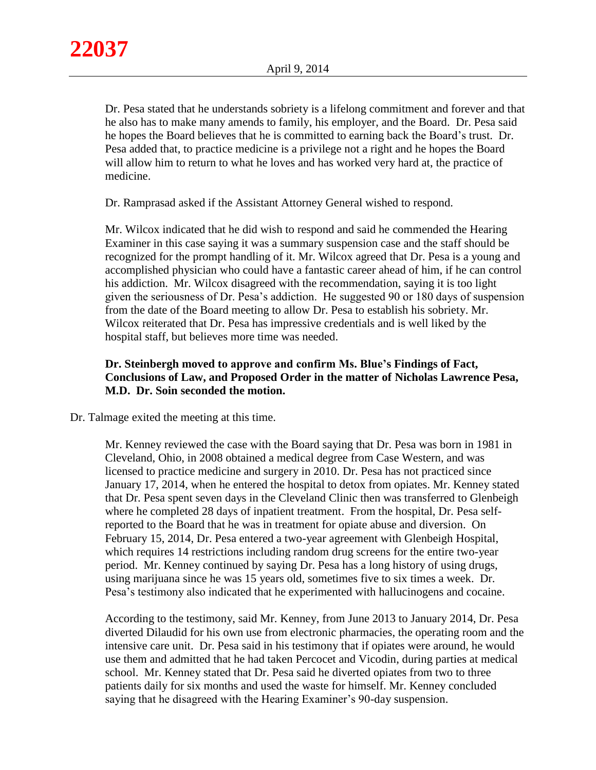Dr. Pesa stated that he understands sobriety is a lifelong commitment and forever and that he also has to make many amends to family, his employer, and the Board. Dr. Pesa said he hopes the Board believes that he is committed to earning back the Board's trust. Dr. Pesa added that, to practice medicine is a privilege not a right and he hopes the Board will allow him to return to what he loves and has worked very hard at, the practice of medicine.

Dr. Ramprasad asked if the Assistant Attorney General wished to respond.

Mr. Wilcox indicated that he did wish to respond and said he commended the Hearing Examiner in this case saying it was a summary suspension case and the staff should be recognized for the prompt handling of it. Mr. Wilcox agreed that Dr. Pesa is a young and accomplished physician who could have a fantastic career ahead of him, if he can control his addiction. Mr. Wilcox disagreed with the recommendation, saying it is too light given the seriousness of Dr. Pesa's addiction. He suggested 90 or 180 days of suspension from the date of the Board meeting to allow Dr. Pesa to establish his sobriety. Mr. Wilcox reiterated that Dr. Pesa has impressive credentials and is well liked by the hospital staff, but believes more time was needed.

**Dr. Steinbergh moved to approve and confirm Ms. Blue's Findings of Fact, Conclusions of Law, and Proposed Order in the matter of Nicholas Lawrence Pesa, M.D. Dr. Soin seconded the motion.**

Dr. Talmage exited the meeting at this time.

Mr. Kenney reviewed the case with the Board saying that Dr. Pesa was born in 1981 in Cleveland, Ohio, in 2008 obtained a medical degree from Case Western, and was licensed to practice medicine and surgery in 2010. Dr. Pesa has not practiced since January 17, 2014, when he entered the hospital to detox from opiates. Mr. Kenney stated that Dr. Pesa spent seven days in the Cleveland Clinic then was transferred to Glenbeigh where he completed 28 days of inpatient treatment. From the hospital, Dr. Pesa self-reported to the Board that he was in treatment for opiate abuse and diversion. On February 15, 2014, Dr. Pesa entered a two-year agreement with Glenbeigh Hospital, which requires 14 restrictions including random drug screens for the entire two-year period. Mr. Kenney continued by saying Dr. Pesa has a long history of using drugs, using marijuana since he was 15 years old, sometimes five to six times a week. Dr. Pesa's testimony also indicated that he experimented with hallucinogens and cocaine.

According to the testimony, said Mr. Kenney, from June 2013 to January 2014, Dr. Pesa diverted Dilaudid for his own use from electronic pharmacies, the operating room and the intensive care unit. Dr. Pesa said in his testimony that if opiates were around, he would use them and admitted that he had taken Percocet and Vicodin, during parties at medical school. Mr. Kenney stated that Dr. Pesa said he diverted opiates from two to three patients daily for six months and used the waste for himself. Mr. Kenney concluded saying that he disagreed with the Hearing Examiner's 90-day suspension.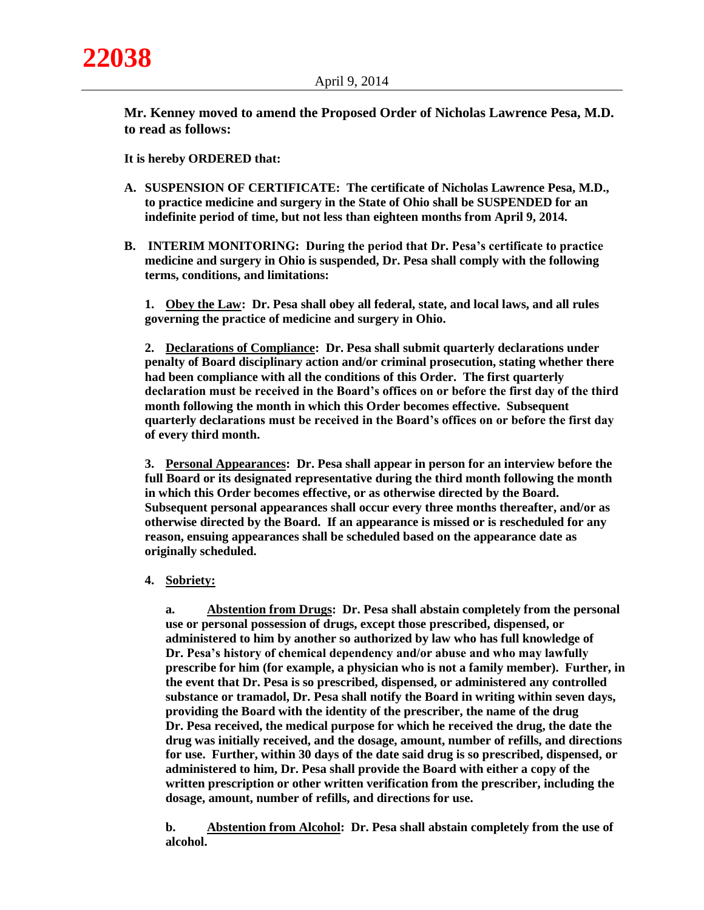**Mr. Kenney moved to amend the Proposed Order of Nicholas Lawrence Pesa, M.D. to read as follows:**

**It is hereby ORDERED that:**

**A. SUSPENSION OF CERTIFICATE: The certificate of Nicholas Lawrence Pesa, M.D., to practice medicine and surgery in the State of Ohio shall be SUSPENDED for an indefinite period of time, but not less than eighteen months from April 9, 2014.**

**B. INTERIM MONITORING: During the period that Dr. Pesa's certificate to practice medicine and surgery in Ohio is suspended, Dr. Pesa shall comply with the following terms, conditions, and limitations:**

**1. Obey the Law: Dr. Pesa shall obey all federal, state, and local laws, and all rules governing the practice of medicine and surgery in Ohio.**

**2. Declarations of Compliance: Dr. Pesa shall submit quarterly declarations under penalty of Board disciplinary action and/or criminal prosecution, stating whether there had been compliance with all the conditions of this Order. The first quarterly declaration must be received in the Board's offices on or before the first day of the third month following the month in which this Order becomes effective. Subsequent quarterly declarations must be received in the Board's offices on or before the first day of every third month.**

**3. Personal Appearances: Dr. Pesa shall appear in person for an interview before the full Board or its designated representative during the third month following the month in which this Order becomes effective, or as otherwise directed by the Board. Subsequent personal appearances shall occur every three months thereafter, and/or as otherwise directed by the Board. If an appearance is missed or is rescheduled for any reason, ensuing appearances shall be scheduled based on the appearance date as originally scheduled.**

**4. Sobriety:**

**a. Abstention from Drugs: Dr. Pesa shall abstain completely from the personal use or personal possession of drugs, except those prescribed, dispensed, or administered to him by another so authorized by law who has full knowledge of Dr. Pesa's history of chemical dependency and/or abuse and who may lawfully prescribe for him (for example, a physician who is not a family member). Further, in the event that Dr. Pesa is so prescribed, dispensed, or administered any controlled substance or tramadol, Dr. Pesa shall notify the Board in writing within seven days, providing the Board with the identity of the prescriber, the name of the drug Dr. Pesa received, the medical purpose for which he received the drug, the date the drug was initially received, and the dosage, amount, number of refills, and directions for use. Further, within 30 days of the date said drug is so prescribed, dispensed, or administered to him, Dr. Pesa shall provide the Board with either a copy of the written prescription or other written verification from the prescriber, including the dosage, amount, number of refills, and directions for use.**

**b. Abstention from Alcohol: Dr. Pesa shall abstain completely from the use of alcohol.**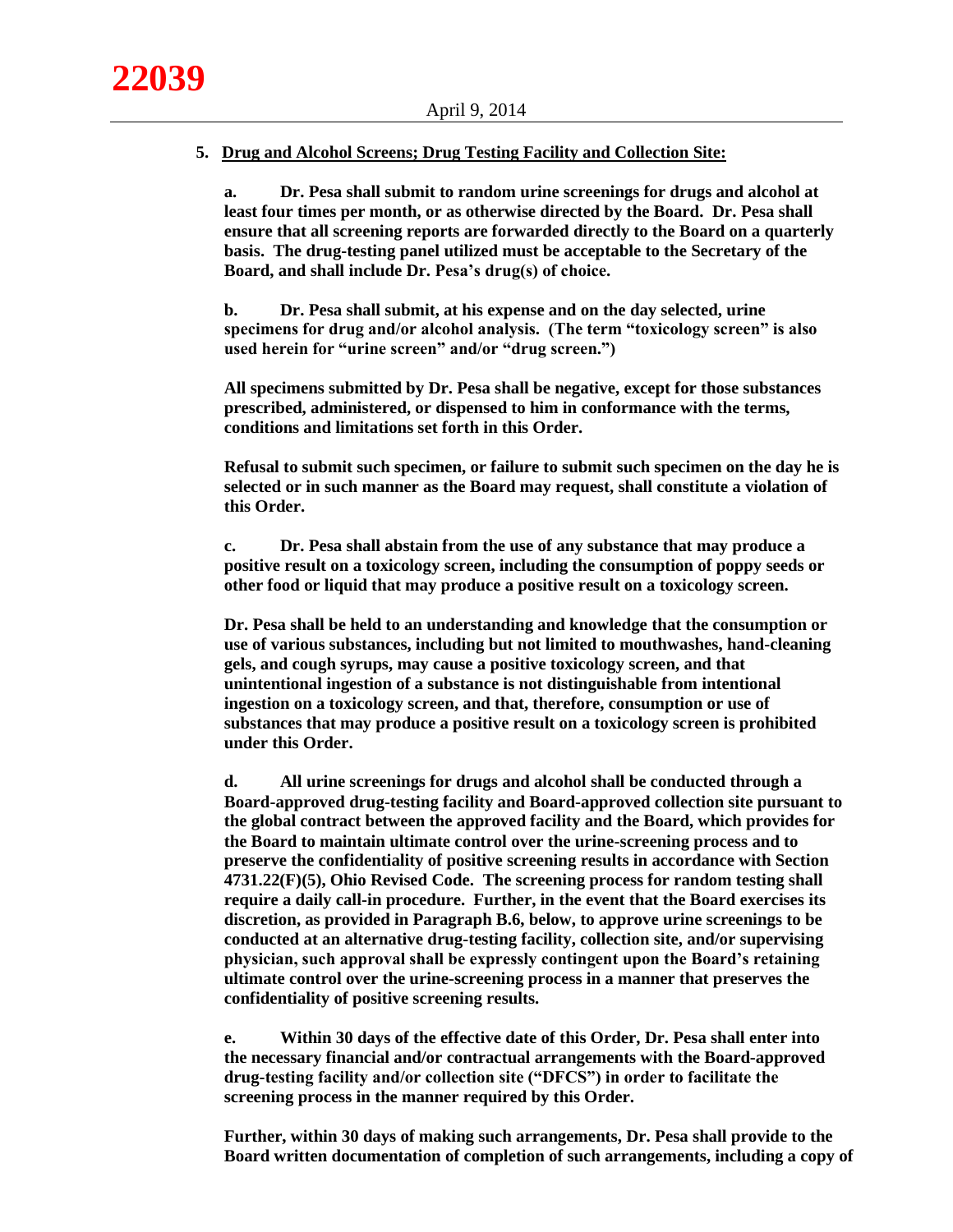5. **Drug and Alcohol Screens; Drug Testing Facility and Collection Site:**

   **a. Dr. Pesa shall submit to random urine screenings for drugs and alcohol at least four times per month, or as otherwise directed by the Board. Dr. Pesa shall ensure that all screening reports are forwarded directly to the Board on a quarterly basis. The drug-testing panel utilized must be acceptable to the Secretary of the Board, and shall include Dr. Pesa's drug(s) of choice.**

   **b. Dr. Pesa shall submit, at his expense and on the day selected, urine specimens for drug and/or alcohol analysis. (The term "toxicology screen" is also used herein for "urine screen" and/or "drug screen.")**

   **All specimens submitted by Dr. Pesa shall be negative, except for those substances prescribed, administered, or dispensed to him in conformance with the terms, conditions and limitations set forth in this Order.**

   **Refusal to submit such specimen, or failure to submit such specimen on the day he is selected or in such manner as the Board may request, shall constitute a violation of this Order.**

   **c. Dr. Pesa shall abstain from the use of any substance that may produce a positive result on a toxicology screen, including the consumption of poppy seeds or other food or liquid that may produce a positive result on a toxicology screen.**

   **Dr. Pesa shall be held to an understanding and knowledge that the consumption or use of various substances, including but not limited to mouthwashes, hand-cleaning gels, and cough syrups, may cause a positive toxicology screen, and that unintentional ingestion of a substance is not distinguishable from intentional ingestion on a toxicology screen, and that, therefore, consumption or use of substances that may produce a positive result on a toxicology screen is prohibited under this Order.**

   **d. All urine screenings for drugs and alcohol shall be conducted through a Board-approved drug-testing facility and Board-approved collection site pursuant to the global contract between the approved facility and the Board, which provides for the Board to maintain ultimate control over the urine-screening process and to preserve the confidentiality of positive screening results in accordance with Section 4731.22(F)(5), Ohio Revised Code. The screening process for random testing shall require a daily call-in procedure. Further, in the event that the Board exercises its discretion, as provided in Paragraph B.6, below, to approve urine screenings to be conducted at an alternative drug-testing facility, collection site, and/or supervising physician, such approval shall be expressly contingent upon the Board's retaining ultimate control over the urine-screening process in a manner that preserves the confidentiality of positive screening results.**

   **e. Within 30 days of the effective date of this Order, Dr. Pesa shall enter into the necessary financial and/or contractual arrangements with the Board-approved drug-testing facility and/or collection site ("DFCS") in order to facilitate the screening process in the manner required by this Order.**

   **Further, within 30 days of making such arrangements, Dr. Pesa shall provide to the Board written documentation of completion of such arrangements, including a copy of**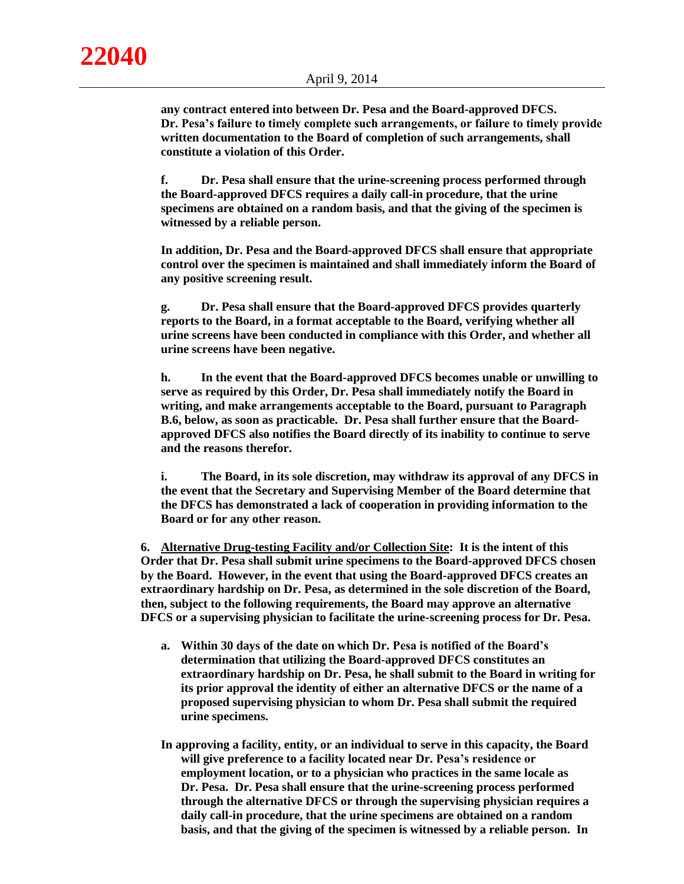**any contract entered into between Dr. Pesa and the Board-approved DFCS. Dr. Pesa's failure to timely complete such arrangements, or failure to timely provide written documentation to the Board of completion of such arrangements, shall constitute a violation of this Order.**

**f. Dr. Pesa shall ensure that the urine-screening process performed through the Board-approved DFCS requires a daily call-in procedure, that the urine specimens are obtained on a random basis, and that the giving of the specimen is witnessed by a reliable person.**

**In addition, Dr. Pesa and the Board-approved DFCS shall ensure that appropriate control over the specimen is maintained and shall immediately inform the Board of any positive screening result.**

**g. Dr. Pesa shall ensure that the Board-approved DFCS provides quarterly reports to the Board, in a format acceptable to the Board, verifying whether all urine screens have been conducted in compliance with this Order, and whether all urine screens have been negative.**

**h. In the event that the Board-approved DFCS becomes unable or unwilling to serve as required by this Order, Dr. Pesa shall immediately notify the Board in writing, and make arrangements acceptable to the Board, pursuant to Paragraph B.6, below, as soon as practicable. Dr. Pesa shall further ensure that the Board-approved DFCS also notifies the Board directly of its inability to continue to serve and the reasons therefor.**

**i. The Board, in its sole discretion, may withdraw its approval of any DFCS in the event that the Secretary and Supervising Member of the Board determine that the DFCS has demonstrated a lack of cooperation in providing information to the Board or for any other reason.**

**6. <u>Alternative Drug-testing Facility and/or Collection Site</u>: It is the intent of this Order that Dr. Pesa shall submit urine specimens to the Board-approved DFCS chosen by the Board. However, in the event that using the Board-approved DFCS creates an extraordinary hardship on Dr. Pesa, as determined in the sole discretion of the Board, then, subject to the following requirements, the Board may approve an alternative DFCS or a supervising physician to facilitate the urine-screening process for Dr. Pesa.**

**a. Within 30 days of the date on which Dr. Pesa is notified of the Board's determination that utilizing the Board-approved DFCS constitutes an extraordinary hardship on Dr. Pesa, he shall submit to the Board in writing for its prior approval the identity of either an alternative DFCS or the name of a proposed supervising physician to whom Dr. Pesa shall submit the required urine specimens.**

**In approving a facility, entity, or an individual to serve in this capacity, the Board will give preference to a facility located near Dr. Pesa's residence or employment location, or to a physician who practices in the same locale as Dr. Pesa. Dr. Pesa shall ensure that the urine-screening process performed through the alternative DFCS or through the supervising physician requires a daily call-in procedure, that the urine specimens are obtained on a random basis, and that the giving of the specimen is witnessed by a reliable person. In**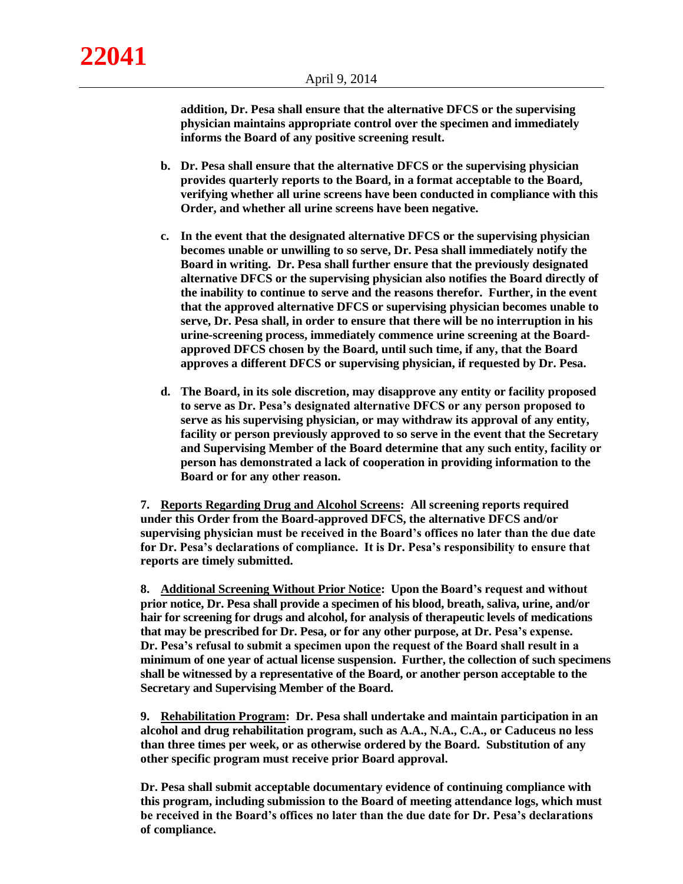**addition, Dr. Pesa shall ensure that the alternative DFCS or the supervising physician maintains appropriate control over the specimen and immediately informs the Board of any positive screening result.**

**b. Dr. Pesa shall ensure that the alternative DFCS or the supervising physician provides quarterly reports to the Board, in a format acceptable to the Board, verifying whether all urine screens have been conducted in compliance with this Order, and whether all urine screens have been negative.**

**c. In the event that the designated alternative DFCS or the supervising physician becomes unable or unwilling to so serve, Dr. Pesa shall immediately notify the Board in writing. Dr. Pesa shall further ensure that the previously designated alternative DFCS or the supervising physician also notifies the Board directly of the inability to continue to serve and the reasons therefor. Further, in the event that the approved alternative DFCS or supervising physician becomes unable to serve, Dr. Pesa shall, in order to ensure that there will be no interruption in his urine-screening process, immediately commence urine screening at the Board-approved DFCS chosen by the Board, until such time, if any, that the Board approves a different DFCS or supervising physician, if requested by Dr. Pesa.**

**d. The Board, in its sole discretion, may disapprove any entity or facility proposed to serve as Dr. Pesa's designated alternative DFCS or any person proposed to serve as his supervising physician, or may withdraw its approval of any entity, facility or person previously approved to so serve in the event that the Secretary and Supervising Member of the Board determine that any such entity, facility or person has demonstrated a lack of cooperation in providing information to the Board or for any other reason.**

**7. <u>Reports Regarding Drug and Alcohol Screens</u>: All screening reports required under this Order from the Board-approved DFCS, the alternative DFCS and/or supervising physician must be received in the Board's offices no later than the due date for Dr. Pesa's declarations of compliance. It is Dr. Pesa's responsibility to ensure that reports are timely submitted.**

**8. <u>Additional Screening Without Prior Notice</u>: Upon the Board's request and without prior notice, Dr. Pesa shall provide a specimen of his blood, breath, saliva, urine, and/or hair for screening for drugs and alcohol, for analysis of therapeutic levels of medications that may be prescribed for Dr. Pesa, or for any other purpose, at Dr. Pesa's expense. Dr. Pesa's refusal to submit a specimen upon the request of the Board shall result in a minimum of one year of actual license suspension. Further, the collection of such specimens shall be witnessed by a representative of the Board, or another person acceptable to the Secretary and Supervising Member of the Board.**

**9. <u>Rehabilitation Program</u>: Dr. Pesa shall undertake and maintain participation in an alcohol and drug rehabilitation program, such as A.A., N.A., C.A., or Caduceus no less than three times per week, or as otherwise ordered by the Board. Substitution of any other specific program must receive prior Board approval.**

**Dr. Pesa shall submit acceptable documentary evidence of continuing compliance with this program, including submission to the Board of meeting attendance logs, which must be received in the Board's offices no later than the due date for Dr. Pesa's declarations of compliance.**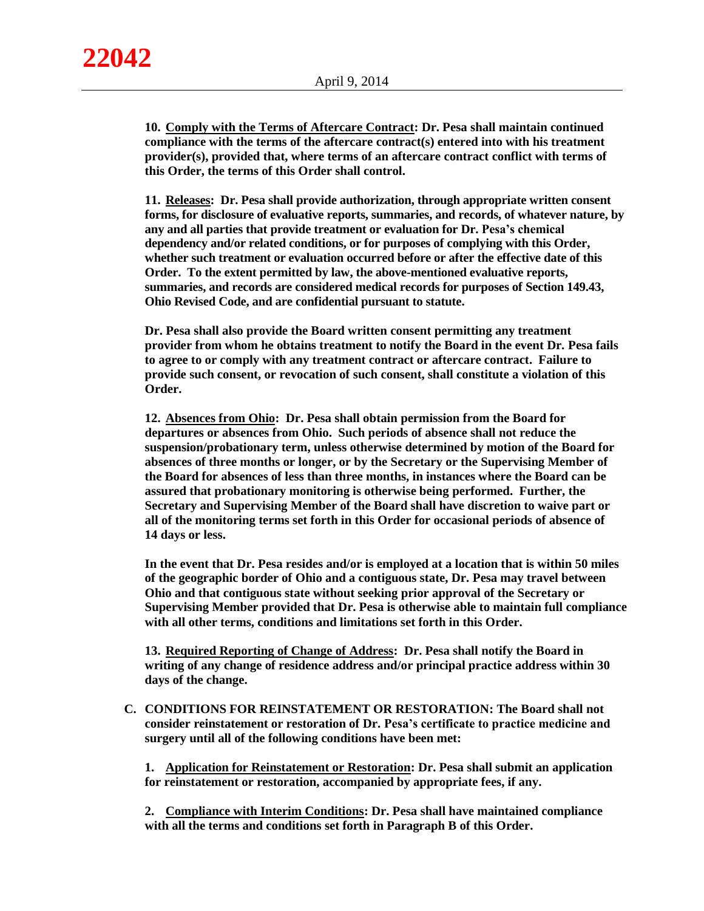**10. Comply with the Terms of Aftercare Contract: Dr. Pesa shall maintain continued compliance with the terms of the aftercare contract(s) entered into with his treatment provider(s), provided that, where terms of an aftercare contract conflict with terms of this Order, the terms of this Order shall control.**

**11. Releases: Dr. Pesa shall provide authorization, through appropriate written consent forms, for disclosure of evaluative reports, summaries, and records, of whatever nature, by any and all parties that provide treatment or evaluation for Dr. Pesa's chemical dependency and/or related conditions, or for purposes of complying with this Order, whether such treatment or evaluation occurred before or after the effective date of this Order. To the extent permitted by law, the above-mentioned evaluative reports, summaries, and records are considered medical records for purposes of Section 149.43, Ohio Revised Code, and are confidential pursuant to statute.**

**Dr. Pesa shall also provide the Board written consent permitting any treatment provider from whom he obtains treatment to notify the Board in the event Dr. Pesa fails to agree to or comply with any treatment contract or aftercare contract. Failure to provide such consent, or revocation of such consent, shall constitute a violation of this Order.**

**12. Absences from Ohio: Dr. Pesa shall obtain permission from the Board for departures or absences from Ohio. Such periods of absence shall not reduce the suspension/probationary term, unless otherwise determined by motion of the Board for absences of three months or longer, or by the Secretary or the Supervising Member of the Board for absences of less than three months, in instances where the Board can be assured that probationary monitoring is otherwise being performed. Further, the Secretary and Supervising Member of the Board shall have discretion to waive part or all of the monitoring terms set forth in this Order for occasional periods of absence of 14 days or less.**

**In the event that Dr. Pesa resides and/or is employed at a location that is within 50 miles of the geographic border of Ohio and a contiguous state, Dr. Pesa may travel between Ohio and that contiguous state without seeking prior approval of the Secretary or Supervising Member provided that Dr. Pesa is otherwise able to maintain full compliance with all other terms, conditions and limitations set forth in this Order.**

**13. Required Reporting of Change of Address: Dr. Pesa shall notify the Board in writing of any change of residence address and/or principal practice address within 30 days of the change.**

**C. CONDITIONS FOR REINSTATEMENT OR RESTORATION: The Board shall not consider reinstatement or restoration of Dr. Pesa's certificate to practice medicine and surgery until all of the following conditions have been met:**

**1. Application for Reinstatement or Restoration: Dr. Pesa shall submit an application for reinstatement or restoration, accompanied by appropriate fees, if any.**

**2. Compliance with Interim Conditions: Dr. Pesa shall have maintained compliance with all the terms and conditions set forth in Paragraph B of this Order.**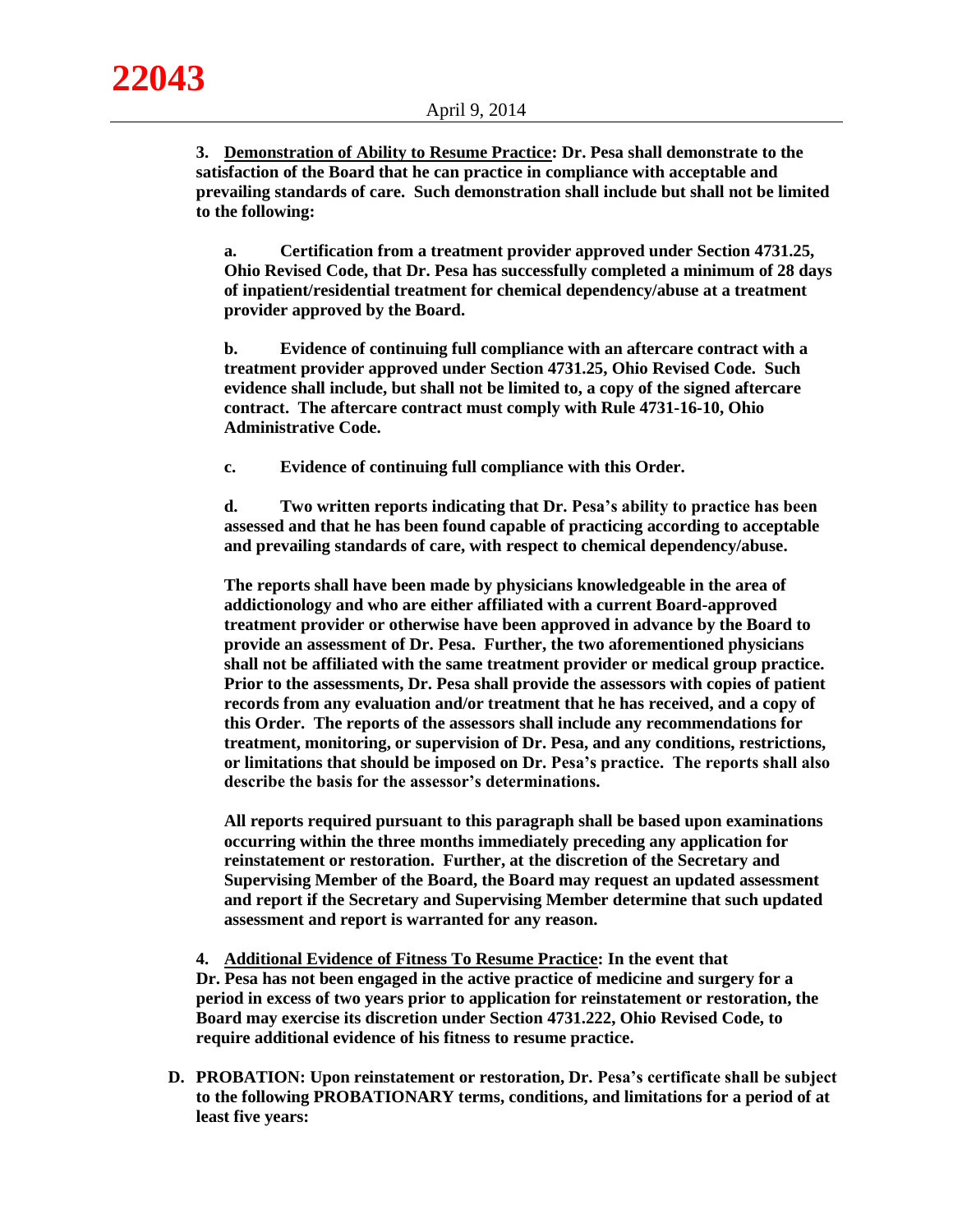**3. <u>Demonstration of Ability to Resume Practice</u>: Dr. Pesa shall demonstrate to the satisfaction of the Board that he can practice in compliance with acceptable and prevailing standards of care. Such demonstration shall include but shall not be limited to the following:**

**a. Certification from a treatment provider approved under Section 4731.25, Ohio Revised Code, that Dr. Pesa has successfully completed a minimum of 28 days of inpatient/residential treatment for chemical dependency/abuse at a treatment provider approved by the Board.**

**b. Evidence of continuing full compliance with an aftercare contract with a treatment provider approved under Section 4731.25, Ohio Revised Code. Such evidence shall include, but shall not be limited to, a copy of the signed aftercare contract. The aftercare contract must comply with Rule 4731-16-10, Ohio Administrative Code.**

**c. Evidence of continuing full compliance with this Order.**

**d. Two written reports indicating that Dr. Pesa's ability to practice has been assessed and that he has been found capable of practicing according to acceptable and prevailing standards of care, with respect to chemical dependency/abuse.**

**The reports shall have been made by physicians knowledgeable in the area of addictionology and who are either affiliated with a current Board-approved treatment provider or otherwise have been approved in advance by the Board to provide an assessment of Dr. Pesa. Further, the two aforementioned physicians shall not be affiliated with the same treatment provider or medical group practice. Prior to the assessments, Dr. Pesa shall provide the assessors with copies of patient records from any evaluation and/or treatment that he has received, and a copy of this Order. The reports of the assessors shall include any recommendations for treatment, monitoring, or supervision of Dr. Pesa, and any conditions, restrictions, or limitations that should be imposed on Dr. Pesa's practice. The reports shall also describe the basis for the assessor's determinations.**

**All reports required pursuant to this paragraph shall be based upon examinations occurring within the three months immediately preceding any application for reinstatement or restoration. Further, at the discretion of the Secretary and Supervising Member of the Board, the Board may request an updated assessment and report if the Secretary and Supervising Member determine that such updated assessment and report is warranted for any reason.**

**4. <u>Additional Evidence of Fitness To Resume Practice</u>: In the event that Dr. Pesa has not been engaged in the active practice of medicine and surgery for a period in excess of two years prior to application for reinstatement or restoration, the Board may exercise its discretion under Section 4731.222, Ohio Revised Code, to require additional evidence of his fitness to resume practice.**

**D. PROBATION: Upon reinstatement or restoration, Dr. Pesa's certificate shall be subject to the following PROBATIONARY terms, conditions, and limitations for a period of at least five years:**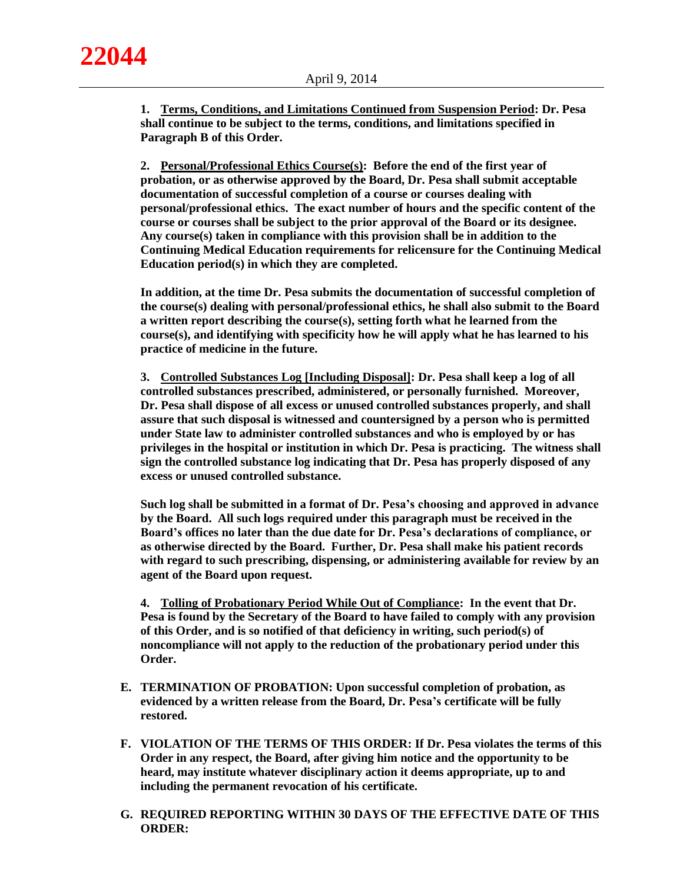**1. <u>Terms, Conditions, and Limitations Continued from Suspension Period</u>: Dr. Pesa shall continue to be subject to the terms, conditions, and limitations specified in Paragraph B of this Order.**

**2. <u>Personal/Professional Ethics Course(s)</u>: Before the end of the first year of probation, or as otherwise approved by the Board, Dr. Pesa shall submit acceptable documentation of successful completion of a course or courses dealing with personal/professional ethics. The exact number of hours and the specific content of the course or courses shall be subject to the prior approval of the Board or its designee. Any course(s) taken in compliance with this provision shall be in addition to the Continuing Medical Education requirements for relicensure for the Continuing Medical Education period(s) in which they are completed.**

**In addition, at the time Dr. Pesa submits the documentation of successful completion of the course(s) dealing with personal/professional ethics, he shall also submit to the Board a written report describing the course(s), setting forth what he learned from the course(s), and identifying with specificity how he will apply what he has learned to his practice of medicine in the future.**

**3. <u>Controlled Substances Log [Including Disposal]</u>: Dr. Pesa shall keep a log of all controlled substances prescribed, administered, or personally furnished. Moreover, Dr. Pesa shall dispose of all excess or unused controlled substances properly, and shall assure that such disposal is witnessed and countersigned by a person who is permitted under State law to administer controlled substances and who is employed by or has privileges in the hospital or institution in which Dr. Pesa is practicing. The witness shall sign the controlled substance log indicating that Dr. Pesa has properly disposed of any excess or unused controlled substance.**

**Such log shall be submitted in a format of Dr. Pesa's choosing and approved in advance by the Board. All such logs required under this paragraph must be received in the Board's offices no later than the due date for Dr. Pesa's declarations of compliance, or as otherwise directed by the Board. Further, Dr. Pesa shall make his patient records with regard to such prescribing, dispensing, or administering available for review by an agent of the Board upon request.**

**4. <u>Tolling of Probationary Period While Out of Compliance</u>: In the event that Dr. Pesa is found by the Secretary of the Board to have failed to comply with any provision of this Order, and is so notified of that deficiency in writing, such period(s) of noncompliance will not apply to the reduction of the probationary period under this Order.**

**E. TERMINATION OF PROBATION: Upon successful completion of probation, as evidenced by a written release from the Board, Dr. Pesa's certificate will be fully restored.**

**F. VIOLATION OF THE TERMS OF THIS ORDER: If Dr. Pesa violates the terms of this Order in any respect, the Board, after giving him notice and the opportunity to be heard, may institute whatever disciplinary action it deems appropriate, up to and including the permanent revocation of his certificate.**

**G. REQUIRED REPORTING WITHIN 30 DAYS OF THE EFFECTIVE DATE OF THIS ORDER:**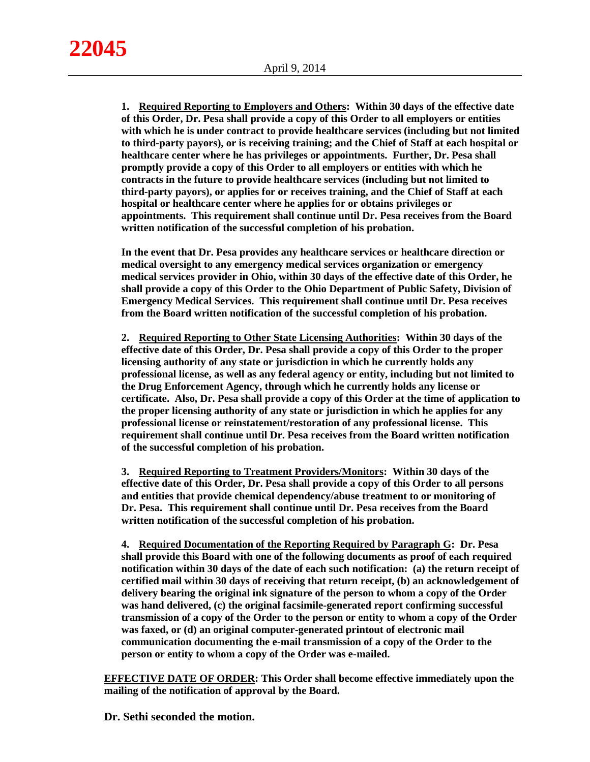**1. Required Reporting to Employers and Others: Within 30 days of the effective date of this Order, Dr. Pesa shall provide a copy of this Order to all employers or entities with which he is under contract to provide healthcare services (including but not limited to third-party payors), or is receiving training; and the Chief of Staff at each hospital or healthcare center where he has privileges or appointments. Further, Dr. Pesa shall promptly provide a copy of this Order to all employers or entities with which he contracts in the future to provide healthcare services (including but not limited to third-party payors), or applies for or receives training, and the Chief of Staff at each hospital or healthcare center where he applies for or obtains privileges or appointments. This requirement shall continue until Dr. Pesa receives from the Board written notification of the successful completion of his probation.**

**In the event that Dr. Pesa provides any healthcare services or healthcare direction or medical oversight to any emergency medical services organization or emergency medical services provider in Ohio, within 30 days of the effective date of this Order, he shall provide a copy of this Order to the Ohio Department of Public Safety, Division of Emergency Medical Services. This requirement shall continue until Dr. Pesa receives from the Board written notification of the successful completion of his probation.**

**2. Required Reporting to Other State Licensing Authorities: Within 30 days of the effective date of this Order, Dr. Pesa shall provide a copy of this Order to the proper licensing authority of any state or jurisdiction in which he currently holds any professional license, as well as any federal agency or entity, including but not limited to the Drug Enforcement Agency, through which he currently holds any license or certificate. Also, Dr. Pesa shall provide a copy of this Order at the time of application to the proper licensing authority of any state or jurisdiction in which he applies for any professional license or reinstatement/restoration of any professional license. This requirement shall continue until Dr. Pesa receives from the Board written notification of the successful completion of his probation.**

**3. Required Reporting to Treatment Providers/Monitors: Within 30 days of the effective date of this Order, Dr. Pesa shall provide a copy of this Order to all persons and entities that provide chemical dependency/abuse treatment to or monitoring of Dr. Pesa. This requirement shall continue until Dr. Pesa receives from the Board written notification of the successful completion of his probation.**

**4. Required Documentation of the Reporting Required by Paragraph G: Dr. Pesa shall provide this Board with one of the following documents as proof of each required notification within 30 days of the date of each such notification: (a) the return receipt of certified mail within 30 days of receiving that return receipt, (b) an acknowledgement of delivery bearing the original ink signature of the person to whom a copy of the Order was hand delivered, (c) the original facsimile-generated report confirming successful transmission of a copy of the Order to the person or entity to whom a copy of the Order was faxed, or (d) an original computer-generated printout of electronic mail communication documenting the e-mail transmission of a copy of the Order to the person or entity to whom a copy of the Order was e-mailed.**

**EFFECTIVE DATE OF ORDER: This Order shall become effective immediately upon the mailing of the notification of approval by the Board.**

**Dr. Sethi seconded the motion.**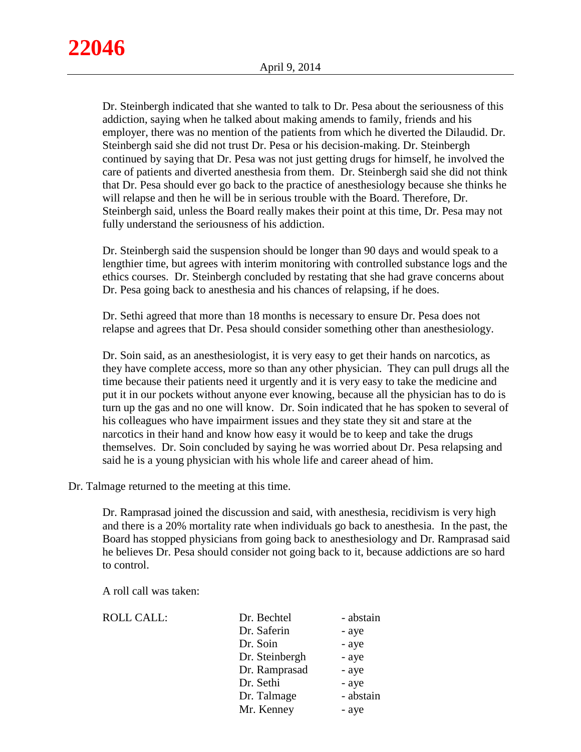Dr. Steinbergh indicated that she wanted to talk to Dr. Pesa about the seriousness of this addiction, saying when he talked about making amends to family, friends and his employer, there was no mention of the patients from which he diverted the Dilaudid. Dr. Steinbergh said she did not trust Dr. Pesa or his decision-making. Dr. Steinbergh continued by saying that Dr. Pesa was not just getting drugs for himself, he involved the care of patients and diverted anesthesia from them. Dr. Steinbergh said she did not think that Dr. Pesa should ever go back to the practice of anesthesiology because she thinks he will relapse and then he will be in serious trouble with the Board. Therefore, Dr. Steinbergh said, unless the Board really makes their point at this time, Dr. Pesa may not fully understand the seriousness of his addiction.

Dr. Steinbergh said the suspension should be longer than 90 days and would speak to a lengthier time, but agrees with interim monitoring with controlled substance logs and the ethics courses. Dr. Steinbergh concluded by restating that she had grave concerns about Dr. Pesa going back to anesthesia and his chances of relapsing, if he does.

Dr. Sethi agreed that more than 18 months is necessary to ensure Dr. Pesa does not relapse and agrees that Dr. Pesa should consider something other than anesthesiology.

Dr. Soin said, as an anesthesiologist, it is very easy to get their hands on narcotics, as they have complete access, more so than any other physician. They can pull drugs all the time because their patients need it urgently and it is very easy to take the medicine and put it in our pockets without anyone ever knowing, because all the physician has to do is turn up the gas and no one will know. Dr. Soin indicated that he has spoken to several of his colleagues who have impairment issues and they state they sit and stare at the narcotics in their hand and know how easy it would be to keep and take the drugs themselves. Dr. Soin concluded by saying he was worried about Dr. Pesa relapsing and said he is a young physician with his whole life and career ahead of him.

Dr. Talmage returned to the meeting at this time.

Dr. Ramprasad joined the discussion and said, with anesthesia, recidivism is very high and there is a 20% mortality rate when individuals go back to anesthesia. In the past, the Board has stopped physicians from going back to anesthesiology and Dr. Ramprasad said he believes Dr. Pesa should consider not going back to it, because addictions are so hard to control.

A roll call was taken:

| ROLL CALL: | Dr. Bechtel | - abstain |
|---|---|---|
| | Dr. Saferin | - aye |
| | Dr. Soin | - aye |
| | Dr. Steinbergh | - aye |
| | Dr. Ramprasad | - aye |
| | Dr. Sethi | - aye |
| | Dr. Talmage | - abstain |
| | Mr. Kenney | - aye |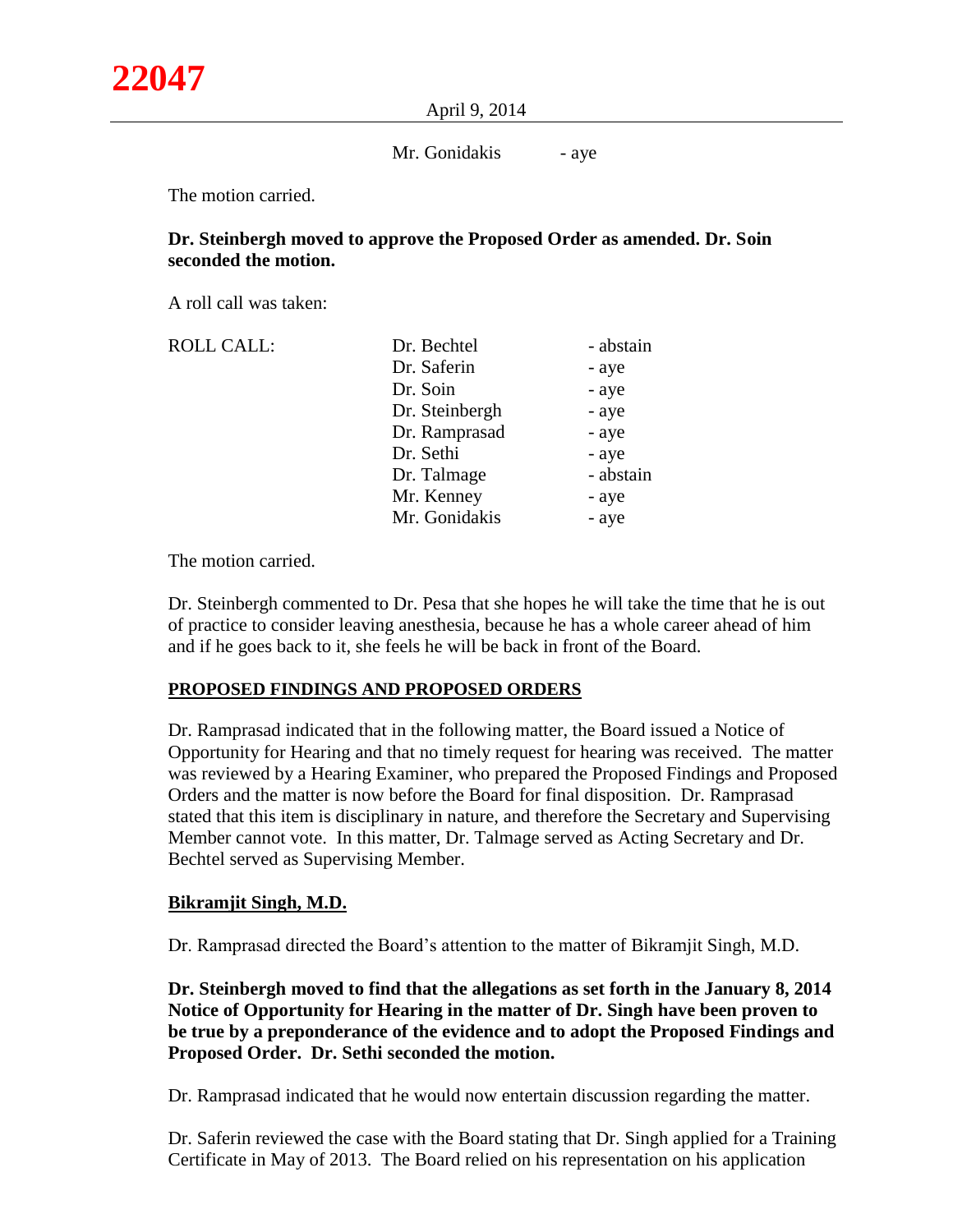Mr. Gonidakis - aye

The motion carried.

**Dr. Steinbergh moved to approve the Proposed Order as amended. Dr. Soin seconded the motion.**

A roll call was taken:

| ROLL CALL: | | |
|---|---|---|
| | Dr. Bechtel | - abstain |
| | Dr. Saferin | - aye |
| | Dr. Soin | - aye |
| | Dr. Steinbergh | - aye |
| | Dr. Ramprasad | - aye |
| | Dr. Sethi | - aye |
| | Dr. Talmage | - abstain |
| | Mr. Kenney | - aye |
| | Mr. Gonidakis | - aye |

The motion carried.

Dr. Steinbergh commented to Dr. Pesa that she hopes he will take the time that he is out of practice to consider leaving anesthesia, because he has a whole career ahead of him and if he goes back to it, she feels he will be back in front of the Board.

**PROPOSED FINDINGS AND PROPOSED ORDERS**

Dr. Ramprasad indicated that in the following matter, the Board issued a Notice of Opportunity for Hearing and that no timely request for hearing was received. The matter was reviewed by a Hearing Examiner, who prepared the Proposed Findings and Proposed Orders and the matter is now before the Board for final disposition. Dr. Ramprasad stated that this item is disciplinary in nature, and therefore the Secretary and Supervising Member cannot vote. In this matter, Dr. Talmage served as Acting Secretary and Dr. Bechtel served as Supervising Member.

**Bikramjit Singh, M.D.**

Dr. Ramprasad directed the Board's attention to the matter of Bikramjit Singh, M.D.

**Dr. Steinbergh moved to find that the allegations as set forth in the January 8, 2014 Notice of Opportunity for Hearing in the matter of Dr. Singh have been proven to be true by a preponderance of the evidence and to adopt the Proposed Findings and Proposed Order. Dr. Sethi seconded the motion.**

Dr. Ramprasad indicated that he would now entertain discussion regarding the matter.

Dr. Saferin reviewed the case with the Board stating that Dr. Singh applied for a Training Certificate in May of 2013. The Board relied on his representation on his application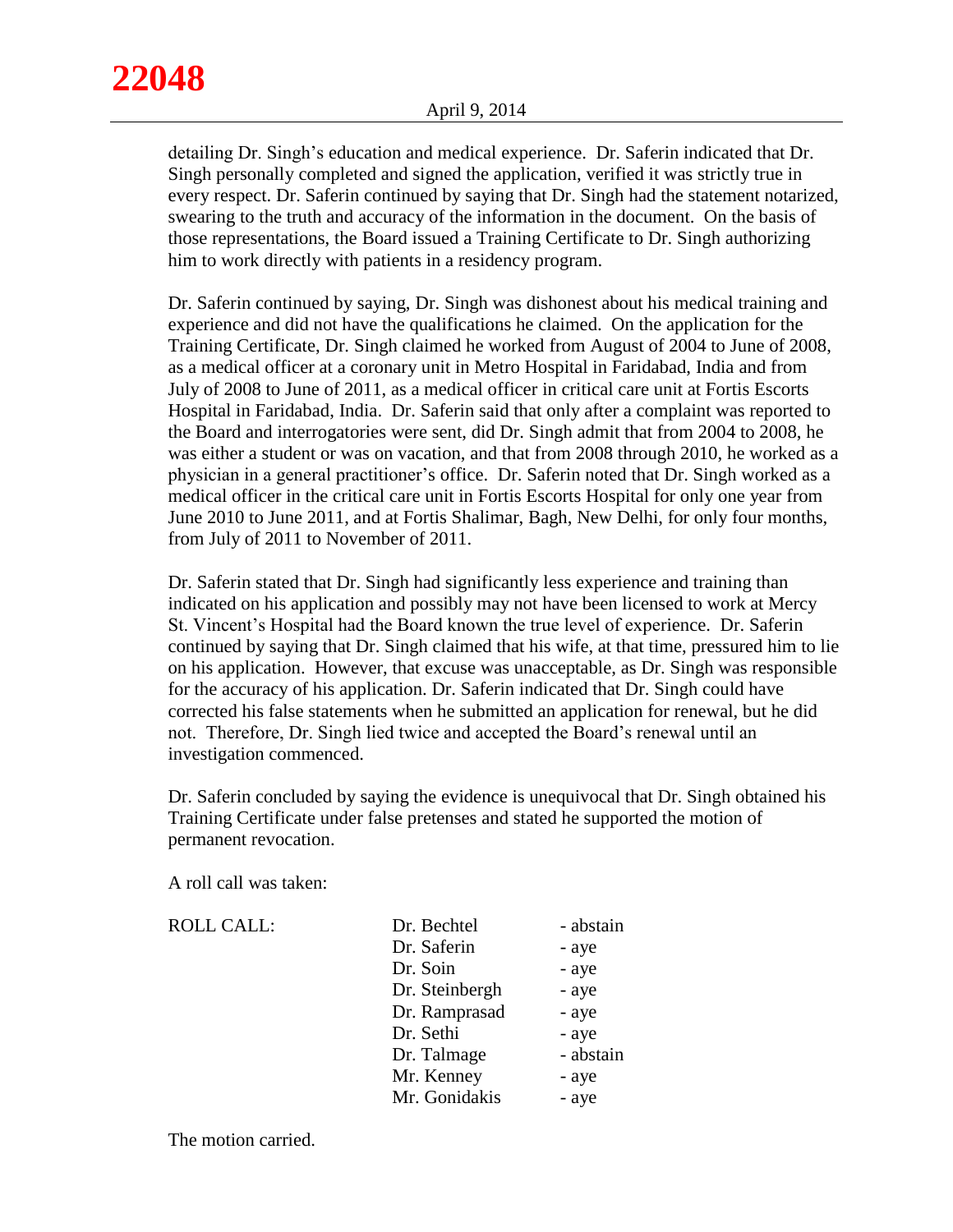detailing Dr. Singh's education and medical experience. Dr. Saferin indicated that Dr. Singh personally completed and signed the application, verified it was strictly true in every respect. Dr. Saferin continued by saying that Dr. Singh had the statement notarized, swearing to the truth and accuracy of the information in the document. On the basis of those representations, the Board issued a Training Certificate to Dr. Singh authorizing him to work directly with patients in a residency program.

Dr. Saferin continued by saying, Dr. Singh was dishonest about his medical training and experience and did not have the qualifications he claimed. On the application for the Training Certificate, Dr. Singh claimed he worked from August of 2004 to June of 2008, as a medical officer at a coronary unit in Metro Hospital in Faridabad, India and from July of 2008 to June of 2011, as a medical officer in critical care unit at Fortis Escorts Hospital in Faridabad, India. Dr. Saferin said that only after a complaint was reported to the Board and interrogatories were sent, did Dr. Singh admit that from 2004 to 2008, he was either a student or was on vacation, and that from 2008 through 2010, he worked as a physician in a general practitioner's office. Dr. Saferin noted that Dr. Singh worked as a medical officer in the critical care unit in Fortis Escorts Hospital for only one year from June 2010 to June 2011, and at Fortis Shalimar, Bagh, New Delhi, for only four months, from July of 2011 to November of 2011.

Dr. Saferin stated that Dr. Singh had significantly less experience and training than indicated on his application and possibly may not have been licensed to work at Mercy St. Vincent's Hospital had the Board known the true level of experience. Dr. Saferin continued by saying that Dr. Singh claimed that his wife, at that time, pressured him to lie on his application. However, that excuse was unacceptable, as Dr. Singh was responsible for the accuracy of his application. Dr. Saferin indicated that Dr. Singh could have corrected his false statements when he submitted an application for renewal, but he did not. Therefore, Dr. Singh lied twice and accepted the Board's renewal until an investigation commenced.

Dr. Saferin concluded by saying the evidence is unequivocal that Dr. Singh obtained his Training Certificate under false pretenses and stated he supported the motion of permanent revocation.

A roll call was taken:

| ROLL CALL: | Dr. Bechtel | - abstain |
|---|---|---|
| | Dr. Saferin | - aye |
| | Dr. Soin | - aye |
| | Dr. Steinbergh | - aye |
| | Dr. Ramprasad | - aye |
| | Dr. Sethi | - aye |
| | Dr. Talmage | - abstain |
| | Mr. Kenney | - aye |
| | Mr. Gonidakis | - aye |

The motion carried.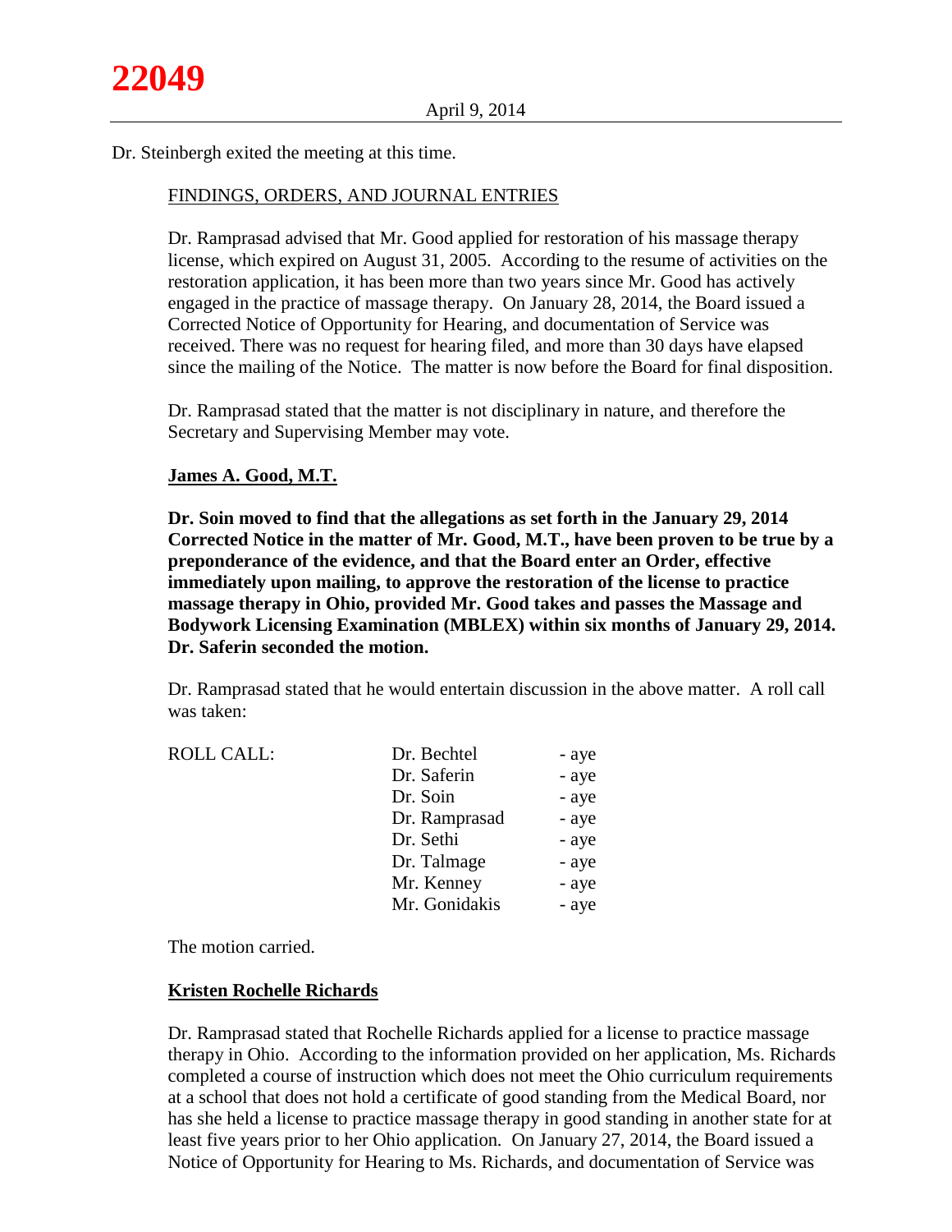Dr. Steinbergh exited the meeting at this time.

FINDINGS, ORDERS, AND JOURNAL ENTRIES

Dr. Ramprasad advised that Mr. Good applied for restoration of his massage therapy license, which expired on August 31, 2005. According to the resume of activities on the restoration application, it has been more than two years since Mr. Good has actively engaged in the practice of massage therapy. On January 28, 2014, the Board issued a Corrected Notice of Opportunity for Hearing, and documentation of Service was received. There was no request for hearing filed, and more than 30 days have elapsed since the mailing of the Notice. The matter is now before the Board for final disposition.

Dr. Ramprasad stated that the matter is not disciplinary in nature, and therefore the Secretary and Supervising Member may vote.

**James A. Good, M.T.**

**Dr. Soin moved to find that the allegations as set forth in the January 29, 2014 Corrected Notice in the matter of Mr. Good, M.T., have been proven to be true by a preponderance of the evidence, and that the Board enter an Order, effective immediately upon mailing, to approve the restoration of the license to practice massage therapy in Ohio, provided Mr. Good takes and passes the Massage and Bodywork Licensing Examination (MBLEX) within six months of January 29, 2014. Dr. Saferin seconded the motion.**

Dr. Ramprasad stated that he would entertain discussion in the above matter. A roll call was taken:

| ROLL CALL: | Dr. Bechtel | - aye |
|---|---|---|
| | Dr. Saferin | - aye |
| | Dr. Soin | - aye |
| | Dr. Ramprasad | - aye |
| | Dr. Sethi | - aye |
| | Dr. Talmage | - aye |
| | Mr. Kenney | - aye |
| | Mr. Gonidakis | - aye |

The motion carried.

**Kristen Rochelle Richards**

Dr. Ramprasad stated that Rochelle Richards applied for a license to practice massage therapy in Ohio. According to the information provided on her application, Ms. Richards completed a course of instruction which does not meet the Ohio curriculum requirements at a school that does not hold a certificate of good standing from the Medical Board, nor has she held a license to practice massage therapy in good standing in another state for at least five years prior to her Ohio application. On January 27, 2014, the Board issued a Notice of Opportunity for Hearing to Ms. Richards, and documentation of Service was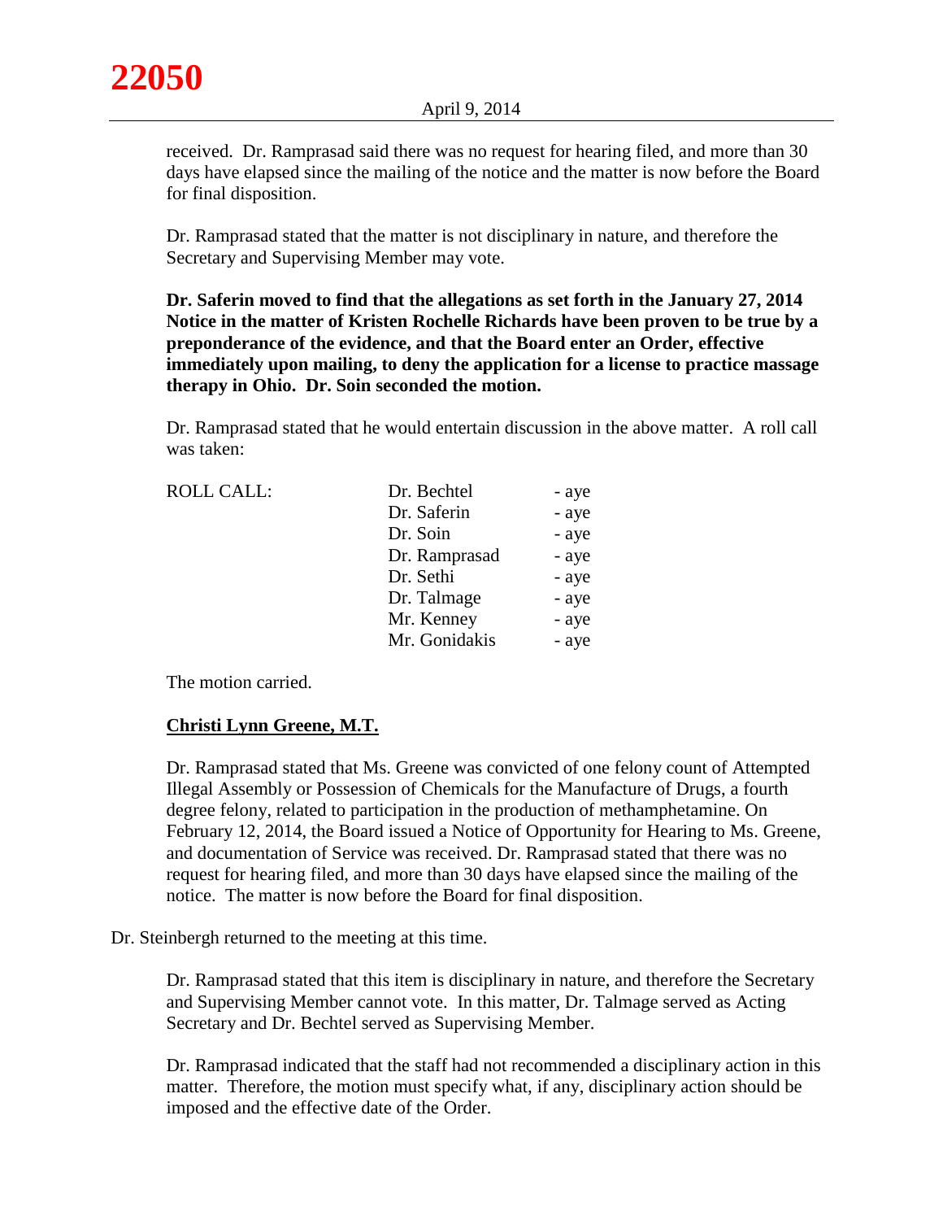received. Dr. Ramprasad said there was no request for hearing filed, and more than 30 days have elapsed since the mailing of the notice and the matter is now before the Board for final disposition.

Dr. Ramprasad stated that the matter is not disciplinary in nature, and therefore the Secretary and Supervising Member may vote.

**Dr. Saferin moved to find that the allegations as set forth in the January 27, 2014 Notice in the matter of Kristen Rochelle Richards have been proven to be true by a preponderance of the evidence, and that the Board enter an Order, effective immediately upon mailing, to deny the application for a license to practice massage therapy in Ohio. Dr. Soin seconded the motion.**

Dr. Ramprasad stated that he would entertain discussion in the above matter. A roll call was taken:

| ROLL CALL: | Dr. Bechtel | - aye |
|---|---|---|
| | Dr. Saferin | - aye |
| | Dr. Soin | - aye |
| | Dr. Ramprasad | - aye |
| | Dr. Sethi | - aye |
| | Dr. Talmage | - aye |
| | Mr. Kenney | - aye |
| | Mr. Gonidakis | - aye |

The motion carried.

**<u>Christi Lynn Greene, M.T.</u>**

Dr. Ramprasad stated that Ms. Greene was convicted of one felony count of Attempted Illegal Assembly or Possession of Chemicals for the Manufacture of Drugs, a fourth degree felony, related to participation in the production of methamphetamine. On February 12, 2014, the Board issued a Notice of Opportunity for Hearing to Ms. Greene, and documentation of Service was received. Dr. Ramprasad stated that there was no request for hearing filed, and more than 30 days have elapsed since the mailing of the notice. The matter is now before the Board for final disposition.

Dr. Steinbergh returned to the meeting at this time.

Dr. Ramprasad stated that this item is disciplinary in nature, and therefore the Secretary and Supervising Member cannot vote. In this matter, Dr. Talmage served as Acting Secretary and Dr. Bechtel served as Supervising Member.

Dr. Ramprasad indicated that the staff had not recommended a disciplinary action in this matter. Therefore, the motion must specify what, if any, disciplinary action should be imposed and the effective date of the Order.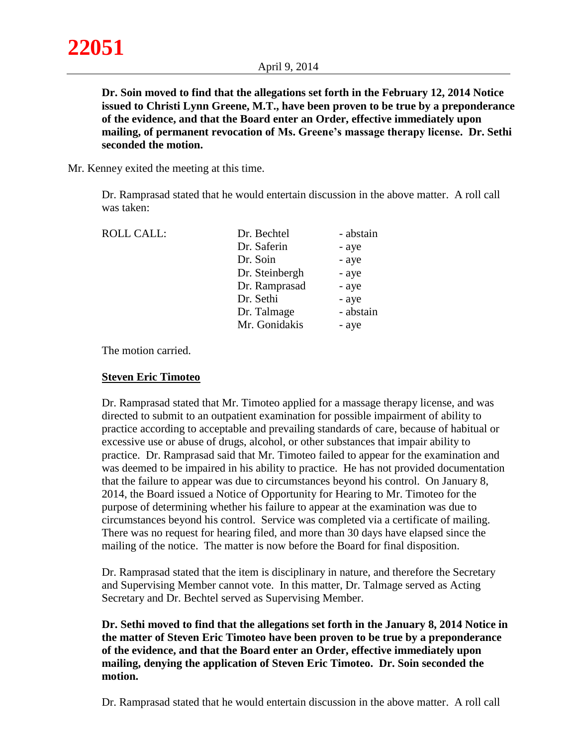**Dr. Soin moved to find that the allegations set forth in the February 12, 2014 Notice issued to Christi Lynn Greene, M.T., have been proven to be true by a preponderance of the evidence, and that the Board enter an Order, effective immediately upon mailing, of permanent revocation of Ms. Greene's massage therapy license. Dr. Sethi seconded the motion.**

Mr. Kenney exited the meeting at this time.

Dr. Ramprasad stated that he would entertain discussion in the above matter. A roll call was taken:

| ROLL CALL: | Dr. Bechtel | - abstain |
|---|---|---|
| | Dr. Saferin | - aye |
| | Dr. Soin | - aye |
| | Dr. Steinbergh | - aye |
| | Dr. Ramprasad | - aye |
| | Dr. Sethi | - aye |
| | Dr. Talmage | - abstain |
| | Mr. Gonidakis | - aye |

The motion carried.

**Steven Eric Timoteo**

Dr. Ramprasad stated that Mr. Timoteo applied for a massage therapy license, and was directed to submit to an outpatient examination for possible impairment of ability to practice according to acceptable and prevailing standards of care, because of habitual or excessive use or abuse of drugs, alcohol, or other substances that impair ability to practice. Dr. Ramprasad said that Mr. Timoteo failed to appear for the examination and was deemed to be impaired in his ability to practice. He has not provided documentation that the failure to appear was due to circumstances beyond his control. On January 8, 2014, the Board issued a Notice of Opportunity for Hearing to Mr. Timoteo for the purpose of determining whether his failure to appear at the examination was due to circumstances beyond his control. Service was completed via a certificate of mailing. There was no request for hearing filed, and more than 30 days have elapsed since the mailing of the notice. The matter is now before the Board for final disposition.

Dr. Ramprasad stated that the item is disciplinary in nature, and therefore the Secretary and Supervising Member cannot vote. In this matter, Dr. Talmage served as Acting Secretary and Dr. Bechtel served as Supervising Member.

**Dr. Sethi moved to find that the allegations set forth in the January 8, 2014 Notice in the matter of Steven Eric Timoteo have been proven to be true by a preponderance of the evidence, and that the Board enter an Order, effective immediately upon mailing, denying the application of Steven Eric Timoteo. Dr. Soin seconded the motion.**

Dr. Ramprasad stated that he would entertain discussion in the above matter. A roll call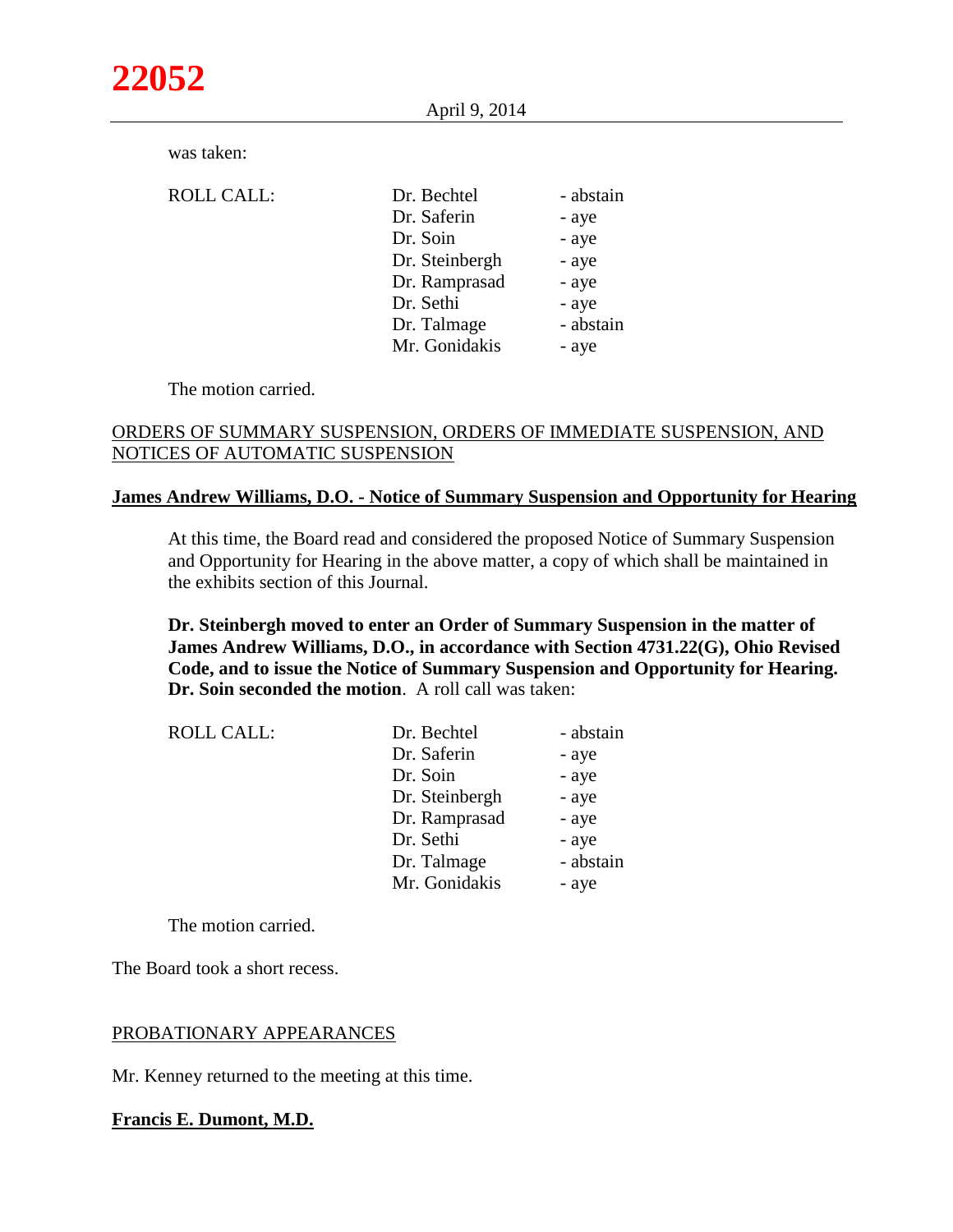was taken:

| ROLL CALL: | Dr. Bechtel | - abstain |
|---|---|---|
| | Dr. Saferin | - aye |
| | Dr. Soin | - aye |
| | Dr. Steinbergh | - aye |
| | Dr. Ramprasad | - aye |
| | Dr. Sethi | - aye |
| | Dr. Talmage | - abstain |
| | Mr. Gonidakis | - aye |

The motion carried.

ORDERS OF SUMMARY SUSPENSION, ORDERS OF IMMEDIATE SUSPENSION, AND NOTICES OF AUTOMATIC SUSPENSION

**James Andrew Williams, D.O. - Notice of Summary Suspension and Opportunity for Hearing**

At this time, the Board read and considered the proposed Notice of Summary Suspension and Opportunity for Hearing in the above matter, a copy of which shall be maintained in the exhibits section of this Journal.

**Dr. Steinbergh moved to enter an Order of Summary Suspension in the matter of James Andrew Williams, D.O., in accordance with Section 4731.22(G), Ohio Revised Code, and to issue the Notice of Summary Suspension and Opportunity for Hearing. Dr. Soin seconded the motion**. A roll call was taken:

| ROLL CALL: | Dr. Bechtel | - abstain |
|---|---|---|
| | Dr. Saferin | - aye |
| | Dr. Soin | - aye |
| | Dr. Steinbergh | - aye |
| | Dr. Ramprasad | - aye |
| | Dr. Sethi | - aye |
| | Dr. Talmage | - abstain |
| | Mr. Gonidakis | - aye |

The motion carried.

The Board took a short recess.

PROBATIONARY APPEARANCES

Mr. Kenney returned to the meeting at this time.

**Francis E. Dumont, M.D.**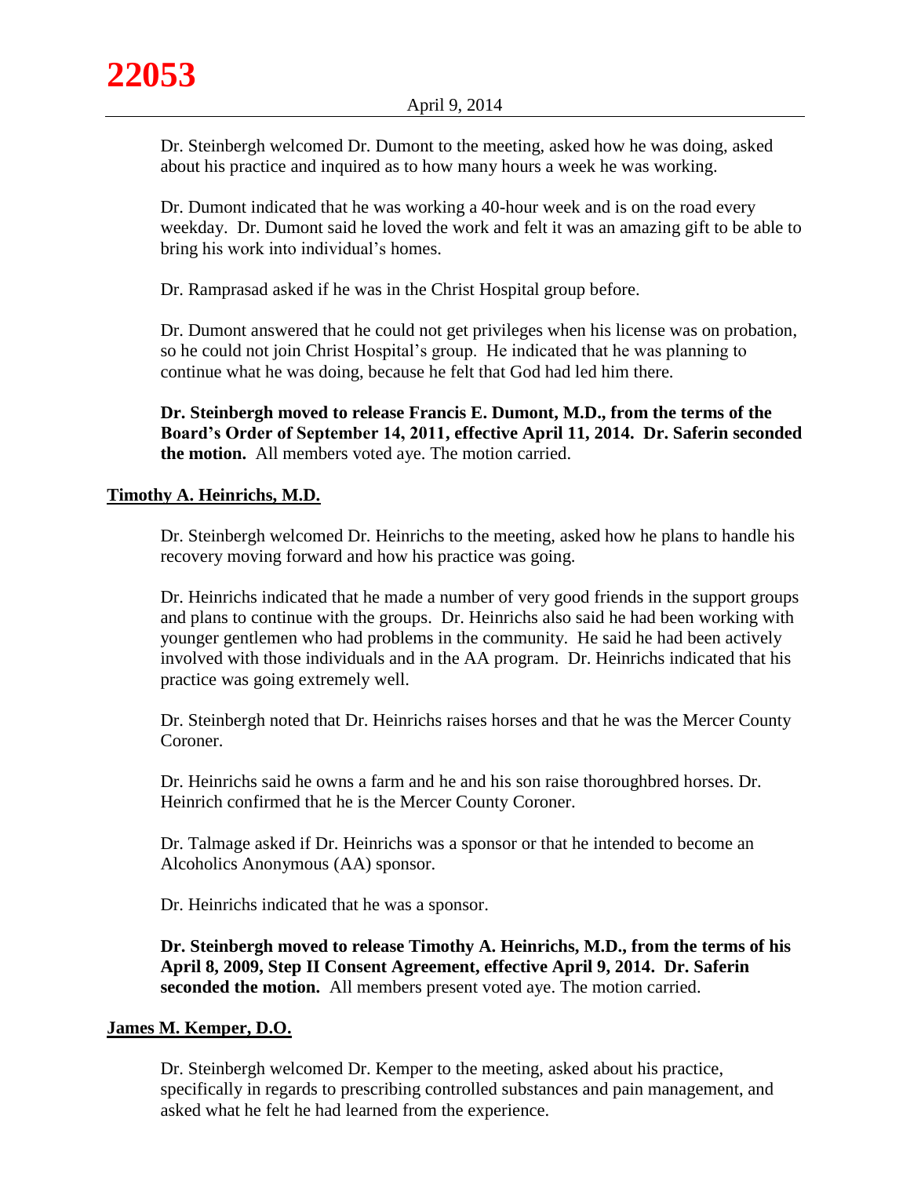Dr. Steinbergh welcomed Dr. Dumont to the meeting, asked how he was doing, asked about his practice and inquired as to how many hours a week he was working.

Dr. Dumont indicated that he was working a 40-hour week and is on the road every weekday. Dr. Dumont said he loved the work and felt it was an amazing gift to be able to bring his work into individual's homes.

Dr. Ramprasad asked if he was in the Christ Hospital group before.

Dr. Dumont answered that he could not get privileges when his license was on probation, so he could not join Christ Hospital's group. He indicated that he was planning to continue what he was doing, because he felt that God had led him there.

**Dr. Steinbergh moved to release Francis E. Dumont, M.D., from the terms of the Board's Order of September 14, 2011, effective April 11, 2014. Dr. Saferin seconded the motion.** All members voted aye. The motion carried.

## Timothy A. Heinrichs, M.D.

Dr. Steinbergh welcomed Dr. Heinrichs to the meeting, asked how he plans to handle his recovery moving forward and how his practice was going.

Dr. Heinrichs indicated that he made a number of very good friends in the support groups and plans to continue with the groups. Dr. Heinrichs also said he had been working with younger gentlemen who had problems in the community. He said he had been actively involved with those individuals and in the AA program. Dr. Heinrichs indicated that his practice was going extremely well.

Dr. Steinbergh noted that Dr. Heinrichs raises horses and that he was the Mercer County Coroner.

Dr. Heinrichs said he owns a farm and he and his son raise thoroughbred horses. Dr. Heinrich confirmed that he is the Mercer County Coroner.

Dr. Talmage asked if Dr. Heinrichs was a sponsor or that he intended to become an Alcoholics Anonymous (AA) sponsor.

Dr. Heinrichs indicated that he was a sponsor.

**Dr. Steinbergh moved to release Timothy A. Heinrichs, M.D., from the terms of his April 8, 2009, Step II Consent Agreement, effective April 9, 2014. Dr. Saferin seconded the motion.** All members present voted aye. The motion carried.

## James M. Kemper, D.O.

Dr. Steinbergh welcomed Dr. Kemper to the meeting, asked about his practice, specifically in regards to prescribing controlled substances and pain management, and asked what he felt he had learned from the experience.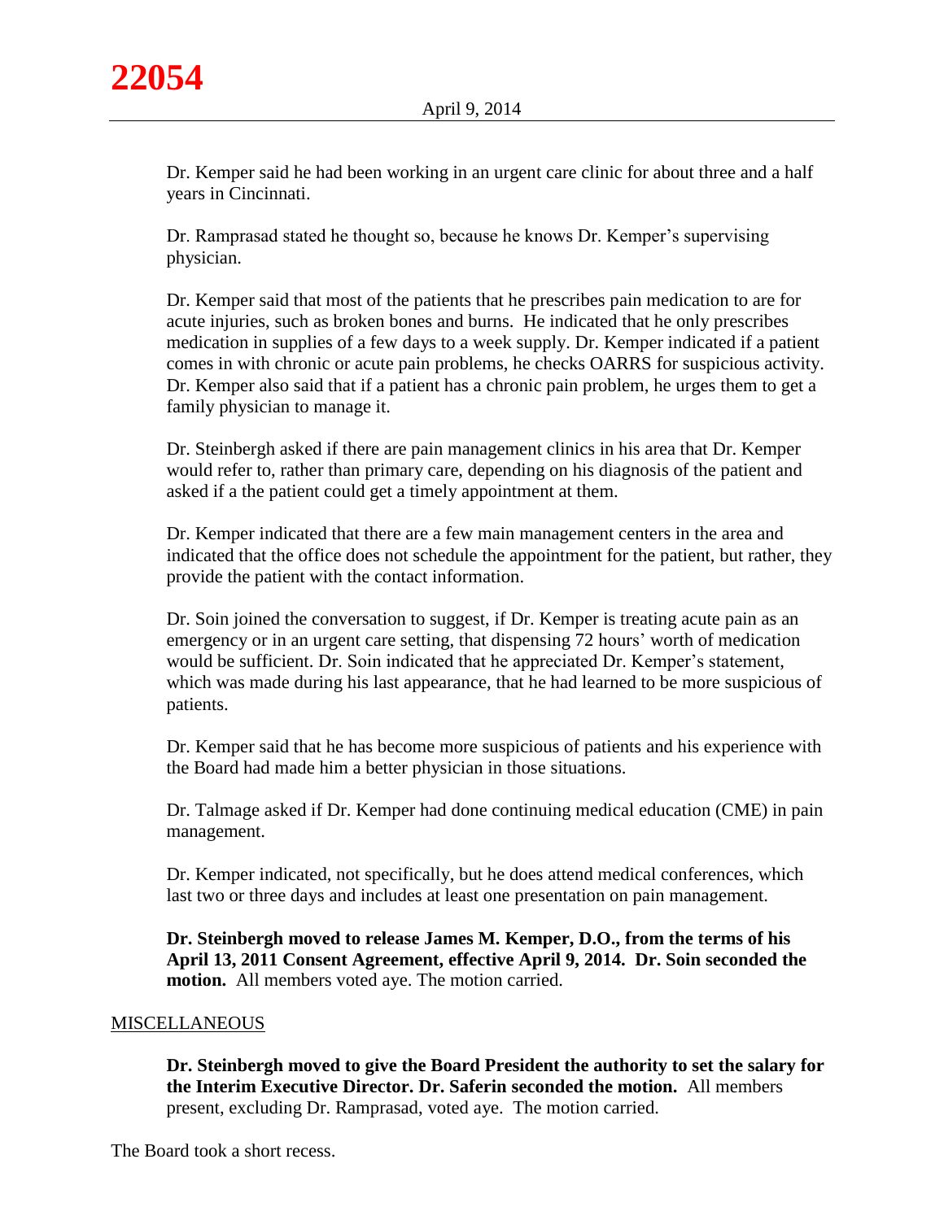Dr. Kemper said he had been working in an urgent care clinic for about three and a half years in Cincinnati.

Dr. Ramprasad stated he thought so, because he knows Dr. Kemper's supervising physician.

Dr. Kemper said that most of the patients that he prescribes pain medication to are for acute injuries, such as broken bones and burns. He indicated that he only prescribes medication in supplies of a few days to a week supply. Dr. Kemper indicated if a patient comes in with chronic or acute pain problems, he checks OARRS for suspicious activity. Dr. Kemper also said that if a patient has a chronic pain problem, he urges them to get a family physician to manage it.

Dr. Steinbergh asked if there are pain management clinics in his area that Dr. Kemper would refer to, rather than primary care, depending on his diagnosis of the patient and asked if a the patient could get a timely appointment at them.

Dr. Kemper indicated that there are a few main management centers in the area and indicated that the office does not schedule the appointment for the patient, but rather, they provide the patient with the contact information.

Dr. Soin joined the conversation to suggest, if Dr. Kemper is treating acute pain as an emergency or in an urgent care setting, that dispensing 72 hours' worth of medication would be sufficient. Dr. Soin indicated that he appreciated Dr. Kemper's statement, which was made during his last appearance, that he had learned to be more suspicious of patients.

Dr. Kemper said that he has become more suspicious of patients and his experience with the Board had made him a better physician in those situations.

Dr. Talmage asked if Dr. Kemper had done continuing medical education (CME) in pain management.

Dr. Kemper indicated, not specifically, but he does attend medical conferences, which last two or three days and includes at least one presentation on pain management.

**Dr. Steinbergh moved to release James M. Kemper, D.O., from the terms of his April 13, 2011 Consent Agreement, effective April 9, 2014. Dr. Soin seconded the motion.** All members voted aye. The motion carried.

## MISCELLANEOUS

**Dr. Steinbergh moved to give the Board President the authority to set the salary for the Interim Executive Director. Dr. Saferin seconded the motion.** All members present, excluding Dr. Ramprasad, voted aye. The motion carried.

The Board took a short recess.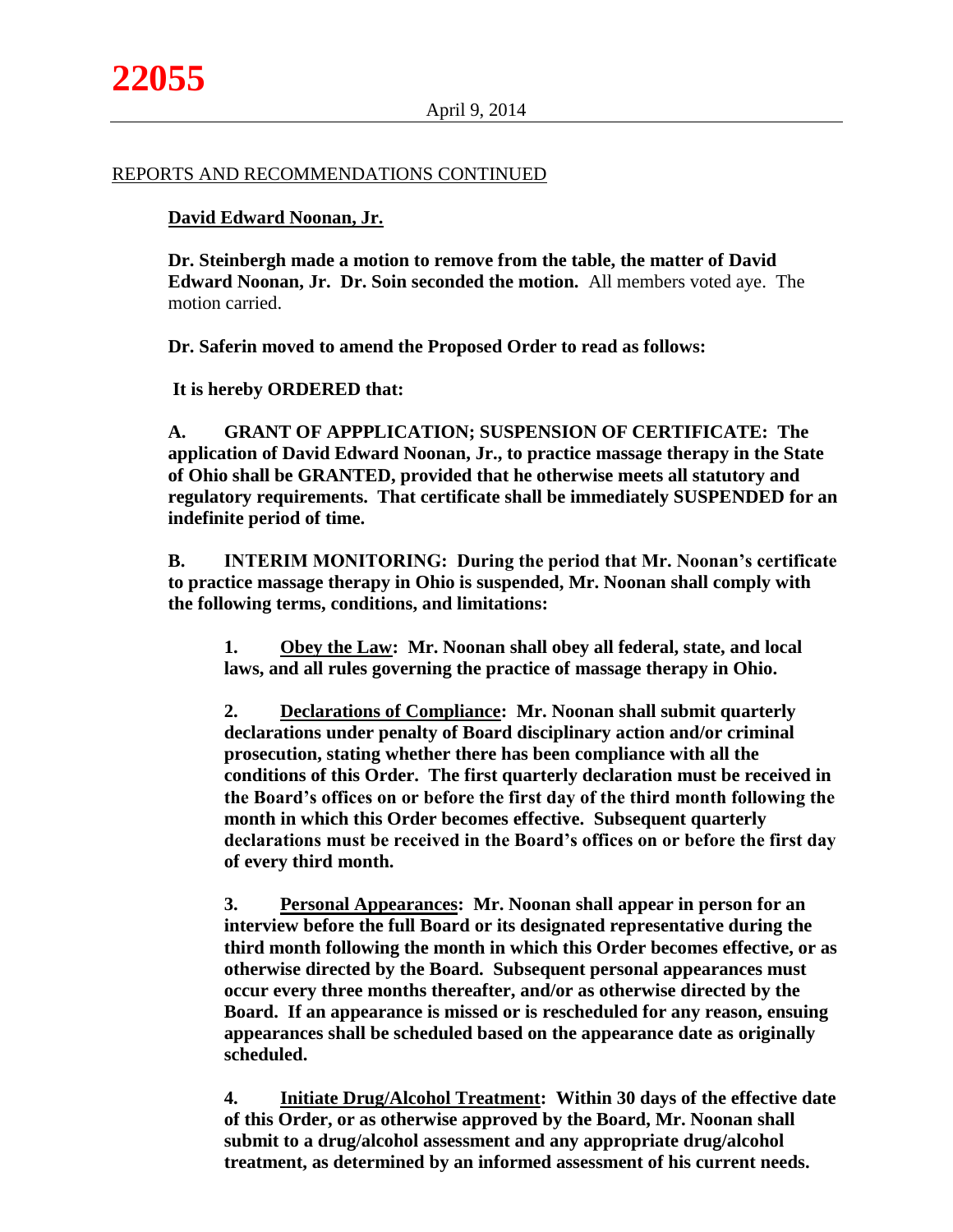REPORTS AND RECOMMENDATIONS CONTINUED

**David Edward Noonan, Jr.**

**Dr. Steinbergh made a motion to remove from the table, the matter of David Edward Noonan, Jr. Dr. Soin seconded the motion.** All members voted aye. The motion carried.

**Dr. Saferin moved to amend the Proposed Order to read as follows:**

**It is hereby ORDERED that:**

**A. GRANT OF APPPLICATION; SUSPENSION OF CERTIFICATE: The application of David Edward Noonan, Jr., to practice massage therapy in the State of Ohio shall be GRANTED, provided that he otherwise meets all statutory and regulatory requirements. That certificate shall be immediately SUSPENDED for an indefinite period of time.**

**B. INTERIM MONITORING: During the period that Mr. Noonan's certificate to practice massage therapy in Ohio is suspended, Mr. Noonan shall comply with the following terms, conditions, and limitations:**

1. **Obey the Law: Mr. Noonan shall obey all federal, state, and local laws, and all rules governing the practice of massage therapy in Ohio.**

2. **Declarations of Compliance: Mr. Noonan shall submit quarterly declarations under penalty of Board disciplinary action and/or criminal prosecution, stating whether there has been compliance with all the conditions of this Order. The first quarterly declaration must be received in the Board's offices on or before the first day of the third month following the month in which this Order becomes effective. Subsequent quarterly declarations must be received in the Board's offices on or before the first day of every third month.**

3. **Personal Appearances: Mr. Noonan shall appear in person for an interview before the full Board or its designated representative during the third month following the month in which this Order becomes effective, or as otherwise directed by the Board. Subsequent personal appearances must occur every three months thereafter, and/or as otherwise directed by the Board. If an appearance is missed or is rescheduled for any reason, ensuing appearances shall be scheduled based on the appearance date as originally scheduled.**

4. **Initiate Drug/Alcohol Treatment: Within 30 days of the effective date of this Order, or as otherwise approved by the Board, Mr. Noonan shall submit to a drug/alcohol assessment and any appropriate drug/alcohol treatment, as determined by an informed assessment of his current needs.**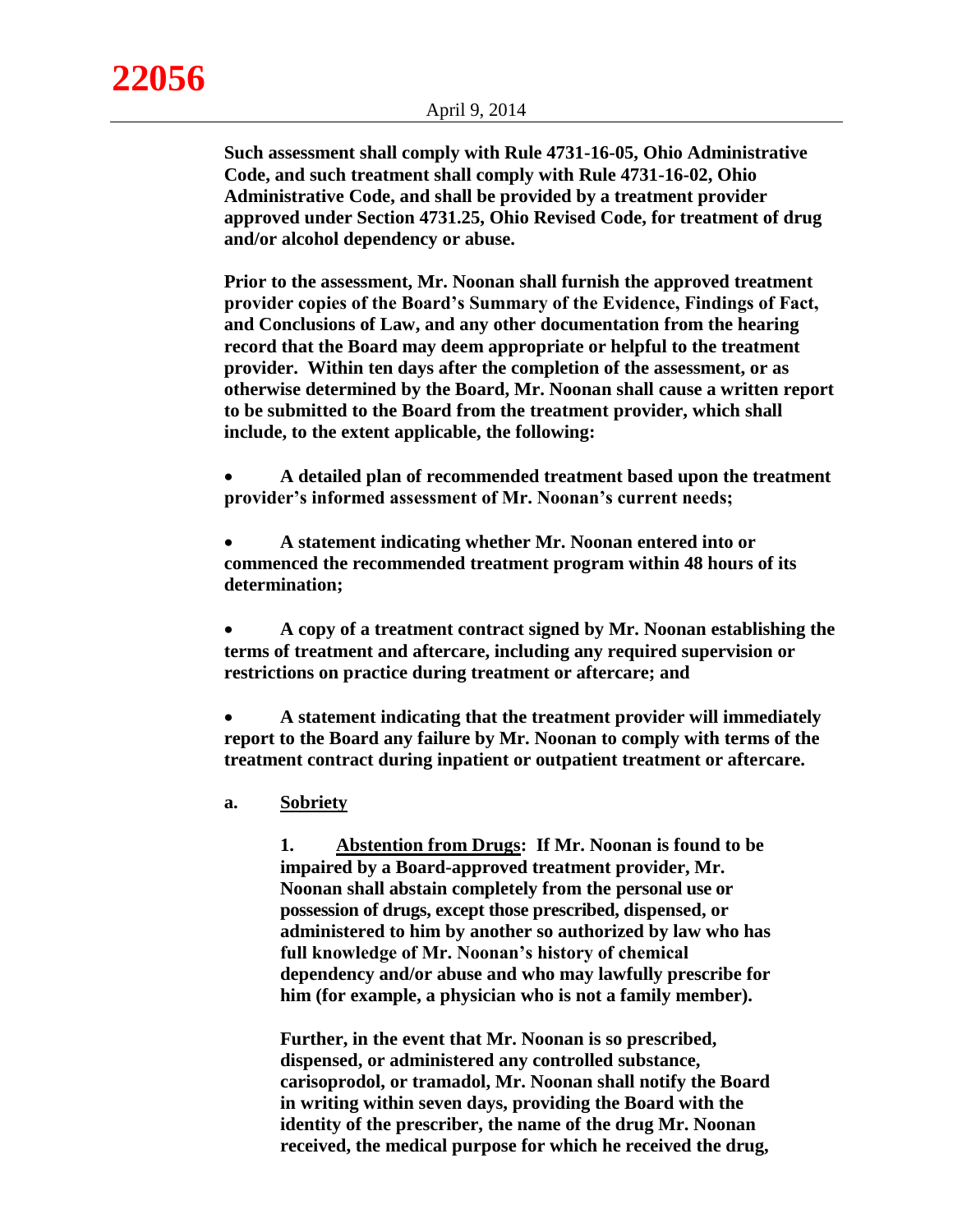**Such assessment shall comply with Rule 4731-16-05, Ohio Administrative Code, and such treatment shall comply with Rule 4731-16-02, Ohio Administrative Code, and shall be provided by a treatment provider approved under Section 4731.25, Ohio Revised Code, for treatment of drug and/or alcohol dependency or abuse.**

**Prior to the assessment, Mr. Noonan shall furnish the approved treatment provider copies of the Board's Summary of the Evidence, Findings of Fact, and Conclusions of Law, and any other documentation from the hearing record that the Board may deem appropriate or helpful to the treatment provider. Within ten days after the completion of the assessment, or as otherwise determined by the Board, Mr. Noonan shall cause a written report to be submitted to the Board from the treatment provider, which shall include, to the extent applicable, the following:**

- **A detailed plan of recommended treatment based upon the treatment provider's informed assessment of Mr. Noonan's current needs;**
- **A statement indicating whether Mr. Noonan entered into or commenced the recommended treatment program within 48 hours of its determination;**
- **A copy of a treatment contract signed by Mr. Noonan establishing the terms of treatment and aftercare, including any required supervision or restrictions on practice during treatment or aftercare; and**
- **A statement indicating that the treatment provider will immediately report to the Board any failure by Mr. Noonan to comply with terms of the treatment contract during inpatient or outpatient treatment or aftercare.**

**a. Sobriety**

**1. Abstention from Drugs: If Mr. Noonan is found to be impaired by a Board-approved treatment provider, Mr. Noonan shall abstain completely from the personal use or possession of drugs, except those prescribed, dispensed, or administered to him by another so authorized by law who has full knowledge of Mr. Noonan's history of chemical dependency and/or abuse and who may lawfully prescribe for him (for example, a physician who is not a family member).**

**Further, in the event that Mr. Noonan is so prescribed, dispensed, or administered any controlled substance, carisoprodol, or tramadol, Mr. Noonan shall notify the Board in writing within seven days, providing the Board with the identity of the prescriber, the name of the drug Mr. Noonan received, the medical purpose for which he received the drug,**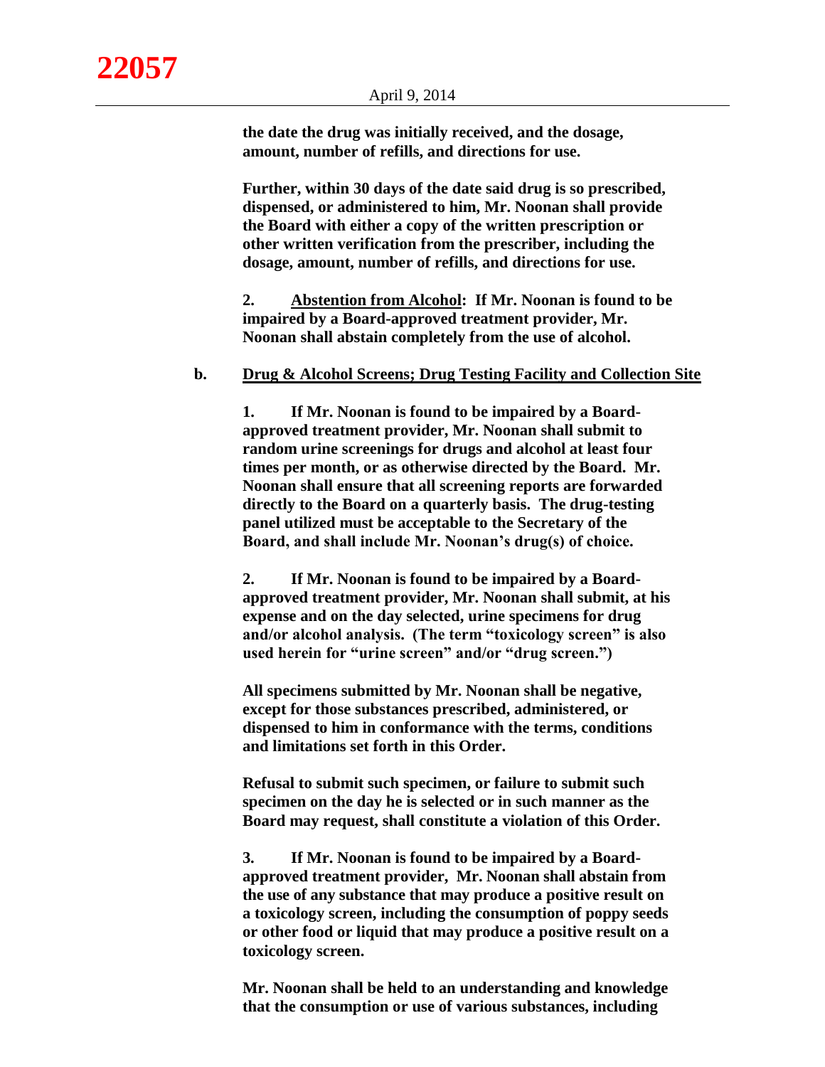**the date the drug was initially received, and the dosage, amount, number of refills, and directions for use.**

**Further, within 30 days of the date said drug is so prescribed, dispensed, or administered to him, Mr. Noonan shall provide the Board with either a copy of the written prescription or other written verification from the prescriber, including the dosage, amount, number of refills, and directions for use.**

**2. <u>Abstention from Alcohol</u>: If Mr. Noonan is found to be impaired by a Board-approved treatment provider, Mr. Noonan shall abstain completely from the use of alcohol.**

**b. <u>Drug & Alcohol Screens; Drug Testing Facility and Collection Site</u>**

**1. If Mr. Noonan is found to be impaired by a Board-approved treatment provider, Mr. Noonan shall submit to random urine screenings for drugs and alcohol at least four times per month, or as otherwise directed by the Board. Mr. Noonan shall ensure that all screening reports are forwarded directly to the Board on a quarterly basis. The drug-testing panel utilized must be acceptable to the Secretary of the Board, and shall include Mr. Noonan's drug(s) of choice.**

**2. If Mr. Noonan is found to be impaired by a Board-approved treatment provider, Mr. Noonan shall submit, at his expense and on the day selected, urine specimens for drug and/or alcohol analysis. (The term "toxicology screen" is also used herein for "urine screen" and/or "drug screen.")**

**All specimens submitted by Mr. Noonan shall be negative, except for those substances prescribed, administered, or dispensed to him in conformance with the terms, conditions and limitations set forth in this Order.**

**Refusal to submit such specimen, or failure to submit such specimen on the day he is selected or in such manner as the Board may request, shall constitute a violation of this Order.**

**3. If Mr. Noonan is found to be impaired by a Board-approved treatment provider, Mr. Noonan shall abstain from the use of any substance that may produce a positive result on a toxicology screen, including the consumption of poppy seeds or other food or liquid that may produce a positive result on a toxicology screen.**

**Mr. Noonan shall be held to an understanding and knowledge that the consumption or use of various substances, including**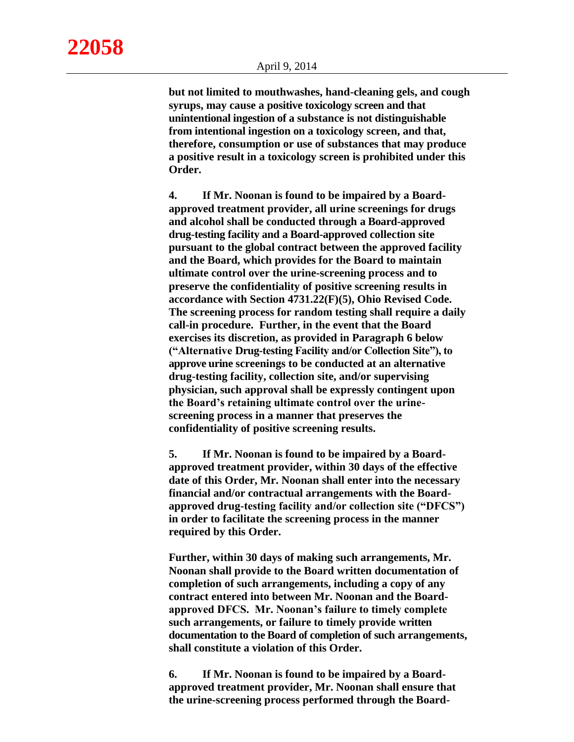**but not limited to mouthwashes, hand-cleaning gels, and cough syrups, may cause a positive toxicology screen and that unintentional ingestion of a substance is not distinguishable from intentional ingestion on a toxicology screen, and that, therefore, consumption or use of substances that may produce a positive result in a toxicology screen is prohibited under this Order.**

**4. If Mr. Noonan is found to be impaired by a Board-approved treatment provider, all urine screenings for drugs and alcohol shall be conducted through a Board-approved drug-testing facility and a Board-approved collection site pursuant to the global contract between the approved facility and the Board, which provides for the Board to maintain ultimate control over the urine-screening process and to preserve the confidentiality of positive screening results in accordance with Section 4731.22(F)(5), Ohio Revised Code. The screening process for random testing shall require a daily call-in procedure. Further, in the event that the Board exercises its discretion, as provided in Paragraph 6 below ("Alternative Drug-testing Facility and/or Collection Site"), to approve urine screenings to be conducted at an alternative drug-testing facility, collection site, and/or supervising physician, such approval shall be expressly contingent upon the Board's retaining ultimate control over the urine-screening process in a manner that preserves the confidentiality of positive screening results.**

**5. If Mr. Noonan is found to be impaired by a Board-approved treatment provider, within 30 days of the effective date of this Order, Mr. Noonan shall enter into the necessary financial and/or contractual arrangements with the Board-approved drug-testing facility and/or collection site ("DFCS") in order to facilitate the screening process in the manner required by this Order.**

**Further, within 30 days of making such arrangements, Mr. Noonan shall provide to the Board written documentation of completion of such arrangements, including a copy of any contract entered into between Mr. Noonan and the Board-approved DFCS. Mr. Noonan's failure to timely complete such arrangements, or failure to timely provide written documentation to the Board of completion of such arrangements, shall constitute a violation of this Order.**

**6. If Mr. Noonan is found to be impaired by a Board-approved treatment provider, Mr. Noonan shall ensure that the urine-screening process performed through the Board-**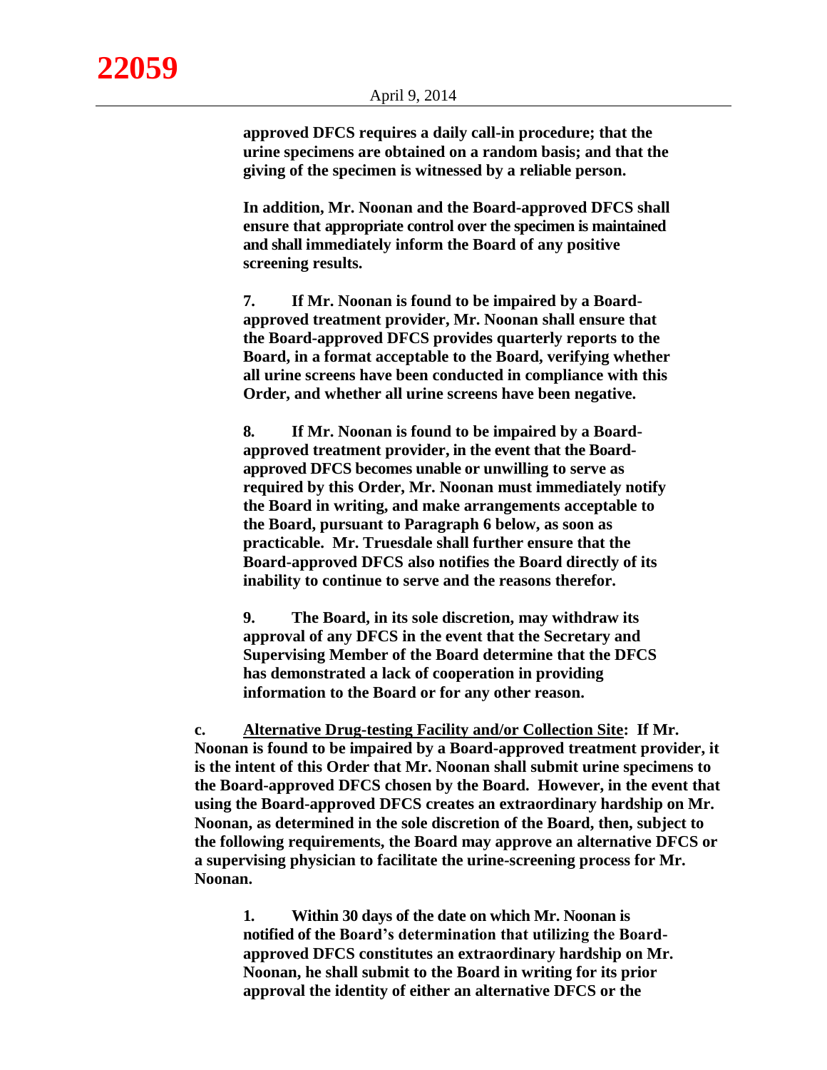**approved DFCS requires a daily call-in procedure; that the urine specimens are obtained on a random basis; and that the giving of the specimen is witnessed by a reliable person.**

**In addition, Mr. Noonan and the Board-approved DFCS shall ensure that appropriate control over the specimen is maintained and shall immediately inform the Board of any positive screening results.**

**7. If Mr. Noonan is found to be impaired by a Board-approved treatment provider, Mr. Noonan shall ensure that the Board-approved DFCS provides quarterly reports to the Board, in a format acceptable to the Board, verifying whether all urine screens have been conducted in compliance with this Order, and whether all urine screens have been negative.**

**8. If Mr. Noonan is found to be impaired by a Board-approved treatment provider, in the event that the Board-approved DFCS becomes unable or unwilling to serve as required by this Order, Mr. Noonan must immediately notify the Board in writing, and make arrangements acceptable to the Board, pursuant to Paragraph 6 below, as soon as practicable. Mr. Truesdale shall further ensure that the Board-approved DFCS also notifies the Board directly of its inability to continue to serve and the reasons therefor.**

**9. The Board, in its sole discretion, may withdraw its approval of any DFCS in the event that the Secretary and Supervising Member of the Board determine that the DFCS has demonstrated a lack of cooperation in providing information to the Board or for any other reason.**

**c. <u>Alternative Drug-testing Facility and/or Collection Site</u>: If Mr. Noonan is found to be impaired by a Board-approved treatment provider, it is the intent of this Order that Mr. Noonan shall submit urine specimens to the Board-approved DFCS chosen by the Board. However, in the event that using the Board-approved DFCS creates an extraordinary hardship on Mr. Noonan, as determined in the sole discretion of the Board, then, subject to the following requirements, the Board may approve an alternative DFCS or a supervising physician to facilitate the urine-screening process for Mr. Noonan.**

**1. Within 30 days of the date on which Mr. Noonan is notified of the Board's determination that utilizing the Board-approved DFCS constitutes an extraordinary hardship on Mr. Noonan, he shall submit to the Board in writing for its prior approval the identity of either an alternative DFCS or the**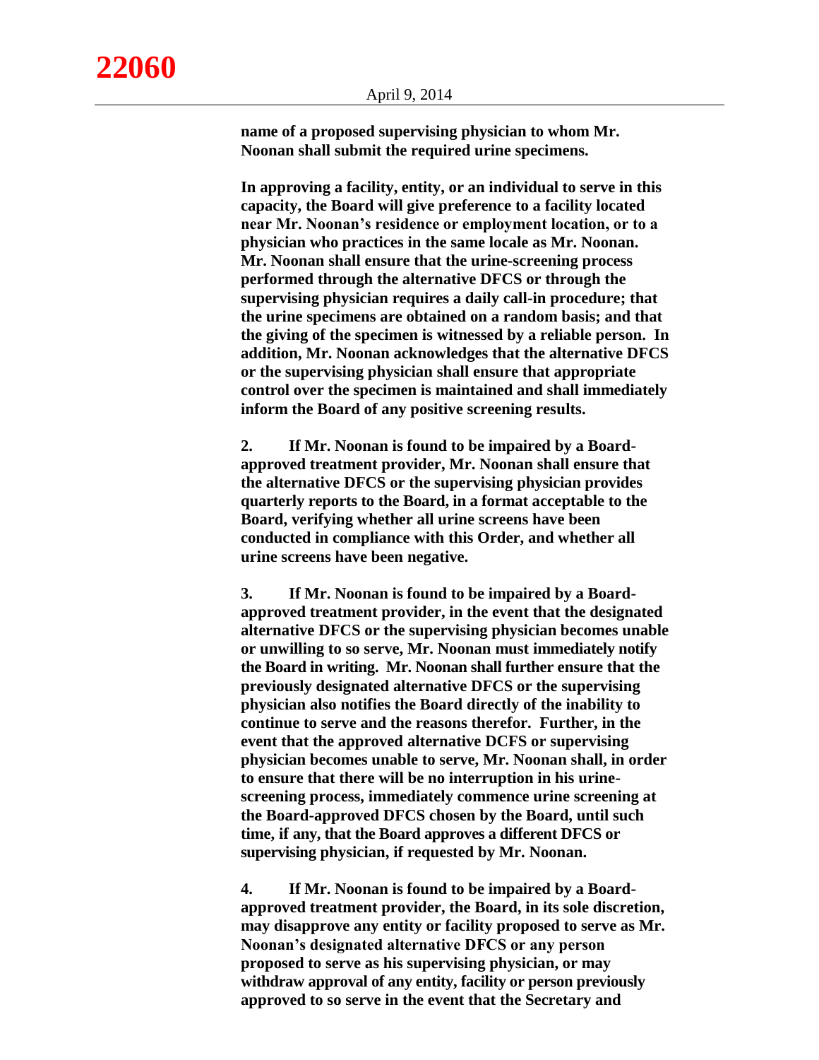**name of a proposed supervising physician to whom Mr. Noonan shall submit the required urine specimens.**

**In approving a facility, entity, or an individual to serve in this capacity, the Board will give preference to a facility located near Mr. Noonan's residence or employment location, or to a physician who practices in the same locale as Mr. Noonan. Mr. Noonan shall ensure that the urine-screening process performed through the alternative DFCS or through the supervising physician requires a daily call-in procedure; that the urine specimens are obtained on a random basis; and that the giving of the specimen is witnessed by a reliable person. In addition, Mr. Noonan acknowledges that the alternative DFCS or the supervising physician shall ensure that appropriate control over the specimen is maintained and shall immediately inform the Board of any positive screening results.**

**2. If Mr. Noonan is found to be impaired by a Board-approved treatment provider, Mr. Noonan shall ensure that the alternative DFCS or the supervising physician provides quarterly reports to the Board, in a format acceptable to the Board, verifying whether all urine screens have been conducted in compliance with this Order, and whether all urine screens have been negative.**

**3. If Mr. Noonan is found to be impaired by a Board-approved treatment provider, in the event that the designated alternative DFCS or the supervising physician becomes unable or unwilling to so serve, Mr. Noonan must immediately notify the Board in writing. Mr. Noonan shall further ensure that the previously designated alternative DFCS or the supervising physician also notifies the Board directly of the inability to continue to serve and the reasons therefor. Further, in the event that the approved alternative DCFS or supervising physician becomes unable to serve, Mr. Noonan shall, in order to ensure that there will be no interruption in his urine-screening process, immediately commence urine screening at the Board-approved DFCS chosen by the Board, until such time, if any, that the Board approves a different DFCS or supervising physician, if requested by Mr. Noonan.**

**4. If Mr. Noonan is found to be impaired by a Board-approved treatment provider, the Board, in its sole discretion, may disapprove any entity or facility proposed to serve as Mr. Noonan's designated alternative DFCS or any person proposed to serve as his supervising physician, or may withdraw approval of any entity, facility or person previously approved to so serve in the event that the Secretary and**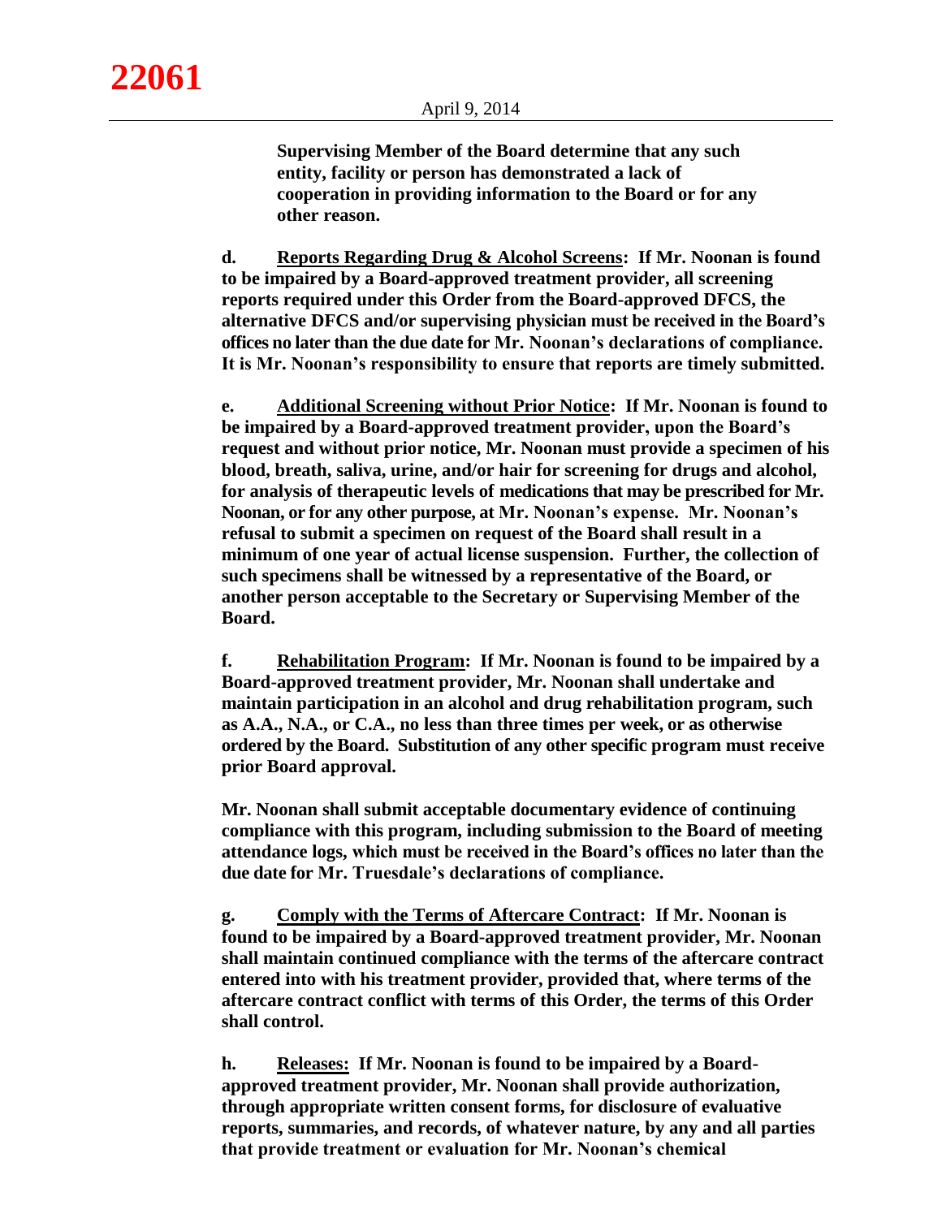**Supervising Member of the Board determine that any such entity, facility or person has demonstrated a lack of cooperation in providing information to the Board or for any other reason.**

**d. Reports Regarding Drug & Alcohol Screens: If Mr. Noonan is found to be impaired by a Board-approved treatment provider, all screening reports required under this Order from the Board-approved DFCS, the alternative DFCS and/or supervising physician must be received in the Board's offices no later than the due date for Mr. Noonan's declarations of compliance. It is Mr. Noonan's responsibility to ensure that reports are timely submitted.**

**e. Additional Screening without Prior Notice: If Mr. Noonan is found to be impaired by a Board-approved treatment provider, upon the Board's request and without prior notice, Mr. Noonan must provide a specimen of his blood, breath, saliva, urine, and/or hair for screening for drugs and alcohol, for analysis of therapeutic levels of medications that may be prescribed for Mr. Noonan, or for any other purpose, at Mr. Noonan's expense. Mr. Noonan's refusal to submit a specimen on request of the Board shall result in a minimum of one year of actual license suspension. Further, the collection of such specimens shall be witnessed by a representative of the Board, or another person acceptable to the Secretary or Supervising Member of the Board.**

**f. Rehabilitation Program: If Mr. Noonan is found to be impaired by a Board-approved treatment provider, Mr. Noonan shall undertake and maintain participation in an alcohol and drug rehabilitation program, such as A.A., N.A., or C.A., no less than three times per week, or as otherwise ordered by the Board. Substitution of any other specific program must receive prior Board approval.**

**Mr. Noonan shall submit acceptable documentary evidence of continuing compliance with this program, including submission to the Board of meeting attendance logs, which must be received in the Board's offices no later than the due date for Mr. Truesdale's declarations of compliance.**

**g. Comply with the Terms of Aftercare Contract: If Mr. Noonan is found to be impaired by a Board-approved treatment provider, Mr. Noonan shall maintain continued compliance with the terms of the aftercare contract entered into with his treatment provider, provided that, where terms of the aftercare contract conflict with terms of this Order, the terms of this Order shall control.**

**h. Releases: If Mr. Noonan is found to be impaired by a Board-approved treatment provider, Mr. Noonan shall provide authorization, through appropriate written consent forms, for disclosure of evaluative reports, summaries, and records, of whatever nature, by any and all parties that provide treatment or evaluation for Mr. Noonan's chemical**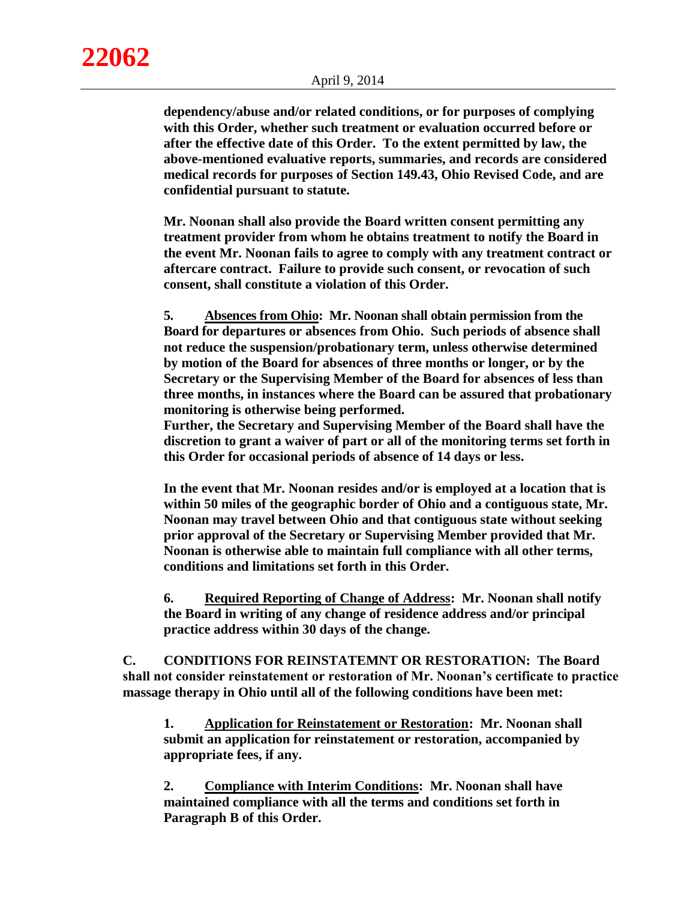**dependency/abuse and/or related conditions, or for purposes of complying with this Order, whether such treatment or evaluation occurred before or after the effective date of this Order. To the extent permitted by law, the above-mentioned evaluative reports, summaries, and records are considered medical records for purposes of Section 149.43, Ohio Revised Code, and are confidential pursuant to statute.**

**Mr. Noonan shall also provide the Board written consent permitting any treatment provider from whom he obtains treatment to notify the Board in the event Mr. Noonan fails to agree to comply with any treatment contract or aftercare contract. Failure to provide such consent, or revocation of such consent, shall constitute a violation of this Order.**

**5. <u>Absences from Ohio</u>: Mr. Noonan shall obtain permission from the Board for departures or absences from Ohio. Such periods of absence shall not reduce the suspension/probationary term, unless otherwise determined by motion of the Board for absences of three months or longer, or by the Secretary or the Supervising Member of the Board for absences of less than three months, in instances where the Board can be assured that probationary monitoring is otherwise being performed.**
**Further, the Secretary and Supervising Member of the Board shall have the discretion to grant a waiver of part or all of the monitoring terms set forth in this Order for occasional periods of absence of 14 days or less.**

**In the event that Mr. Noonan resides and/or is employed at a location that is within 50 miles of the geographic border of Ohio and a contiguous state, Mr. Noonan may travel between Ohio and that contiguous state without seeking prior approval of the Secretary or Supervising Member provided that Mr. Noonan is otherwise able to maintain full compliance with all other terms, conditions and limitations set forth in this Order.**

**6. <u>Required Reporting of Change of Address</u>: Mr. Noonan shall notify the Board in writing of any change of residence address and/or principal practice address within 30 days of the change.**

**C. CONDITIONS FOR REINSTATEMNT OR RESTORATION: The Board shall not consider reinstatement or restoration of Mr. Noonan's certificate to practice massage therapy in Ohio until all of the following conditions have been met:**

**1. <u>Application for Reinstatement or Restoration</u>: Mr. Noonan shall submit an application for reinstatement or restoration, accompanied by appropriate fees, if any.**

**2. <u>Compliance with Interim Conditions</u>: Mr. Noonan shall have maintained compliance with all the terms and conditions set forth in Paragraph B of this Order.**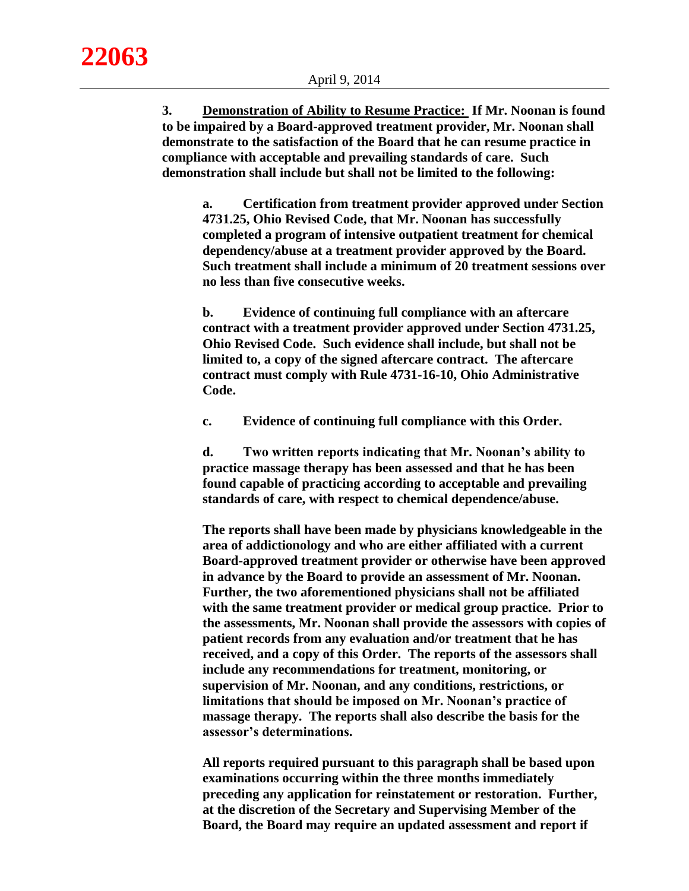**3. Demonstration of Ability to Resume Practice: If Mr. Noonan is found to be impaired by a Board-approved treatment provider, Mr. Noonan shall demonstrate to the satisfaction of the Board that he can resume practice in compliance with acceptable and prevailing standards of care. Such demonstration shall include but shall not be limited to the following:**

**a. Certification from treatment provider approved under Section 4731.25, Ohio Revised Code, that Mr. Noonan has successfully completed a program of intensive outpatient treatment for chemical dependency/abuse at a treatment provider approved by the Board. Such treatment shall include a minimum of 20 treatment sessions over no less than five consecutive weeks.**

**b. Evidence of continuing full compliance with an aftercare contract with a treatment provider approved under Section 4731.25, Ohio Revised Code. Such evidence shall include, but shall not be limited to, a copy of the signed aftercare contract. The aftercare contract must comply with Rule 4731-16-10, Ohio Administrative Code.**

**c. Evidence of continuing full compliance with this Order.**

**d. Two written reports indicating that Mr. Noonan's ability to practice massage therapy has been assessed and that he has been found capable of practicing according to acceptable and prevailing standards of care, with respect to chemical dependence/abuse.**

**The reports shall have been made by physicians knowledgeable in the area of addictionology and who are either affiliated with a current Board-approved treatment provider or otherwise have been approved in advance by the Board to provide an assessment of Mr. Noonan. Further, the two aforementioned physicians shall not be affiliated with the same treatment provider or medical group practice. Prior to the assessments, Mr. Noonan shall provide the assessors with copies of patient records from any evaluation and/or treatment that he has received, and a copy of this Order. The reports of the assessors shall include any recommendations for treatment, monitoring, or supervision of Mr. Noonan, and any conditions, restrictions, or limitations that should be imposed on Mr. Noonan's practice of massage therapy. The reports shall also describe the basis for the assessor's determinations.**

**All reports required pursuant to this paragraph shall be based upon examinations occurring within the three months immediately preceding any application for reinstatement or restoration. Further, at the discretion of the Secretary and Supervising Member of the Board, the Board may require an updated assessment and report if**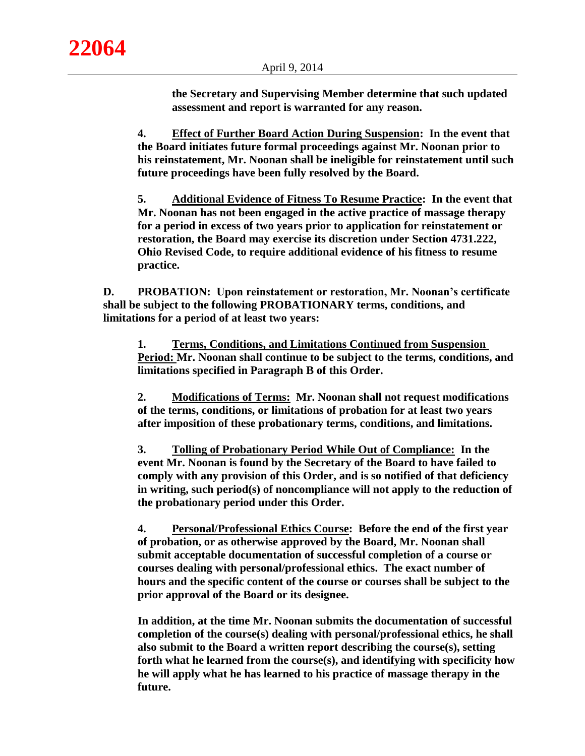**the Secretary and Supervising Member determine that such updated assessment and report is warranted for any reason.**

**4. Effect of Further Board Action During Suspension: In the event that the Board initiates future formal proceedings against Mr. Noonan prior to his reinstatement, Mr. Noonan shall be ineligible for reinstatement until such future proceedings have been fully resolved by the Board.**

**5. Additional Evidence of Fitness To Resume Practice: In the event that Mr. Noonan has not been engaged in the active practice of massage therapy for a period in excess of two years prior to application for reinstatement or restoration, the Board may exercise its discretion under Section 4731.222, Ohio Revised Code, to require additional evidence of his fitness to resume practice.**

**D. PROBATION: Upon reinstatement or restoration, Mr. Noonan's certificate shall be subject to the following PROBATIONARY terms, conditions, and limitations for a period of at least two years:**

**1. Terms, Conditions, and Limitations Continued from Suspension Period: Mr. Noonan shall continue to be subject to the terms, conditions, and limitations specified in Paragraph B of this Order.**

**2. Modifications of Terms: Mr. Noonan shall not request modifications of the terms, conditions, or limitations of probation for at least two years after imposition of these probationary terms, conditions, and limitations.**

**3. Tolling of Probationary Period While Out of Compliance: In the event Mr. Noonan is found by the Secretary of the Board to have failed to comply with any provision of this Order, and is so notified of that deficiency in writing, such period(s) of noncompliance will not apply to the reduction of the probationary period under this Order.**

**4. Personal/Professional Ethics Course: Before the end of the first year of probation, or as otherwise approved by the Board, Mr. Noonan shall submit acceptable documentation of successful completion of a course or courses dealing with personal/professional ethics. The exact number of hours and the specific content of the course or courses shall be subject to the prior approval of the Board or its designee.**

**In addition, at the time Mr. Noonan submits the documentation of successful completion of the course(s) dealing with personal/professional ethics, he shall also submit to the Board a written report describing the course(s), setting forth what he learned from the course(s), and identifying with specificity how he will apply what he has learned to his practice of massage therapy in the future.**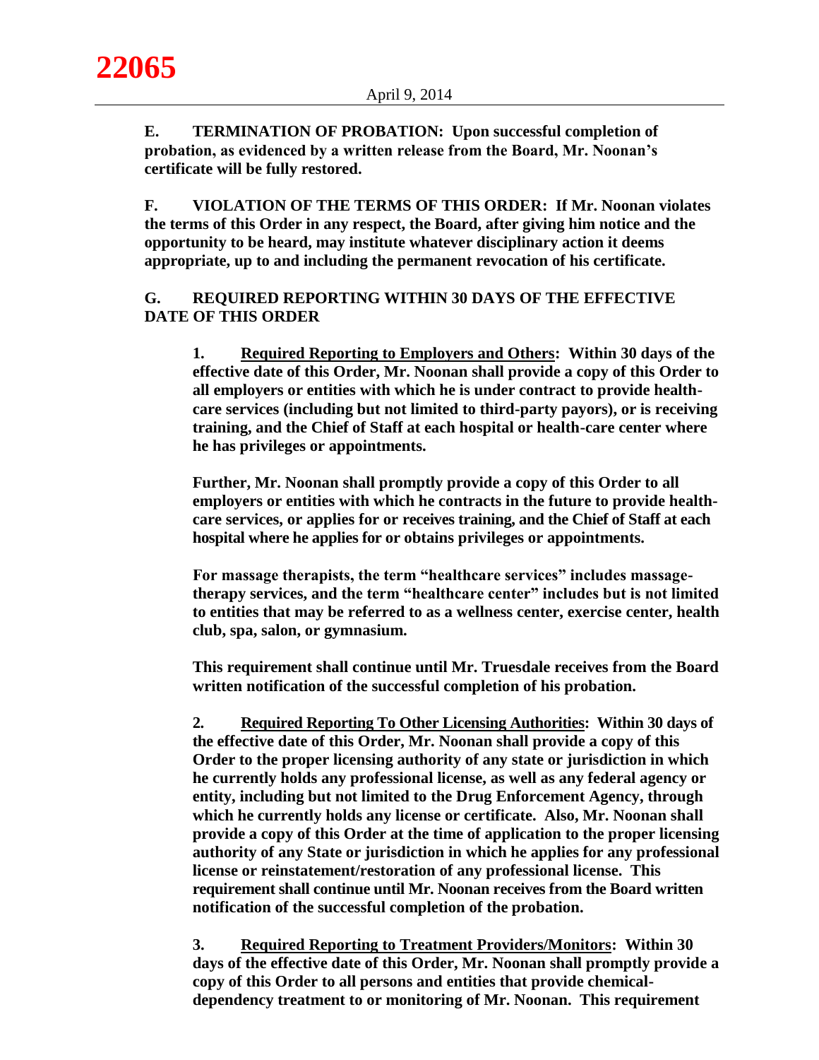**E. TERMINATION OF PROBATION: Upon successful completion of probation, as evidenced by a written release from the Board, Mr. Noonan's certificate will be fully restored.**

**F. VIOLATION OF THE TERMS OF THIS ORDER: If Mr. Noonan violates the terms of this Order in any respect, the Board, after giving him notice and the opportunity to be heard, may institute whatever disciplinary action it deems appropriate, up to and including the permanent revocation of his certificate.**

**G. REQUIRED REPORTING WITHIN 30 DAYS OF THE EFFECTIVE DATE OF THIS ORDER**

**1. <u>Required Reporting to Employers and Others</u>: Within 30 days of the effective date of this Order, Mr. Noonan shall provide a copy of this Order to all employers or entities with which he is under contract to provide health-care services (including but not limited to third-party payors), or is receiving training, and the Chief of Staff at each hospital or health-care center where he has privileges or appointments.**

**Further, Mr. Noonan shall promptly provide a copy of this Order to all employers or entities with which he contracts in the future to provide health-care services, or applies for or receives training, and the Chief of Staff at each hospital where he applies for or obtains privileges or appointments.**

**For massage therapists, the term "healthcare services" includes massage-therapy services, and the term "healthcare center" includes but is not limited to entities that may be referred to as a wellness center, exercise center, health club, spa, salon, or gymnasium.**

**This requirement shall continue until Mr. Truesdale receives from the Board written notification of the successful completion of his probation.**

**2. <u>Required Reporting To Other Licensing Authorities</u>: Within 30 days of the effective date of this Order, Mr. Noonan shall provide a copy of this Order to the proper licensing authority of any state or jurisdiction in which he currently holds any professional license, as well as any federal agency or entity, including but not limited to the Drug Enforcement Agency, through which he currently holds any license or certificate. Also, Mr. Noonan shall provide a copy of this Order at the time of application to the proper licensing authority of any State or jurisdiction in which he applies for any professional license or reinstatement/restoration of any professional license. This requirement shall continue until Mr. Noonan receives from the Board written notification of the successful completion of the probation.**

**3. <u>Required Reporting to Treatment Providers/Monitors</u>: Within 30 days of the effective date of this Order, Mr. Noonan shall promptly provide a copy of this Order to all persons and entities that provide chemical-dependency treatment to or monitoring of Mr. Noonan. This requirement**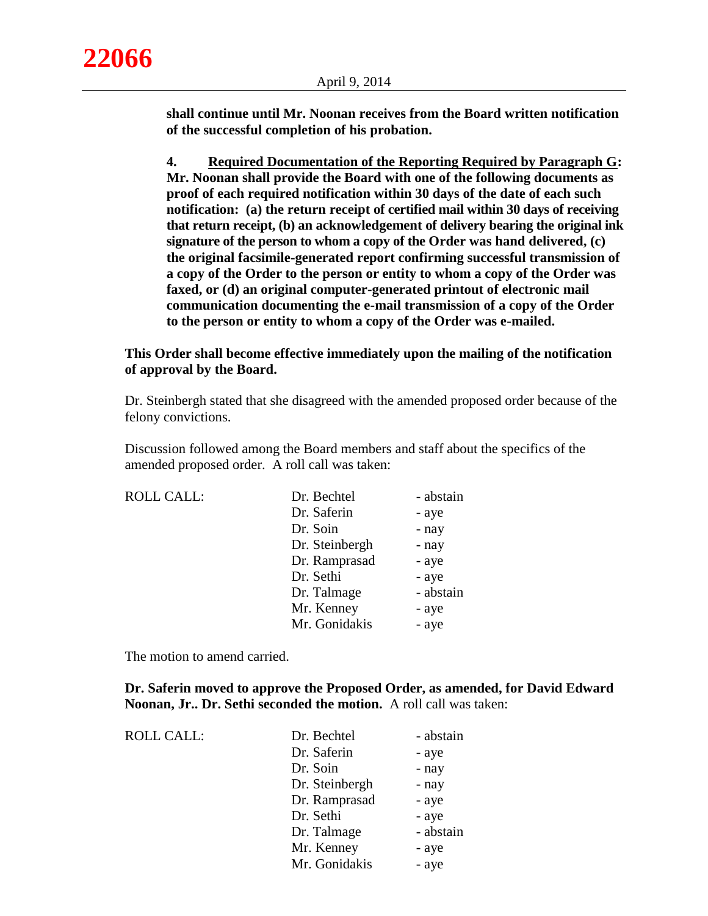**shall continue until Mr. Noonan receives from the Board written notification of the successful completion of his probation.**

**4. Required Documentation of the Reporting Required by Paragraph G: Mr. Noonan shall provide the Board with one of the following documents as proof of each required notification within 30 days of the date of each such notification: (a) the return receipt of certified mail within 30 days of receiving that return receipt, (b) an acknowledgement of delivery bearing the original ink signature of the person to whom a copy of the Order was hand delivered, (c) the original facsimile-generated report confirming successful transmission of a copy of the Order to the person or entity to whom a copy of the Order was faxed, or (d) an original computer-generated printout of electronic mail communication documenting the e-mail transmission of a copy of the Order to the person or entity to whom a copy of the Order was e-mailed.**

**This Order shall become effective immediately upon the mailing of the notification of approval by the Board.**

Dr. Steinbergh stated that she disagreed with the amended proposed order because of the felony convictions.

Discussion followed among the Board members and staff about the specifics of the amended proposed order. A roll call was taken:

| ROLL CALL: | Dr. Bechtel | - abstain |
|---|---|---|
| | Dr. Saferin | - aye |
| | Dr. Soin | - nay |
| | Dr. Steinbergh | - nay |
| | Dr. Ramprasad | - aye |
| | Dr. Sethi | - aye |
| | Dr. Talmage | - abstain |
| | Mr. Kenney | - aye |
| | Mr. Gonidakis | - aye |

The motion to amend carried.

**Dr. Saferin moved to approve the Proposed Order, as amended, for David Edward Noonan, Jr.. Dr. Sethi seconded the motion.** A roll call was taken:

| ROLL CALL: | Dr. Bechtel | - abstain |
|---|---|---|
| | Dr. Saferin | - aye |
| | Dr. Soin | - nay |
| | Dr. Steinbergh | - nay |
| | Dr. Ramprasad | - aye |
| | Dr. Sethi | - aye |
| | Dr. Talmage | - abstain |
| | Mr. Kenney | - aye |
| | Mr. Gonidakis | - aye |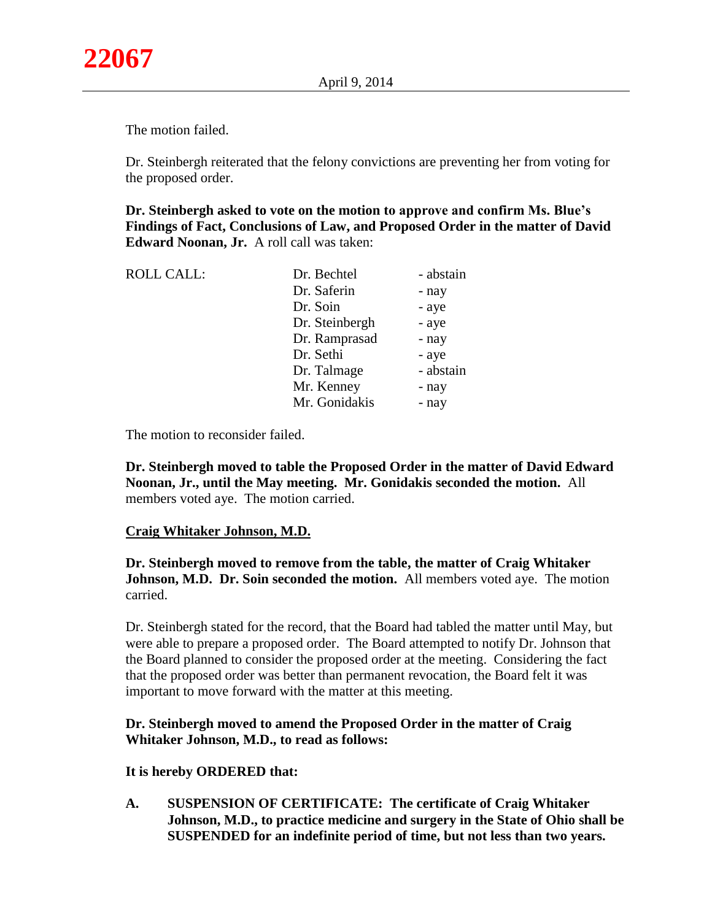The motion failed.

Dr. Steinbergh reiterated that the felony convictions are preventing her from voting for the proposed order.

**Dr. Steinbergh asked to vote on the motion to approve and confirm Ms. Blue's Findings of Fact, Conclusions of Law, and Proposed Order in the matter of David Edward Noonan, Jr.** A roll call was taken:

| ROLL CALL: | Dr. Bechtel | - abstain |
|---|---|---|
| | Dr. Saferin | - nay |
| | Dr. Soin | - aye |
| | Dr. Steinbergh | - aye |
| | Dr. Ramprasad | - nay |
| | Dr. Sethi | - aye |
| | Dr. Talmage | - abstain |
| | Mr. Kenney | - nay |
| | Mr. Gonidakis | - nay |

The motion to reconsider failed.

**Dr. Steinbergh moved to table the Proposed Order in the matter of David Edward Noonan, Jr., until the May meeting. Mr. Gonidakis seconded the motion.** All members voted aye. The motion carried.

**Craig Whitaker Johnson, M.D.**

**Dr. Steinbergh moved to remove from the table, the matter of Craig Whitaker Johnson, M.D. Dr. Soin seconded the motion.** All members voted aye. The motion carried.

Dr. Steinbergh stated for the record, that the Board had tabled the matter until May, but were able to prepare a proposed order. The Board attempted to notify Dr. Johnson that the Board planned to consider the proposed order at the meeting. Considering the fact that the proposed order was better than permanent revocation, the Board felt it was important to move forward with the matter at this meeting.

**Dr. Steinbergh moved to amend the Proposed Order in the matter of Craig Whitaker Johnson, M.D., to read as follows:**

**It is hereby ORDERED that:**

**A. SUSPENSION OF CERTIFICATE: The certificate of Craig Whitaker Johnson, M.D., to practice medicine and surgery in the State of Ohio shall be SUSPENDED for an indefinite period of time, but not less than two years.**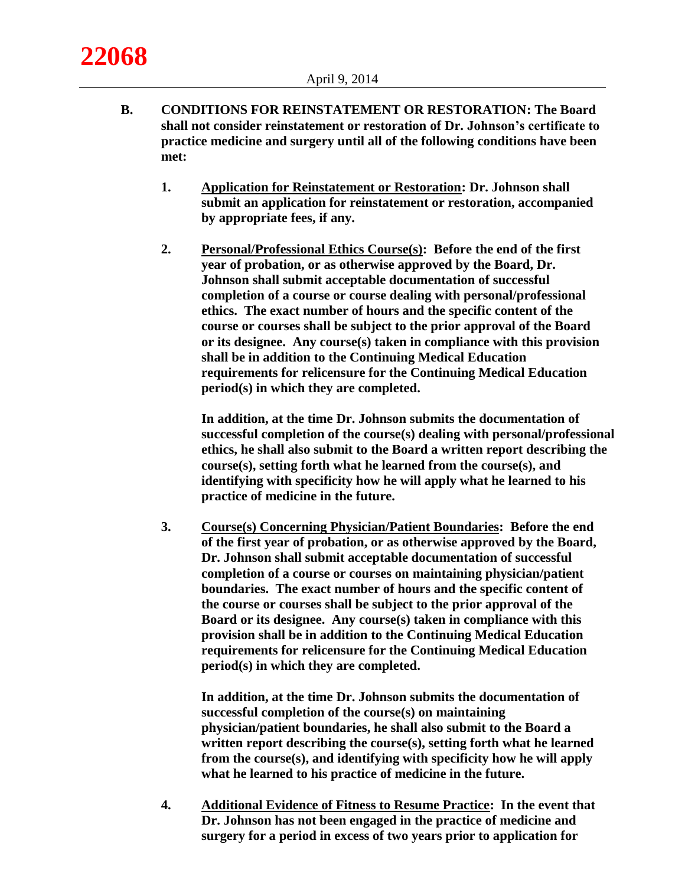**B. CONDITIONS FOR REINSTATEMENT OR RESTORATION: The Board shall not consider reinstatement or restoration of Dr. Johnson's certificate to practice medicine and surgery until all of the following conditions have been met:**

**1. Application for Reinstatement or Restoration: Dr. Johnson shall submit an application for reinstatement or restoration, accompanied by appropriate fees, if any.**

**2. Personal/Professional Ethics Course(s): Before the end of the first year of probation, or as otherwise approved by the Board, Dr. Johnson shall submit acceptable documentation of successful completion of a course or course dealing with personal/professional ethics. The exact number of hours and the specific content of the course or courses shall be subject to the prior approval of the Board or its designee. Any course(s) taken in compliance with this provision shall be in addition to the Continuing Medical Education requirements for relicensure for the Continuing Medical Education period(s) in which they are completed.**

**In addition, at the time Dr. Johnson submits the documentation of successful completion of the course(s) dealing with personal/professional ethics, he shall also submit to the Board a written report describing the course(s), setting forth what he learned from the course(s), and identifying with specificity how he will apply what he learned to his practice of medicine in the future.**

**3. Course(s) Concerning Physician/Patient Boundaries: Before the end of the first year of probation, or as otherwise approved by the Board, Dr. Johnson shall submit acceptable documentation of successful completion of a course or courses on maintaining physician/patient boundaries. The exact number of hours and the specific content of the course or courses shall be subject to the prior approval of the Board or its designee. Any course(s) taken in compliance with this provision shall be in addition to the Continuing Medical Education requirements for relicensure for the Continuing Medical Education period(s) in which they are completed.**

**In addition, at the time Dr. Johnson submits the documentation of successful completion of the course(s) on maintaining physician/patient boundaries, he shall also submit to the Board a written report describing the course(s), setting forth what he learned from the course(s), and identifying with specificity how he will apply what he learned to his practice of medicine in the future.**

**4. Additional Evidence of Fitness to Resume Practice: In the event that Dr. Johnson has not been engaged in the practice of medicine and surgery for a period in excess of two years prior to application for**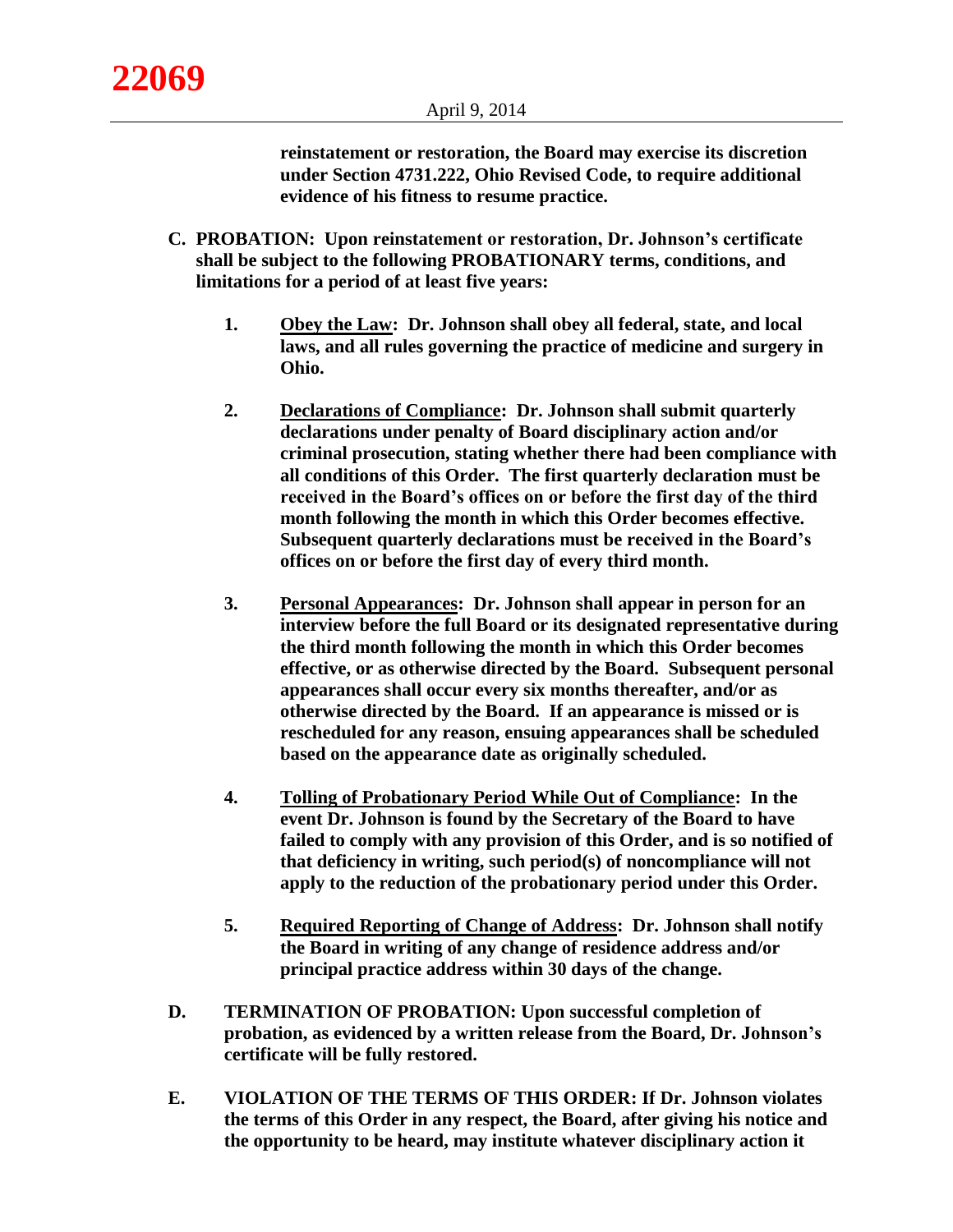**reinstatement or restoration, the Board may exercise its discretion under Section 4731.222, Ohio Revised Code, to require additional evidence of his fitness to resume practice.**

**C. PROBATION: Upon reinstatement or restoration, Dr. Johnson's certificate shall be subject to the following PROBATIONARY terms, conditions, and limitations for a period of at least five years:**

**1. Obey the Law: Dr. Johnson shall obey all federal, state, and local laws, and all rules governing the practice of medicine and surgery in Ohio.**

**2. Declarations of Compliance: Dr. Johnson shall submit quarterly declarations under penalty of Board disciplinary action and/or criminal prosecution, stating whether there had been compliance with all conditions of this Order. The first quarterly declaration must be received in the Board's offices on or before the first day of the third month following the month in which this Order becomes effective. Subsequent quarterly declarations must be received in the Board's offices on or before the first day of every third month.**

**3. Personal Appearances: Dr. Johnson shall appear in person for an interview before the full Board or its designated representative during the third month following the month in which this Order becomes effective, or as otherwise directed by the Board. Subsequent personal appearances shall occur every six months thereafter, and/or as otherwise directed by the Board. If an appearance is missed or is rescheduled for any reason, ensuing appearances shall be scheduled based on the appearance date as originally scheduled.**

**4. Tolling of Probationary Period While Out of Compliance: In the event Dr. Johnson is found by the Secretary of the Board to have failed to comply with any provision of this Order, and is so notified of that deficiency in writing, such period(s) of noncompliance will not apply to the reduction of the probationary period under this Order.**

**5. Required Reporting of Change of Address: Dr. Johnson shall notify the Board in writing of any change of residence address and/or principal practice address within 30 days of the change.**

**D. TERMINATION OF PROBATION: Upon successful completion of probation, as evidenced by a written release from the Board, Dr. Johnson's certificate will be fully restored.**

**E. VIOLATION OF THE TERMS OF THIS ORDER: If Dr. Johnson violates the terms of this Order in any respect, the Board, after giving his notice and the opportunity to be heard, may institute whatever disciplinary action it**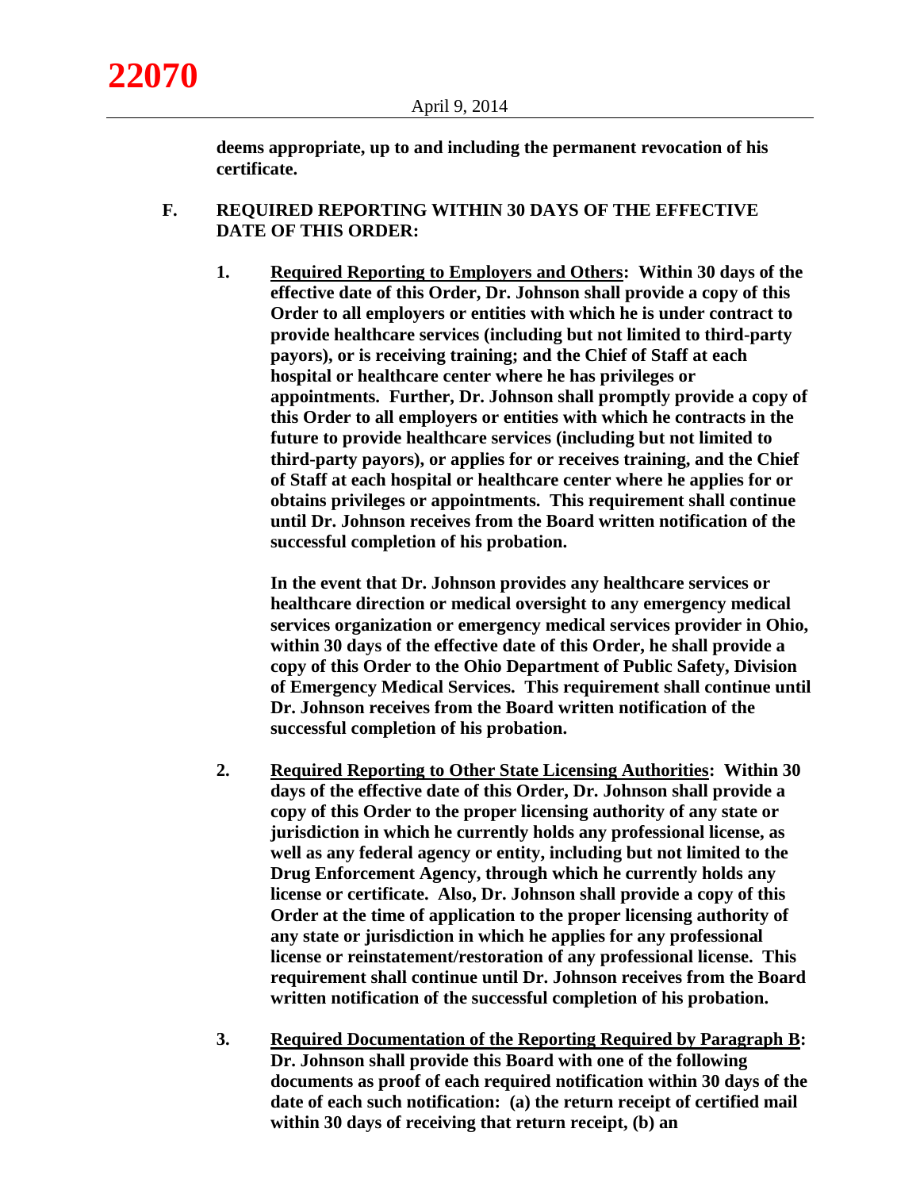**deems appropriate, up to and including the permanent revocation of his certificate.**

**F. REQUIRED REPORTING WITHIN 30 DAYS OF THE EFFECTIVE DATE OF THIS ORDER:**

**1. Required Reporting to Employers and Others: Within 30 days of the effective date of this Order, Dr. Johnson shall provide a copy of this Order to all employers or entities with which he is under contract to provide healthcare services (including but not limited to third-party payors), or is receiving training; and the Chief of Staff at each hospital or healthcare center where he has privileges or appointments. Further, Dr. Johnson shall promptly provide a copy of this Order to all employers or entities with which he contracts in the future to provide healthcare services (including but not limited to third-party payors), or applies for or receives training, and the Chief of Staff at each hospital or healthcare center where he applies for or obtains privileges or appointments. This requirement shall continue until Dr. Johnson receives from the Board written notification of the successful completion of his probation.**

**In the event that Dr. Johnson provides any healthcare services or healthcare direction or medical oversight to any emergency medical services organization or emergency medical services provider in Ohio, within 30 days of the effective date of this Order, he shall provide a copy of this Order to the Ohio Department of Public Safety, Division of Emergency Medical Services. This requirement shall continue until Dr. Johnson receives from the Board written notification of the successful completion of his probation.**

**2. Required Reporting to Other State Licensing Authorities: Within 30 days of the effective date of this Order, Dr. Johnson shall provide a copy of this Order to the proper licensing authority of any state or jurisdiction in which he currently holds any professional license, as well as any federal agency or entity, including but not limited to the Drug Enforcement Agency, through which he currently holds any license or certificate. Also, Dr. Johnson shall provide a copy of this Order at the time of application to the proper licensing authority of any state or jurisdiction in which he applies for any professional license or reinstatement/restoration of any professional license. This requirement shall continue until Dr. Johnson receives from the Board written notification of the successful completion of his probation.**

**3. Required Documentation of the Reporting Required by Paragraph B: Dr. Johnson shall provide this Board with one of the following documents as proof of each required notification within 30 days of the date of each such notification: (a) the return receipt of certified mail within 30 days of receiving that return receipt, (b) an**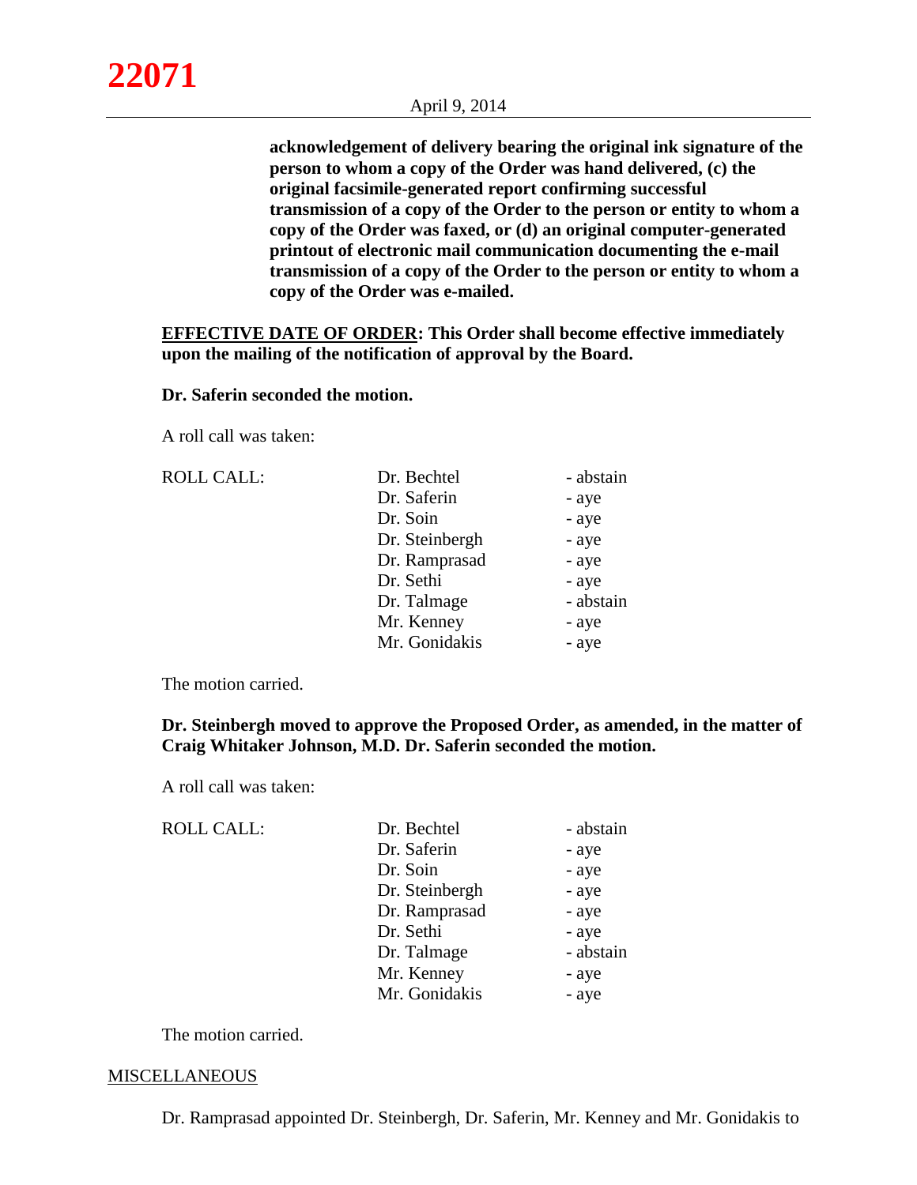**acknowledgement of delivery bearing the original ink signature of the person to whom a copy of the Order was hand delivered, (c) the original facsimile-generated report confirming successful transmission of a copy of the Order to the person or entity to whom a copy of the Order was faxed, or (d) an original computer-generated printout of electronic mail communication documenting the e-mail transmission of a copy of the Order to the person or entity to whom a copy of the Order was e-mailed.**

**EFFECTIVE DATE OF ORDER: This Order shall become effective immediately upon the mailing of the notification of approval by the Board.**

**Dr. Saferin seconded the motion.**

A roll call was taken:

| ROLL CALL: | Dr. Bechtel | - abstain |
|---|---|---|
| | Dr. Saferin | - aye |
| | Dr. Soin | - aye |
| | Dr. Steinbergh | - aye |
| | Dr. Ramprasad | - aye |
| | Dr. Sethi | - aye |
| | Dr. Talmage | - abstain |
| | Mr. Kenney | - aye |
| | Mr. Gonidakis | - aye |

The motion carried.

**Dr. Steinbergh moved to approve the Proposed Order, as amended, in the matter of Craig Whitaker Johnson, M.D. Dr. Saferin seconded the motion.**

A roll call was taken:

| ROLL CALL: | Dr. Bechtel | - abstain |
|---|---|---|
| | Dr. Saferin | - aye |
| | Dr. Soin | - aye |
| | Dr. Steinbergh | - aye |
| | Dr. Ramprasad | - aye |
| | Dr. Sethi | - aye |
| | Dr. Talmage | - abstain |
| | Mr. Kenney | - aye |
| | Mr. Gonidakis | - aye |

The motion carried.

## MISCELLANEOUS

Dr. Ramprasad appointed Dr. Steinbergh, Dr. Saferin, Mr. Kenney and Mr. Gonidakis to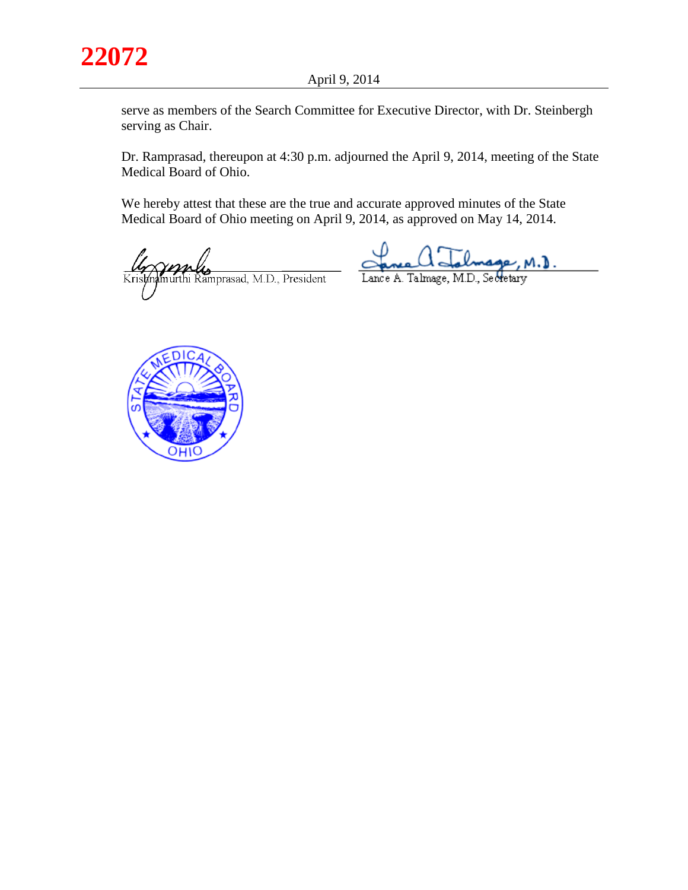serve as members of the Search Committee for Executive Director, with Dr. Steinbergh serving as Chair.

Dr. Ramprasad, thereupon at 4:30 p.m. adjourned the April 9, 2014, meeting of the State Medical Board of Ohio.

We hereby attest that these are the true and accurate approved minutes of the State Medical Board of Ohio meeting on April 9, 2014, as approved on May 14, 2014.

Krishnamurthi Ramprasad, M.D., President

Lance A. Talmage, M.D., Secretary